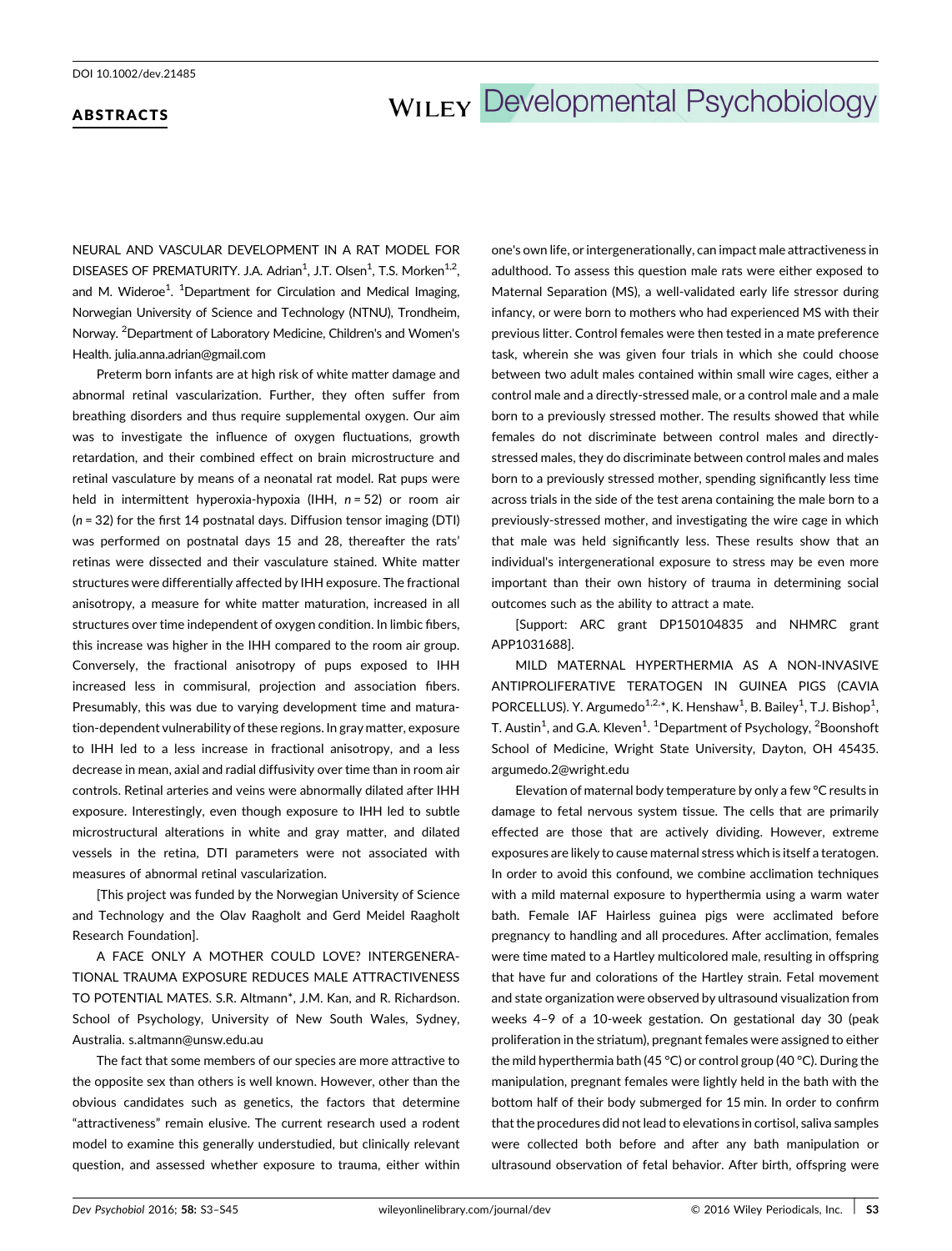DOI 10.1002/dev.21485

## ABSTRACTS

NEURAL AND VASCULAR DEVELOPMENT IN A RAT MODEL FOR DISEASES OF PREMATURITY. J.A. Adrian[1], J.T. Olsen[1], T.S. Morken[1,2], and M. Wideroe[1]. [1]Department for Circulation and Medical Imaging, Norwegian University of Science and Technology (NTNU), Trondheim, Norway. [2]Department of Laboratory Medicine, Children's and Women's Health. julia.anna.adrian@gmail.com

Preterm born infants are at high risk of white matter damage and abnormal retinal vascularization. Further, they often suffer from breathing disorders and thus require supplemental oxygen. Our aim was to investigate the influence of oxygen fluctuations, growth retardation, and their combined effect on brain microstructure and retinal vasculature by means of a neonatal rat model. Rat pups were held in intermittent hyperoxia-hypoxia (IHH, $n = 52$) or room air ($n = 32$) for the first 14 postnatal days. Diffusion tensor imaging (DTI) was performed on postnatal days 15 and 28, thereafter the rats' retinas were dissected and their vasculature stained. White matter structures were differentially affected by IHH exposure. The fractional anisotropy, a measure for white matter maturation, increased in all structures over time independent of oxygen condition. In limbic fibers, this increase was higher in the IHH compared to the room air group. Conversely, the fractional anisotropy of pups exposed to IHH increased less in commisural, projection and association fibers. Presumably, this was due to varying development time and maturation-dependent vulnerability of these regions. In gray matter, exposure to IHH led to a less increase in fractional anisotropy, and a less decrease in mean, axial and radial diffusivity over time than in room air controls. Retinal arteries and veins were abnormally dilated after IHH exposure. Interestingly, even though exposure to IHH led to subtle microstructural alterations in white and gray matter, and dilated vessels in the retina, DTI parameters were not associated with measures of abnormal retinal vascularization.

[This project was funded by the Norwegian University of Science and Technology and the Olav Raagholt and Gerd Meidel Raagholt Research Foundation].

A FACE ONLY A MOTHER COULD LOVE? INTERGENERATIONAL TRAUMA EXPOSURE REDUCES MALE ATTRACTIVENESS TO POTENTIAL MATES. S.R. Altmann*, J.M. Kan, and R. Richardson. School of Psychology, University of New South Wales, Sydney, Australia. s.altmann@unsw.edu.au

The fact that some members of our species are more attractive to the opposite sex than others is well known. However, other than the obvious candidates such as genetics, the factors that determine "attractiveness" remain elusive. The current research used a rodent model to examine this generally understudied, but clinically relevant question, and assessed whether exposure to trauma, either within one's own life, or intergenerationally, can impact male attractiveness in adulthood. To assess this question male rats were either exposed to Maternal Separation (MS), a well-validated early life stressor during infancy, or were born to mothers who had experienced MS with their previous litter. Control females were then tested in a mate preference task, wherein she was given four trials in which she could choose between two adult males contained within small wire cages, either a control male and a directly-stressed male, or a control male and a male born to a previously stressed mother. The results showed that while females do not discriminate between control males and directly-stressed males, they do discriminate between control males and males born to a previously stressed mother, spending significantly less time across trials in the side of the test arena containing the male born to a previously-stressed mother, and investigating the wire cage in which that male was held significantly less. These results show that an individual's intergenerational exposure to stress may be even more important than their own history of trauma in determining social outcomes such as the ability to attract a mate.

[Support: ARC grant DP150104835 and NHMRC grant APP1031688].

MILD MATERNAL HYPERTHERMIA AS A NON-INVASIVE ANTIPROLIFERATIVE TERATOGEN IN GUINEA PIGS (CAVIA PORCELLUS). Y. Argumedo[1,2,*], K. Henshaw[1], B. Bailey[1], T.J. Bishop[1], T. Austin[1], and G.A. Kleven[1]. [1]Department of Psychology, [2]Boonshoft School of Medicine, Wright State University, Dayton, OH 45435. argumedo.2@wright.edu

Elevation of maternal body temperature by only a few °C results in damage to fetal nervous system tissue. The cells that are primarily effected are those that are actively dividing. However, extreme exposures are likely to cause maternal stress which is itself a teratogen. In order to avoid this confound, we combine acclimation techniques with a mild maternal exposure to hyperthermia using a warm water bath. Female IAF Hairless guinea pigs were acclimated before pregnancy to handling and all procedures. After acclimation, females were time mated to a Hartley multicolored male, resulting in offspring that have fur and colorations of the Hartley strain. Fetal movement and state organization were observed by ultrasound visualization from weeks 4–9 of a 10-week gestation. On gestational day 30 (peak proliferation in the striatum), pregnant females were assigned to either the mild hyperthermia bath (45 °C) or control group (40 °C). During the manipulation, pregnant females were lightly held in the bath with the bottom half of their body submerged for 15 min. In order to confirm that the procedures did not lead to elevations in cortisol, saliva samples were collected both before and after any bath manipulation or ultrasound observation of fetal behavior. After birth, offspring were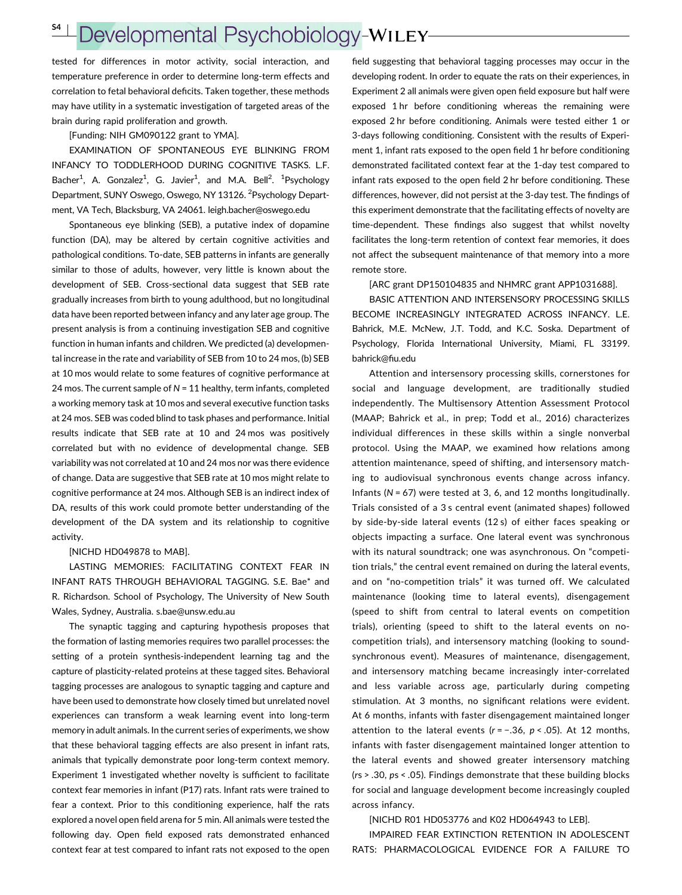tested for differences in motor activity, social interaction, and temperature preference in order to determine long-term effects and correlation to fetal behavioral deficits. Taken together, these methods may have utility in a systematic investigation of targeted areas of the brain during rapid proliferation and growth.

[Funding: NIH GM090122 grant to YMA].

EXAMINATION OF SPONTANEOUS EYE BLINKING FROM INFANCY TO TODDLERHOOD DURING COGNITIVE TASKS. L.F. Bacher[1], A. Gonzalez[1], G. Javier[1], and M.A. Bell[2]. [1]Psychology Department, SUNY Oswego, Oswego, NY 13126. [2]Psychology Department, VA Tech, Blacksburg, VA 24061. leigh.bacher@oswego.edu

Spontaneous eye blinking (SEB), a putative index of dopamine function (DA), may be altered by certain cognitive activities and pathological conditions. To-date, SEB patterns in infants are generally similar to those of adults, however, very little is known about the development of SEB. Cross-sectional data suggest that SEB rate gradually increases from birth to young adulthood, but no longitudinal data have been reported between infancy and any later age group. The present analysis is from a continuing investigation SEB and cognitive function in human infants and children. We predicted (a) developmental increase in the rate and variability of SEB from 10 to 24 mos, (b) SEB at 10 mos would relate to some features of cognitive performance at 24 mos. The current sample of *N* = 11 healthy, term infants, completed a working memory task at 10 mos and several executive function tasks at 24 mos. SEB was coded blind to task phases and performance. Initial results indicate that SEB rate at 10 and 24 mos was positively correlated but with no evidence of developmental change. SEB variability was not correlated at 10 and 24 mos nor was there evidence of change. Data are suggestive that SEB rate at 10 mos might relate to cognitive performance at 24 mos. Although SEB is an indirect index of DA, results of this work could promote better understanding of the development of the DA system and its relationship to cognitive activity.

[NICHD HD049878 to MAB].

LASTING MEMORIES: FACILITATING CONTEXT FEAR IN INFANT RATS THROUGH BEHAVIORAL TAGGING. S.E. Bae* and R. Richardson. School of Psychology, The University of New South Wales, Sydney, Australia. s.bae@unsw.edu.au

The synaptic tagging and capturing hypothesis proposes that the formation of lasting memories requires two parallel processes: the setting of a protein synthesis-independent learning tag and the capture of plasticity-related proteins at these tagged sites. Behavioral tagging processes are analogous to synaptic tagging and capture and have been used to demonstrate how closely timed but unrelated novel experiences can transform a weak learning event into long-term memory in adult animals. In the current series of experiments, we show that these behavioral tagging effects are also present in infant rats, animals that typically demonstrate poor long-term context memory. Experiment 1 investigated whether novelty is sufficient to facilitate context fear memories in infant (P17) rats. Infant rats were trained to fear a context. Prior to this conditioning experience, half the rats explored a novel open field arena for 5 min. All animals were tested the following day. Open field exposed rats demonstrated enhanced context fear at test compared to infant rats not exposed to the open field suggesting that behavioral tagging processes may occur in the developing rodent. In order to equate the rats on their experiences, in Experiment 2 all animals were given open field exposure but half were exposed 1 hr before conditioning whereas the remaining were exposed 2 hr before conditioning. Animals were tested either 1 or 3-days following conditioning. Consistent with the results of Experiment 1, infant rats exposed to the open field 1 hr before conditioning demonstrated facilitated context fear at the 1-day test compared to infant rats exposed to the open field 2 hr before conditioning. These differences, however, did not persist at the 3-day test. The findings of this experiment demonstrate that the facilitating effects of novelty are time-dependent. These findings also suggest that whilst novelty facilitates the long-term retention of context fear memories, it does not affect the subsequent maintenance of that memory into a more remote store.

[ARC grant DP150104835 and NHMRC grant APP1031688].

BASIC ATTENTION AND INTERSENSORY PROCESSING SKILLS BECOME INCREASINGLY INTEGRATED ACROSS INFANCY. L.E. Bahrick, M.E. McNew, J.T. Todd, and K.C. Soska. Department of Psychology, Florida International University, Miami, FL 33199. bahrick@fiu.edu

Attention and intersensory processing skills, cornerstones for social and language development, are traditionally studied independently. The Multisensory Attention Assessment Protocol (MAAP; Bahrick et al., in prep; Todd et al., 2016) characterizes individual differences in these skills within a single nonverbal protocol. Using the MAAP, we examined how relations among attention maintenance, speed of shifting, and intersensory matching to audiovisual synchronous events change across infancy. Infants (*N* = 67) were tested at 3, 6, and 12 months longitudinally. Trials consisted of a 3 s central event (animated shapes) followed by side-by-side lateral events (12 s) of either faces speaking or objects impacting a surface. One lateral event was synchronous with its natural soundtrack; one was asynchronous. On "competition trials," the central event remained on during the lateral events, and on "no-competition trials" it was turned off. We calculated maintenance (looking time to lateral events), disengagement (speed to shift from central to lateral events on competition trials), orienting (speed to shift to the lateral events on no-competition trials), and intersensory matching (looking to sound-synchronous event). Measures of maintenance, disengagement, and intersensory matching became increasingly inter-correlated and less variable across age, particularly during competing stimulation. At 3 months, no significant relations were evident. At 6 months, infants with faster disengagement maintained longer attention to the lateral events ($r = -.36$, $p < .05$). At 12 months, infants with faster disengagement maintained longer attention to the lateral events and showed greater intersensory matching ($rs > .30$, $ps < .05$). Findings demonstrate that these building blocks for social and language development become increasingly coupled across infancy.

[NICHD R01 HD053776 and K02 HD064943 to LEB].

IMPAIRED FEAR EXTINCTION RETENTION IN ADOLESCENT RATS: PHARMACOLOGICAL EVIDENCE FOR A FAILURE TO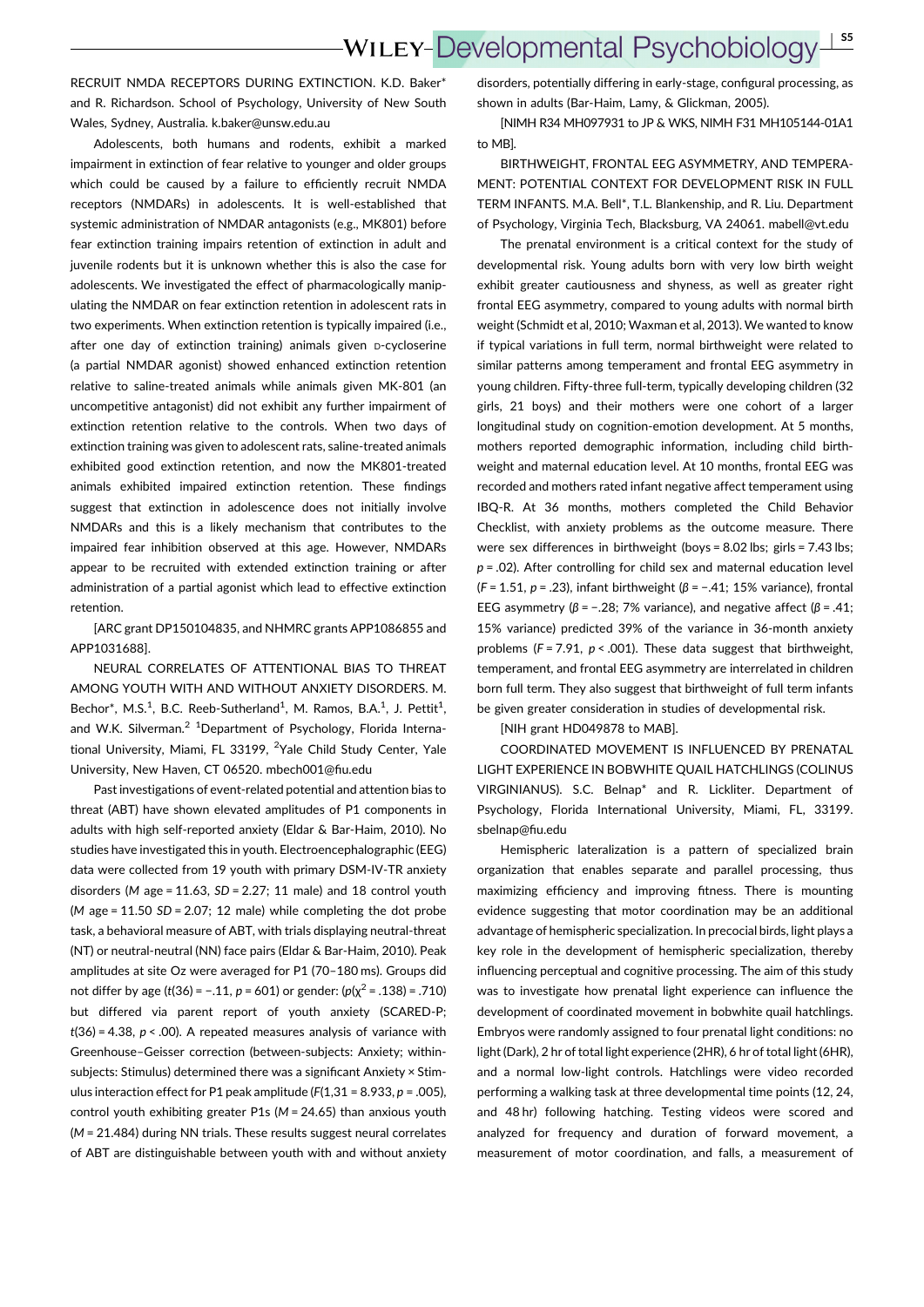RECRUIT NMDA RECEPTORS DURING EXTINCTION. K.D. Baker* and R. Richardson. School of Psychology, University of New South Wales, Sydney, Australia. k.baker@unsw.edu.au

Adolescents, both humans and rodents, exhibit a marked impairment in extinction of fear relative to younger and older groups which could be caused by a failure to efficiently recruit NMDA receptors (NMDARs) in adolescents. It is well-established that systemic administration of NMDAR antagonists (e.g., MK801) before fear extinction training impairs retention of extinction in adult and juvenile rodents but it is unknown whether this is also the case for adolescents. We investigated the effect of pharmacologically manipulating the NMDAR on fear extinction retention in adolescent rats in two experiments. When extinction retention is typically impaired (i.e., after one day of extinction training) animals given D-cycloserine (a partial NMDAR agonist) showed enhanced extinction retention relative to saline-treated animals while animals given MK-801 (an uncompetitive antagonist) did not exhibit any further impairment of extinction retention relative to the controls. When two days of extinction training was given to adolescent rats, saline-treated animals exhibited good extinction retention, and now the MK801-treated animals exhibited impaired extinction retention. These findings suggest that extinction in adolescence does not initially involve NMDARs and this is a likely mechanism that contributes to the impaired fear inhibition observed at this age. However, NMDARs appear to be recruited with extended extinction training or after administration of a partial agonist which lead to effective extinction retention.

[ARC grant DP150104835, and NHMRC grants APP1086855 and APP1031688].

NEURAL CORRELATES OF ATTENTIONAL BIAS TO THREAT AMONG YOUTH WITH AND WITHOUT ANXIETY DISORDERS. M. Bechor*, M.S.[1], B.C. Reeb-Sutherland[1], M. Ramos, B.A.[1], J. Pettit[1], and W.K. Silverman.[2] [1]Department of Psychology, Florida International University, Miami, FL 33199, [2]Yale Child Study Center, Yale University, New Haven, CT 06520. mbech001@fiu.edu

Past investigations of event-related potential and attention bias to threat (ABT) have shown elevated amplitudes of P1 components in adults with high self-reported anxiety (Eldar & Bar-Haim, 2010). No studies have investigated this in youth. Electroencephalographic (EEG) data were collected from 19 youth with primary DSM-IV-TR anxiety disorders (*M* age = 11.63, *SD* = 2.27; 11 male) and 18 control youth (*M* age = 11.50 *SD* = 2.07; 12 male) while completing the dot probe task, a behavioral measure of ABT, with trials displaying neutral-threat (NT) or neutral-neutral (NN) face pairs (Eldar & Bar-Haim, 2010). Peak amplitudes at site Oz were averaged for P1 (70–180 ms). Groups did not differ by age ($t(36) = -.11$, $p = 601$) or gender: ($p(\chi^2 = .138) = .710$) but differed via parent report of youth anxiety (SCARED-P; $t(36) = 4.38$, $p < .00$). A repeated measures analysis of variance with Greenhouse–Geisser correction (between-subjects: Anxiety; within-subjects: Stimulus) determined there was a significant Anxiety × Stimulus interaction effect for P1 peak amplitude ($F(1,31 = 8.933$, $p = .005$), control youth exhibiting greater P1s (*M* = 24.65) than anxious youth (*M* = 21.484) during NN trials. These results suggest neural correlates of ABT are distinguishable between youth with and without anxiety disorders, potentially differing in early-stage, configural processing, as shown in adults (Bar-Haim, Lamy, & Glickman, 2005).

[NIMH R34 MH097931 to JP & WKS, NIMH F31 MH105144-01A1 to MB].

BIRTHWEIGHT, FRONTAL EEG ASYMMETRY, AND TEMPERAMENT: POTENTIAL CONTEXT FOR DEVELOPMENT RISK IN FULL TERM INFANTS. M.A. Bell*, T.L. Blankenship, and R. Liu. Department of Psychology, Virginia Tech, Blacksburg, VA 24061. mabell@vt.edu

The prenatal environment is a critical context for the study of developmental risk. Young adults born with very low birth weight exhibit greater cautiousness and shyness, as well as greater right frontal EEG asymmetry, compared to young adults with normal birth weight (Schmidt et al, 2010; Waxman et al, 2013). We wanted to know if typical variations in full term, normal birthweight were related to similar patterns among temperament and frontal EEG asymmetry in young children. Fifty-three full-term, typically developing children (32 girls, 21 boys) and their mothers were one cohort of a larger longitudinal study on cognition-emotion development. At 5 months, mothers reported demographic information, including child birthweight and maternal education level. At 10 months, frontal EEG was recorded and mothers rated infant negative affect temperament using IBQ-R. At 36 months, mothers completed the Child Behavior Checklist, with anxiety problems as the outcome measure. There were sex differences in birthweight (boys = 8.02 lbs; girls = 7.43 lbs; $p = .02$). After controlling for child sex and maternal education level ($F = 1.51$, $p = .23$), infant birthweight ($\beta = -.41$; 15% variance), frontal EEG asymmetry ($\beta = -.28$; 7% variance), and negative affect ($\beta = .41$; 15% variance) predicted 39% of the variance in 36-month anxiety problems ($F = 7.91$, $p < .001$). These data suggest that birthweight, temperament, and frontal EEG asymmetry are interrelated in children born full term. They also suggest that birthweight of full term infants be given greater consideration in studies of developmental risk.

[NIH grant HD049878 to MAB].

COORDINATED MOVEMENT IS INFLUENCED BY PRENATAL LIGHT EXPERIENCE IN BOBWHITE QUAIL HATCHLINGS (COLINUS VIRGINIANUS). S.C. Belnap* and R. Lickliter. Department of Psychology, Florida International University, Miami, FL, 33199. sbelnap@fiu.edu

Hemispheric lateralization is a pattern of specialized brain organization that enables separate and parallel processing, thus maximizing efficiency and improving fitness. There is mounting evidence suggesting that motor coordination may be an additional advantage of hemispheric specialization. In precocial birds, light plays a key role in the development of hemispheric specialization, thereby influencing perceptual and cognitive processing. The aim of this study was to investigate how prenatal light experience can influence the development of coordinated movement in bobwhite quail hatchlings. Embryos were randomly assigned to four prenatal light conditions: no light (Dark), 2 hr of total light experience (2HR), 6 hr of total light (6HR), and a normal low-light controls. Hatchlings were video recorded performing a walking task at three developmental time points (12, 24, and 48 hr) following hatching. Testing videos were scored and analyzed for frequency and duration of forward movement, a measurement of motor coordination, and falls, a measurement of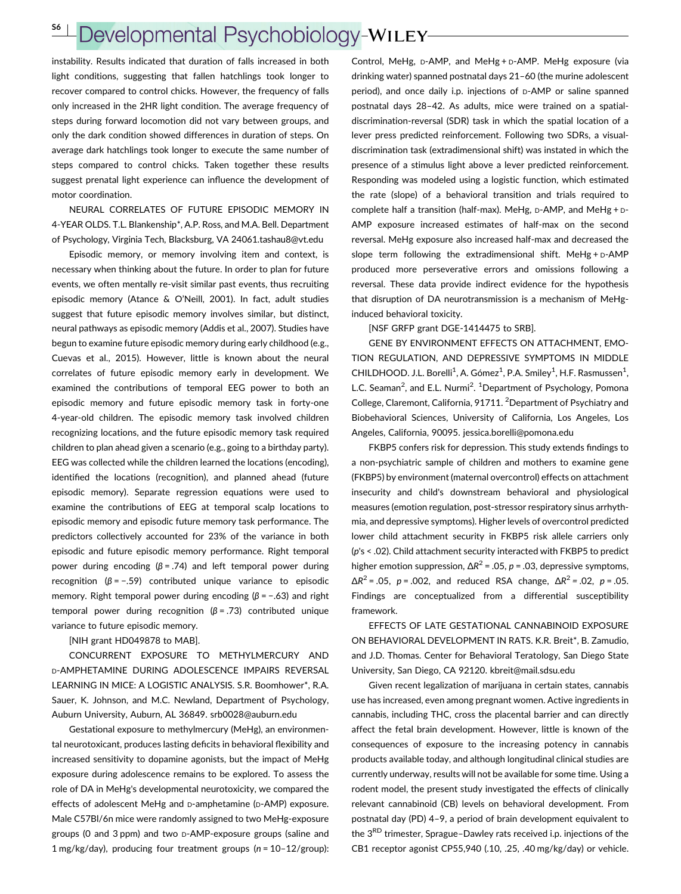instability. Results indicated that duration of falls increased in both light conditions, suggesting that fallen hatchlings took longer to recover compared to control chicks. However, the frequency of falls only increased in the 2HR light condition. The average frequency of steps during forward locomotion did not vary between groups, and only the dark condition showed differences in duration of steps. On average dark hatchlings took longer to execute the same number of steps compared to control chicks. Taken together these results suggest prenatal light experience can influence the development of motor coordination.

NEURAL CORRELATES OF FUTURE EPISODIC MEMORY IN 4-YEAR OLDS. T.L. Blankenship*, A.P. Ross, and M.A. Bell. Department of Psychology, Virginia Tech, Blacksburg, VA 24061.tashau8@vt.edu

Episodic memory, or memory involving item and context, is necessary when thinking about the future. In order to plan for future events, we often mentally re-visit similar past events, thus recruiting episodic memory (Atance & O'Neill, 2001). In fact, adult studies suggest that future episodic memory involves similar, but distinct, neural pathways as episodic memory (Addis et al., 2007). Studies have begun to examine future episodic memory during early childhood (e.g., Cuevas et al., 2015). However, little is known about the neural correlates of future episodic memory early in development. We examined the contributions of temporal EEG power to both an episodic memory and future episodic memory task in forty-one 4-year-old children. The episodic memory task involved children recognizing locations, and the future episodic memory task required children to plan ahead given a scenario (e.g., going to a birthday party). EEG was collected while the children learned the locations (encoding), identified the locations (recognition), and planned ahead (future episodic memory). Separate regression equations were used to examine the contributions of EEG at temporal scalp locations to episodic memory and episodic future memory task performance. The predictors collectively accounted for 23% of the variance in both episodic and future episodic memory performance. Right temporal power during encoding ($\beta = .74$) and left temporal power during recognition ($\beta = -.59$) contributed unique variance to episodic memory. Right temporal power during encoding ($\beta = -.63$) and right temporal power during recognition ($\beta = .73$) contributed unique variance to future episodic memory.

[NIH grant HD049878 to MAB].

CONCURRENT EXPOSURE TO METHYLMERCURY AND D-AMPHETAMINE DURING ADOLESCENCE IMPAIRS REVERSAL LEARNING IN MICE: A LOGISTIC ANALYSIS. S.R. Boomhower*, R.A. Sauer, K. Johnson, and M.C. Newland, Department of Psychology, Auburn University, Auburn, AL 36849. srb0028@auburn.edu

Gestational exposure to methylmercury (MeHg), an environmental neurotoxicant, produces lasting deficits in behavioral flexibility and increased sensitivity to dopamine agonists, but the impact of MeHg exposure during adolescence remains to be explored. To assess the role of DA in MeHg's developmental neurotoxicity, we compared the effects of adolescent MeHg and D-amphetamine (D-AMP) exposure. Male C57Bl/6n mice were randomly assigned to two MeHg-exposure groups (0 and 3 ppm) and two D-AMP-exposure groups (saline and 1 mg/kg/day), producing four treatment groups ($n$ = 10–12/group): Control, MeHg, D-AMP, and MeHg + D-AMP. MeHg exposure (via drinking water) spanned postnatal days 21–60 (the murine adolescent period), and once daily i.p. injections of D-AMP or saline spanned postnatal days 28–42. As adults, mice were trained on a spatial-discrimination-reversal (SDR) task in which the spatial location of a lever press predicted reinforcement. Following two SDRs, a visual-discrimination task (extradimensional shift) was instated in which the presence of a stimulus light above a lever predicted reinforcement. Responding was modeled using a logistic function, which estimated the rate (slope) of a behavioral transition and trials required to complete half a transition (half-max). MeHg, D-AMP, and MeHg + D-AMP exposure increased estimates of half-max on the second reversal. MeHg exposure also increased half-max and decreased the slope term following the extradimensional shift. MeHg + D-AMP produced more perseverative errors and omissions following a reversal. These data provide indirect evidence for the hypothesis that disruption of DA neurotransmission is a mechanism of MeHg-induced behavioral toxicity.

[NSF GRFP grant DGE-1414475 to SRB].

GENE BY ENVIRONMENT EFFECTS ON ATTACHMENT, EMOTION REGULATION, AND DEPRESSIVE SYMPTOMS IN MIDDLE CHILDHOOD. J.L. Borelli[1], A. Gómez[1], P.A. Smiley[1], H.F. Rasmussen[1], L.C. Seaman[2], and E.L. Nurmi[2]. [1]Department of Psychology, Pomona College, Claremont, California, 91711. [2]Department of Psychiatry and Biobehavioral Sciences, University of California, Los Angeles, Los Angeles, California, 90095. jessica.borelli@pomona.edu

FKBP5 confers risk for depression. This study extends findings to a non-psychiatric sample of children and mothers to examine gene (FKBP5) by environment (maternal overcontrol) effects on attachment insecurity and child's downstream behavioral and physiological measures (emotion regulation, post-stressor respiratory sinus arrhythmia, and depressive symptoms). Higher levels of overcontrol predicted lower child attachment security in FKBP5 risk allele carriers only ($p$'s < .02). Child attachment security interacted with FKBP5 to predict higher emotion suppression, $\Delta R^2 = .05$, $p = .03$, depressive symptoms, $\Delta R^2 = .05$, $p = .002$, and reduced RSA change, $\Delta R^2 = .02$, $p = .05$. Findings are conceptualized from a differential susceptibility framework.

EFFECTS OF LATE GESTATIONAL CANNABINOID EXPOSURE ON BEHAVIORAL DEVELOPMENT IN RATS. K.R. Breit*, B. Zamudio, and J.D. Thomas. Center for Behavioral Teratology, San Diego State University, San Diego, CA 92120. kbreit@mail.sdsu.edu

Given recent legalization of marijuana in certain states, cannabis use has increased, even among pregnant women. Active ingredients in cannabis, including THC, cross the placental barrier and can directly affect the fetal brain development. However, little is known of the consequences of exposure to the increasing potency in cannabis products available today, and although longitudinal clinical studies are currently underway, results will not be available for some time. Using a rodent model, the present study investigated the effects of clinically relevant cannabinoid (CB) levels on behavioral development. From postnatal day (PD) 4–9, a period of brain development equivalent to the 3RD trimester, Sprague–Dawley rats received i.p. injections of the CB1 receptor agonist CP55,940 (.10, .25, .40 mg/kg/day) or vehicle.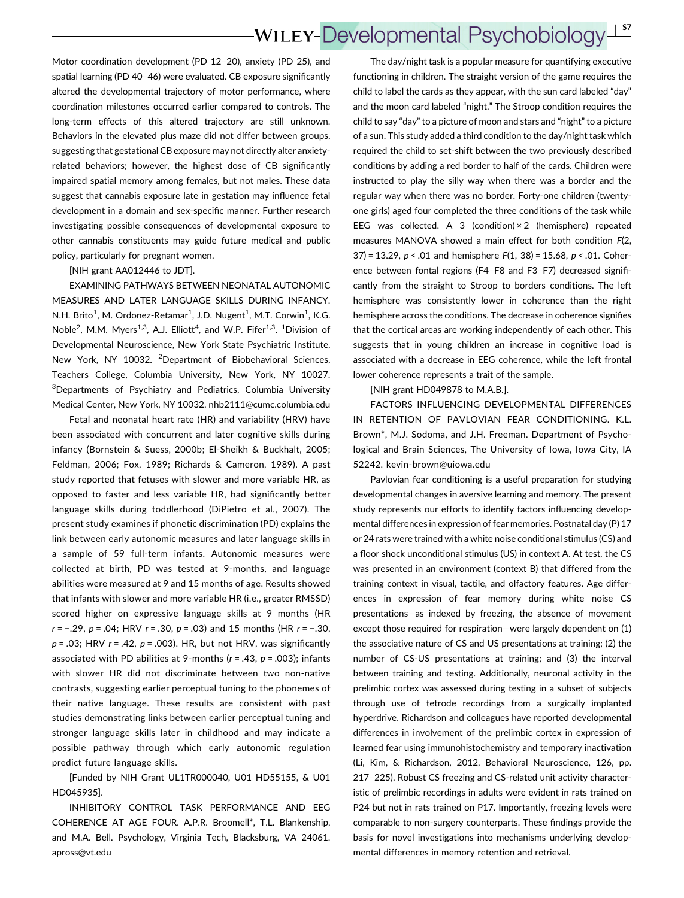Motor coordination development (PD 12–20), anxiety (PD 25), and spatial learning (PD 40–46) were evaluated. CB exposure significantly altered the developmental trajectory of motor performance, where coordination milestones occurred earlier compared to controls. The long-term effects of this altered trajectory are still unknown. Behaviors in the elevated plus maze did not differ between groups, suggesting that gestational CB exposure may not directly alter anxiety-related behaviors; however, the highest dose of CB significantly impaired spatial memory among females, but not males. These data suggest that cannabis exposure late in gestation may influence fetal development in a domain and sex-specific manner. Further research investigating possible consequences of developmental exposure to other cannabis constituents may guide future medical and public policy, particularly for pregnant women.

[NIH grant AA012446 to JDT].

EXAMINING PATHWAYS BETWEEN NEONATAL AUTONOMIC MEASURES AND LATER LANGUAGE SKILLS DURING INFANCY. N.H. Brito[1], M. Ordonez-Retamar[1], J.D. Nugent[1], M.T. Corwin[1], K.G. Noble[2], M.M. Myers[1,3], A.J. Elliott[4], and W.P. Fifer[1,3]. [1]Division of Developmental Neuroscience, New York State Psychiatric Institute, New York, NY 10032. [2]Department of Biobehavioral Sciences, Teachers College, Columbia University, New York, NY 10027. [3]Departments of Psychiatry and Pediatrics, Columbia University Medical Center, New York, NY 10032. nhb2111@cumc.columbia.edu

Fetal and neonatal heart rate (HR) and variability (HRV) have been associated with concurrent and later cognitive skills during infancy (Bornstein & Suess, 2000b; El-Sheikh & Buckhalt, 2005; Feldman, 2006; Fox, 1989; Richards & Cameron, 1989). A past study reported that fetuses with slower and more variable HR, as opposed to faster and less variable HR, had significantly better language skills during toddlerhood (DiPietro et al., 2007). The present study examines if phonetic discrimination (PD) explains the link between early autonomic measures and later language skills in a sample of 59 full-term infants. Autonomic measures were collected at birth, PD was tested at 9-months, and language abilities were measured at 9 and 15 months of age. Results showed that infants with slower and more variable HR (i.e., greater RMSSD) scored higher on expressive language skills at 9 months (HR $r = -.29$, $p = .04$; HRV $r = .30$, $p = .03$) and 15 months (HR $r = -.30$, $p = .03$; HRV $r = .42$, $p = .003$). HR, but not HRV, was significantly associated with PD abilities at 9-months ($r = .43$, $p = .003$); infants with slower HR did not discriminate between two non-native contrasts, suggesting earlier perceptual tuning to the phonemes of their native language. These results are consistent with past studies demonstrating links between earlier perceptual tuning and stronger language skills later in childhood and may indicate a possible pathway through which early autonomic regulation predict future language skills.

[Funded by NIH Grant UL1TR000040, U01 HD55155, & U01 HD045935].

INHIBITORY CONTROL TASK PERFORMANCE AND EEG COHERENCE AT AGE FOUR. A.P.R. Broomell*, T.L. Blankenship, and M.A. Bell. Psychology, Virginia Tech, Blacksburg, VA 24061. apross@vt.edu

The day/night task is a popular measure for quantifying executive functioning in children. The straight version of the game requires the child to label the cards as they appear, with the sun card labeled "day" and the moon card labeled "night." The Stroop condition requires the child to say "day" to a picture of moon and stars and "night" to a picture of a sun. This study added a third condition to the day/night task which required the child to set-shift between the two previously described conditions by adding a red border to half of the cards. Children were instructed to play the silly way when there was a border and the regular way when there was no border. Forty-one children (twenty-one girls) aged four completed the three conditions of the task while EEG was collected. A 3 (condition) × 2 (hemisphere) repeated measures MANOVA showed a main effect for both condition $F(2, 37) = 13.29$, $p < .01$ and hemisphere $F(1, 38) = 15.68$, $p < .01$. Coherence between fontal regions (F4–F8 and F3–F7) decreased significantly from the straight to Stroop to borders conditions. The left hemisphere was consistently lower in coherence than the right hemisphere across the conditions. The decrease in coherence signifies that the cortical areas are working independently of each other. This suggests that in young children an increase in cognitive load is associated with a decrease in EEG coherence, while the left frontal lower coherence represents a trait of the sample.

[NIH grant HD049878 to M.A.B.].

FACTORS INFLUENCING DEVELOPMENTAL DIFFERENCES IN RETENTION OF PAVLOVIAN FEAR CONDITIONING. K.L. Brown*, M.J. Sodoma, and J.H. Freeman. Department of Psychological and Brain Sciences, The University of Iowa, Iowa City, IA 52242. kevin-brown@uiowa.edu

Pavlovian fear conditioning is a useful preparation for studying developmental changes in aversive learning and memory. The present study represents our efforts to identify factors influencing developmental differences in expression of fear memories. Postnatal day (P) 17 or 24 rats were trained with a white noise conditional stimulus (CS) and a floor shock unconditional stimulus (US) in context A. At test, the CS was presented in an environment (context B) that differed from the training context in visual, tactile, and olfactory features. Age differences in expression of fear memory during white noise CS presentations—as indexed by freezing, the absence of movement except those required for respiration—were largely dependent on (1) the associative nature of CS and US presentations at training; (2) the number of CS-US presentations at training; and (3) the interval between training and testing. Additionally, neuronal activity in the prelimbic cortex was assessed during testing in a subset of subjects through use of tetrode recordings from a surgically implanted hyperdrive. Richardson and colleagues have reported developmental differences in involvement of the prelimbic cortex in expression of learned fear using immunohistochemistry and temporary inactivation (Li, Kim, & Richardson, 2012, Behavioral Neuroscience, 126, pp. 217–225). Robust CS freezing and CS-related unit activity characteristic of prelimbic recordings in adults were evident in rats trained on P24 but not in rats trained on P17. Importantly, freezing levels were comparable to non-surgery counterparts. These findings provide the basis for novel investigations into mechanisms underlying developmental differences in memory retention and retrieval.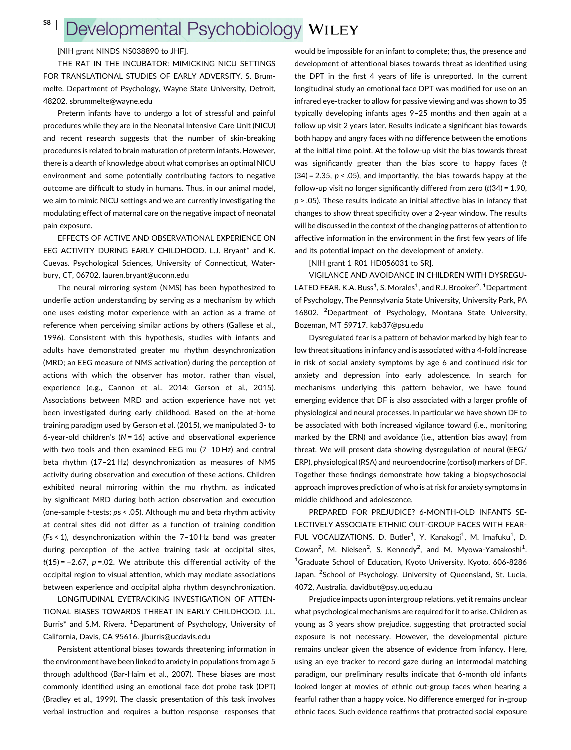[NIH grant NINDS NS038890 to JHF].

THE RAT IN THE INCUBATOR: MIMICKING NICU SETTINGS FOR TRANSLATIONAL STUDIES OF EARLY ADVERSITY. S. Brummelte. Department of Psychology, Wayne State University, Detroit, 48202. sbrummelte@wayne.edu

Preterm infants have to undergo a lot of stressful and painful procedures while they are in the Neonatal Intensive Care Unit (NICU) and recent research suggests that the number of skin-breaking procedures is related to brain maturation of preterm infants. However, there is a dearth of knowledge about what comprises an optimal NICU environment and some potentially contributing factors to negative outcome are difficult to study in humans. Thus, in our animal model, we aim to mimic NICU settings and we are currently investigating the modulating effect of maternal care on the negative impact of neonatal pain exposure.

EFFECTS OF ACTIVE AND OBSERVATIONAL EXPERIENCE ON EEG ACTIVITY DURING EARLY CHILDHOOD. L.J. Bryant* and K. Cuevas. Psychological Sciences, University of Connecticut, Waterbury, CT, 06702. lauren.bryant@uconn.edu

The neural mirroring system (NMS) has been hypothesized to underlie action understanding by serving as a mechanism by which one uses existing motor experience with an action as a frame of reference when perceiving similar actions by others (Gallese et al., 1996). Consistent with this hypothesis, studies with infants and adults have demonstrated greater mu rhythm desynchronization (MRD; an EEG measure of NMS activation) during the perception of actions with which the observer has motor, rather than visual, experience (e.g., Cannon et al., 2014; Gerson et al., 2015). Associations between MRD and action experience have not yet been investigated during early childhood. Based on the at-home training paradigm used by Gerson et al. (2015), we manipulated 3- to 6-year-old children's ($N = 16$) active and observational experience with two tools and then examined EEG mu (7–10 Hz) and central beta rhythm (17–21 Hz) desynchronization as measures of NMS activity during observation and execution of these actions. Children exhibited neural mirroring within the mu rhythm, as indicated by significant MRD during both action observation and execution (one-sample *t*-tests; $ps < .05$). Although mu and beta rhythm activity at central sites did not differ as a function of training condition ($Fs < 1$), desynchronization within the 7–10 Hz band was greater during perception of the active training task at occipital sites, $t(15) = -2.67$, $p = .02$. We attribute this differential activity of the occipital region to visual attention, which may mediate associations between experience and occipital alpha rhythm desynchronization.

LONGITUDINAL EYETRACKING INVESTIGATION OF ATTENTIONAL BIASES TOWARDS THREAT IN EARLY CHILDHOOD. J.L. Burris* and S.M. Rivera. [1]Department of Psychology, University of California, Davis, CA 95616. jlburris@ucdavis.edu

Persistent attentional biases towards threatening information in the environment have been linked to anxiety in populations from age 5 through adulthood (Bar-Haim et al., 2007). These biases are most commonly identified using an emotional face dot probe task (DPT) (Bradley et al., 1999). The classic presentation of this task involves verbal instruction and requires a button response—responses that would be impossible for an infant to complete; thus, the presence and development of attentional biases towards threat as identified using the DPT in the first 4 years of life is unreported. In the current longitudinal study an emotional face DPT was modified for use on an infrared eye-tracker to allow for passive viewing and was shown to 35 typically developing infants ages 9–25 months and then again at a follow up visit 2 years later. Results indicate a significant bias towards both happy and angry faces with no difference between the emotions at the initial time point. At the follow-up visit the bias towards threat was significantly greater than the bias score to happy faces ($t(34) = 2.35$, $p < .05$), and importantly, the bias towards happy at the follow-up visit no longer significantly differed from zero ($t(34) = 1.90$, $p > .05$). These results indicate an initial affective bias in infancy that changes to show threat specificity over a 2-year window. The results will be discussed in the context of the changing patterns of attention to affective information in the environment in the first few years of life and its potential impact on the development of anxiety.

[NIH grant 1 R01 HD056031 to SR].

VIGILANCE AND AVOIDANCE IN CHILDREN WITH DYSREGULATED FEAR. K.A. Buss[1], S. Morales[1], and R.J. Brooker[2]. [1]Department of Psychology, The Pennsylvania State University, University Park, PA 16802. [2]Department of Psychology, Montana State University, Bozeman, MT 59717. kab37@psu.edu

Dysregulated fear is a pattern of behavior marked by high fear to low threat situations in infancy and is associated with a 4-fold increase in risk of social anxiety symptoms by age 6 and continued risk for anxiety and depression into early adolescence. In search for mechanisms underlying this pattern behavior, we have found emerging evidence that DF is also associated with a larger profile of physiological and neural processes. In particular we have shown DF to be associated with both increased vigilance toward (i.e., monitoring marked by the ERN) and avoidance (i.e., attention bias away) from threat. We will present data showing dysregulation of neural (EEG/ERP), physiological (RSA) and neuroendocrine (cortisol) markers of DF. Together these findings demonstrate how taking a biopsychosocial approach improves prediction of who is at risk for anxiety symptoms in middle childhood and adolescence.

PREPARED FOR PREJUDICE? 6-MONTH-OLD INFANTS SELECTIVELY ASSOCIATE ETHNIC OUT-GROUP FACES WITH FEARFUL VOCALIZATIONS. D. Butler[1], Y. Kanakogi[1], M. Imafuku[1], D. Cowan[2], M. Nielsen[2], S. Kennedy[2], and M. Myowa-Yamakoshi[1]. [1]Graduate School of Education, Kyoto University, Kyoto, 606-8286 Japan. [2]School of Psychology, University of Queensland, St. Lucia, 4072, Australia. davidbut@psy.uq.edu.au

Prejudice impacts upon intergroup relations, yet it remains unclear what psychological mechanisms are required for it to arise. Children as young as 3 years show prejudice, suggesting that protracted social exposure is not necessary. However, the developmental picture remains unclear given the absence of evidence from infancy. Here, using an eye tracker to record gaze during an intermodal matching paradigm, our preliminary results indicate that 6-month old infants looked longer at movies of ethnic out-group faces when hearing a fearful rather than a happy voice. No difference emerged for in-group ethnic faces. Such evidence reaffirms that protracted social exposure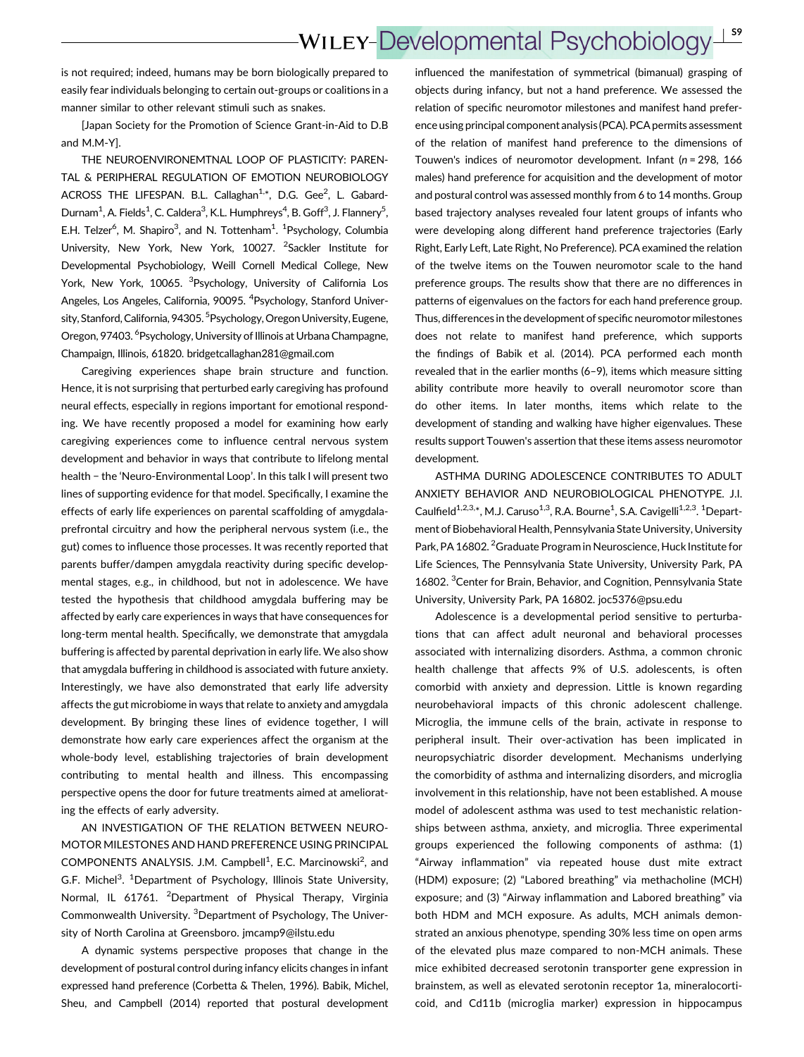is not required; indeed, humans may be born biologically prepared to easily fear individuals belonging to certain out-groups or coalitions in a manner similar to other relevant stimuli such as snakes.

[Japan Society for the Promotion of Science Grant-in-Aid to D.B and M.M-Y].

THE NEUROENVIRONEMTNAL LOOP OF PLASTICITY: PARENTAL & PERIPHERAL REGULATION OF EMOTION NEUROBIOLOGY ACROSS THE LIFESPAN. B.L. Callaghan[1,*], D.G. Gee[2], L. Gabard-Durnam[1], A. Fields[1], C. Caldera[3], K.L. Humphreys[4], B. Goff[3], J. Flannery[5], E.H. Telzer[6], M. Shapiro[3], and N. Tottenham[1]. [1]Psychology, Columbia University, New York, New York, 10027. [2]Sackler Institute for Developmental Psychobiology, Weill Cornell Medical College, New York, New York, 10065. [3]Psychology, University of California Los Angeles, Los Angeles, California, 90095. [4]Psychology, Stanford University, Stanford, California, 94305. [5]Psychology, Oregon University, Eugene, Oregon, 97403. [6]Psychology, University of Illinois at Urbana Champagne, Champaign, Illinois, 61820. bridgetcallaghan281@gmail.com

Caregiving experiences shape brain structure and function. Hence, it is not surprising that perturbed early caregiving has profound neural effects, especially in regions important for emotional responding. We have recently proposed a model for examining how early caregiving experiences come to influence central nervous system development and behavior in ways that contribute to lifelong mental health – the 'Neuro-Environmental Loop'. In this talk I will present two lines of supporting evidence for that model. Specifically, I examine the effects of early life experiences on parental scaffolding of amygdala-prefrontal circuitry and how the peripheral nervous system (i.e., the gut) comes to influence those processes. It was recently reported that parents buffer/dampen amygdala reactivity during specific developmental stages, e.g., in childhood, but not in adolescence. We have tested the hypothesis that childhood amygdala buffering may be affected by early care experiences in ways that have consequences for long-term mental health. Specifically, we demonstrate that amygdala buffering is affected by parental deprivation in early life. We also show that amygdala buffering in childhood is associated with future anxiety. Interestingly, we have also demonstrated that early life adversity affects the gut microbiome in ways that relate to anxiety and amygdala development. By bringing these lines of evidence together, I will demonstrate how early care experiences affect the organism at the whole-body level, establishing trajectories of brain development contributing to mental health and illness. This encompassing perspective opens the door for future treatments aimed at ameliorating the effects of early adversity.

AN INVESTIGATION OF THE RELATION BETWEEN NEUROMOTOR MILESTONES AND HAND PREFERENCE USING PRINCIPAL COMPONENTS ANALYSIS. J.M. Campbell[1], E.C. Marcinowski[2], and G.F. Michel[3]. [1]Department of Psychology, Illinois State University, Normal, IL 61761. [2]Department of Physical Therapy, Virginia Commonwealth University. [3]Department of Psychology, The University of North Carolina at Greensboro. jmcamp9@ilstu.edu

A dynamic systems perspective proposes that change in the development of postural control during infancy elicits changes in infant expressed hand preference (Corbetta & Thelen, 1996). Babik, Michel, Sheu, and Campbell (2014) reported that postural development influenced the manifestation of symmetrical (bimanual) grasping of objects during infancy, but not a hand preference. We assessed the relation of specific neuromotor milestones and manifest hand preference using principal component analysis (PCA). PCA permits assessment of the relation of manifest hand preference to the dimensions of Touwen's indices of neuromotor development. Infant ($n = 298$, 166 males) hand preference for acquisition and the development of motor and postural control was assessed monthly from 6 to 14 months. Group based trajectory analyses revealed four latent groups of infants who were developing along different hand preference trajectories (Early Right, Early Left, Late Right, No Preference). PCA examined the relation of the twelve items on the Touwen neuromotor scale to the hand preference groups. The results show that there are no differences in patterns of eigenvalues on the factors for each hand preference group. Thus, differences in the development of specific neuromotor milestones does not relate to manifest hand preference, which supports the findings of Babik et al. (2014). PCA performed each month revealed that in the earlier months (6–9), items which measure sitting ability contribute more heavily to overall neuromotor score than do other items. In later months, items which relate to the development of standing and walking have higher eigenvalues. These results support Touwen's assertion that these items assess neuromotor development.

ASTHMA DURING ADOLESCENCE CONTRIBUTES TO ADULT ANXIETY BEHAVIOR AND NEUROBIOLOGICAL PHENOTYPE. J.I. Caulfield[1,2,3,*], M.J. Caruso[1,3], R.A. Bourne[1], S.A. Cavigelli[1,2,3]. [1]Department of Biobehavioral Health, Pennsylvania State University, University Park, PA 16802. [2]Graduate Program in Neuroscience, Huck Institute for Life Sciences, The Pennsylvania State University, University Park, PA 16802. [3]Center for Brain, Behavior, and Cognition, Pennsylvania State University, University Park, PA 16802. joc5376@psu.edu

Adolescence is a developmental period sensitive to perturbations that can affect adult neuronal and behavioral processes associated with internalizing disorders. Asthma, a common chronic health challenge that affects 9% of U.S. adolescents, is often comorbid with anxiety and depression. Little is known regarding neurobehavioral impacts of this chronic adolescent challenge. Microglia, the immune cells of the brain, activate in response to peripheral insult. Their over-activation has been implicated in neuropsychiatric disorder development. Mechanisms underlying the comorbidity of asthma and internalizing disorders, and microglia involvement in this relationship, have not been established. A mouse model of adolescent asthma was used to test mechanistic relationships between asthma, anxiety, and microglia. Three experimental groups experienced the following components of asthma: (1) "Airway inflammation" via repeated house dust mite extract (HDM) exposure; (2) "Labored breathing" via methacholine (MCH) exposure; and (3) "Airway inflammation and Labored breathing" via both HDM and MCH exposure. As adults, MCH animals demonstrated an anxious phenotype, spending 30% less time on open arms of the elevated plus maze compared to non-MCH animals. These mice exhibited decreased serotonin transporter gene expression in brainstem, as well as elevated serotonin receptor 1a, mineralocorticoid, and Cd11b (microglia marker) expression in hippocampus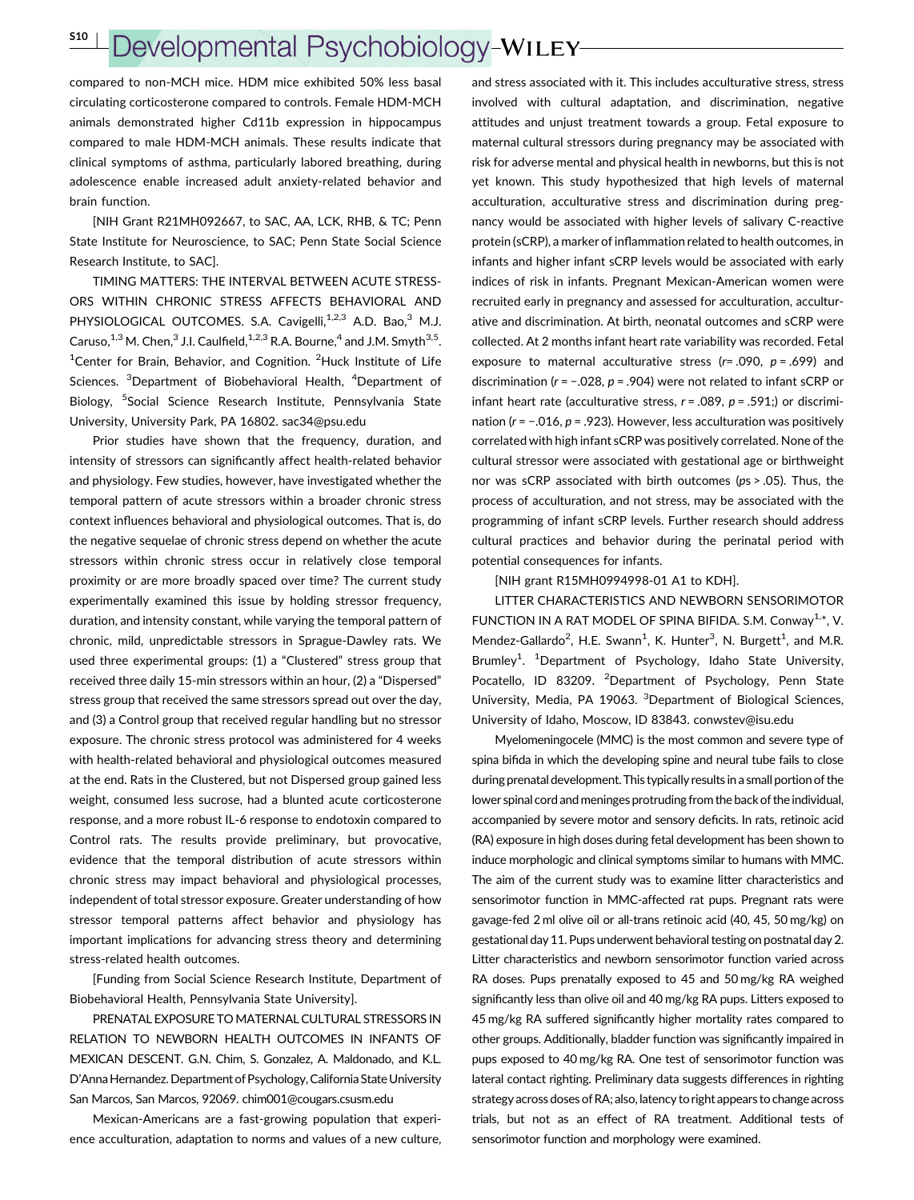compared to non-MCH mice. HDM mice exhibited 50% less basal circulating corticosterone compared to controls. Female HDM-MCH animals demonstrated higher Cd11b expression in hippocampus compared to male HDM-MCH animals. These results indicate that clinical symptoms of asthma, particularly labored breathing, during adolescence enable increased adult anxiety-related behavior and brain function.

[NIH Grant R21MH092667, to SAC, AA, LCK, RHB, & TC; Penn State Institute for Neuroscience, to SAC; Penn State Social Science Research Institute, to SAC].

TIMING MATTERS: THE INTERVAL BETWEEN ACUTE STRESSORS WITHIN CHRONIC STRESS AFFECTS BEHAVIORAL AND PHYSIOLOGICAL OUTCOMES. S.A. Cavigelli,[1,2,3] A.D. Bao,[3] M.J. Caruso,[1,3] M. Chen,[3] J.I. Caulfield,[1,2,3] R.A. Bourne,[4] and J.M. Smyth[3,5]. [1]Center for Brain, Behavior, and Cognition. [2]Huck Institute of Life Sciences. [3]Department of Biobehavioral Health, [4]Department of Biology, [5]Social Science Research Institute, Pennsylvania State University, University Park, PA 16802. sac34@psu.edu

Prior studies have shown that the frequency, duration, and intensity of stressors can significantly affect health-related behavior and physiology. Few studies, however, have investigated whether the temporal pattern of acute stressors within a broader chronic stress context influences behavioral and physiological outcomes. That is, do the negative sequelae of chronic stress depend on whether the acute stressors within chronic stress occur in relatively close temporal proximity or are more broadly spaced over time? The current study experimentally examined this issue by holding stressor frequency, duration, and intensity constant, while varying the temporal pattern of chronic, mild, unpredictable stressors in Sprague-Dawley rats. We used three experimental groups: (1) a "Clustered" stress group that received three daily 15-min stressors within an hour, (2) a "Dispersed" stress group that received the same stressors spread out over the day, and (3) a Control group that received regular handling but no stressor exposure. The chronic stress protocol was administered for 4 weeks with health-related behavioral and physiological outcomes measured at the end. Rats in the Clustered, but not Dispersed group gained less weight, consumed less sucrose, had a blunted acute corticosterone response, and a more robust IL-6 response to endotoxin compared to Control rats. The results provide preliminary, but provocative, evidence that the temporal distribution of acute stressors within chronic stress may impact behavioral and physiological processes, independent of total stressor exposure. Greater understanding of how stressor temporal patterns affect behavior and physiology has important implications for advancing stress theory and determining stress-related health outcomes.

[Funding from Social Science Research Institute, Department of Biobehavioral Health, Pennsylvania State University].

PRENATAL EXPOSURE TO MATERNAL CULTURAL STRESSORS IN RELATION TO NEWBORN HEALTH OUTCOMES IN INFANTS OF MEXICAN DESCENT. G.N. Chim, S. Gonzalez, A. Maldonado, and K.L. D'Anna Hernandez. Department of Psychology, California State University San Marcos, San Marcos, 92069. chim001@cougars.csusm.edu

Mexican-Americans are a fast-growing population that experience acculturation, adaptation to norms and values of a new culture, and stress associated with it. This includes acculturative stress, stress involved with cultural adaptation, and discrimination, negative attitudes and unjust treatment towards a group. Fetal exposure to maternal cultural stressors during pregnancy may be associated with risk for adverse mental and physical health in newborns, but this is not yet known. This study hypothesized that high levels of maternal acculturation, acculturative stress and discrimination during pregnancy would be associated with higher levels of salivary C-reactive protein (sCRP), a marker of inflammation related to health outcomes, in infants and higher infant sCRP levels would be associated with early indices of risk in infants. Pregnant Mexican-American women were recruited early in pregnancy and assessed for acculturation, acculturative and discrimination. At birth, neonatal outcomes and sCRP were collected. At 2 months infant heart rate variability was recorded. Fetal exposure to maternal acculturative stress ($r = .090$, $p = .699$) and discrimination ($r = -.028$, $p = .904$) were not related to infant sCRP or infant heart rate (acculturative stress, $r = .089$, $p = .591$;) or discrimination ($r = -.016$, $p = .923$). However, less acculturation was positively correlated with high infant sCRP was positively correlated. None of the cultural stressor were associated with gestational age or birthweight nor was sCRP associated with birth outcomes ($ps > .05$). Thus, the process of acculturation, and not stress, may be associated with the programming of infant sCRP levels. Further research should address cultural practices and behavior during the perinatal period with potential consequences for infants.

[NIH grant R15MH0994998-01 A1 to KDH].

LITTER CHARACTERISTICS AND NEWBORN SENSORIMOTOR FUNCTION IN A RAT MODEL OF SPINA BIFIDA. S.M. Conway[1,*], V. Mendez-Gallardo[2], H.E. Swann[1], K. Hunter[3], N. Burgett[1], and M.R. Brumley[1]. [1]Department of Psychology, Idaho State University, Pocatello, ID 83209. [2]Department of Psychology, Penn State University, Media, PA 19063. [3]Department of Biological Sciences, University of Idaho, Moscow, ID 83843. conwstev@isu.edu

Myelomeningocele (MMC) is the most common and severe type of spina bifida in which the developing spine and neural tube fails to close during prenatal development. This typically results in a small portion of the lower spinal cord and meninges protruding from the back of the individual, accompanied by severe motor and sensory deficits. In rats, retinoic acid (RA) exposure in high doses during fetal development has been shown to induce morphologic and clinical symptoms similar to humans with MMC. The aim of the current study was to examine litter characteristics and sensorimotor function in MMC-affected rat pups. Pregnant rats were gavage-fed 2 ml olive oil or all-trans retinoic acid (40, 45, 50 mg/kg) on gestational day 11. Pups underwent behavioral testing on postnatal day 2. Litter characteristics and newborn sensorimotor function varied across RA doses. Pups prenatally exposed to 45 and 50 mg/kg RA weighed significantly less than olive oil and 40 mg/kg RA pups. Litters exposed to 45 mg/kg RA suffered significantly higher mortality rates compared to other groups. Additionally, bladder function was significantly impaired in pups exposed to 40 mg/kg RA. One test of sensorimotor function was lateral contact righting. Preliminary data suggests differences in righting strategy across doses of RA; also, latency to right appears to change across trials, but not as an effect of RA treatment. Additional tests of sensorimotor function and morphology were examined.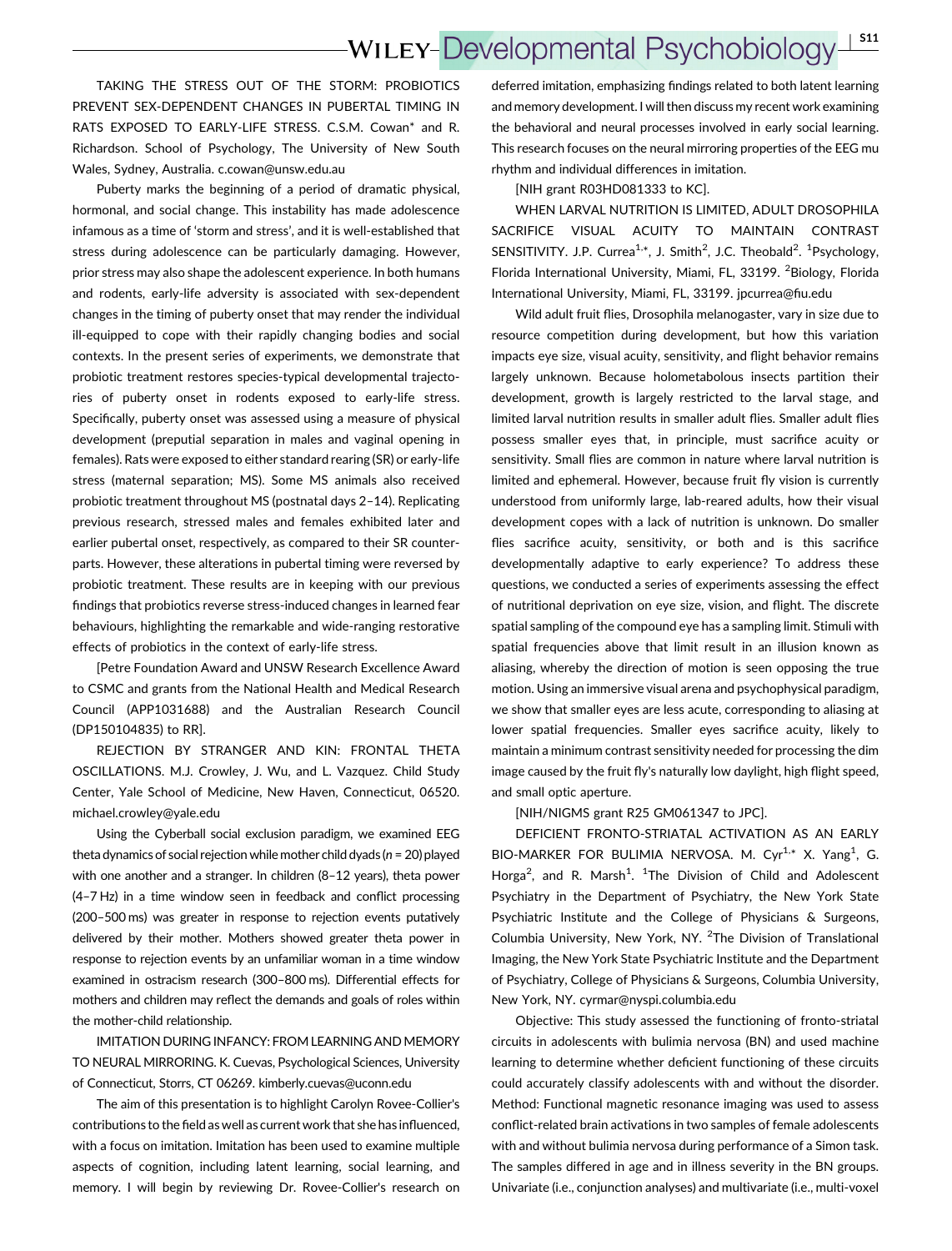TAKING THE STRESS OUT OF THE STORM: PROBIOTICS PREVENT SEX-DEPENDENT CHANGES IN PUBERTAL TIMING IN RATS EXPOSED TO EARLY-LIFE STRESS. C.S.M. Cowan* and R. Richardson. School of Psychology, The University of New South Wales, Sydney, Australia. c.cowan@unsw.edu.au

Puberty marks the beginning of a period of dramatic physical, hormonal, and social change. This instability has made adolescence infamous as a time of 'storm and stress', and it is well-established that stress during adolescence can be particularly damaging. However, prior stress may also shape the adolescent experience. In both humans and rodents, early-life adversity is associated with sex-dependent changes in the timing of puberty onset that may render the individual ill-equipped to cope with their rapidly changing bodies and social contexts. In the present series of experiments, we demonstrate that probiotic treatment restores species-typical developmental trajectories of puberty onset in rodents exposed to early-life stress. Specifically, puberty onset was assessed using a measure of physical development (preputial separation in males and vaginal opening in females). Rats were exposed to either standard rearing (SR) or early-life stress (maternal separation; MS). Some MS animals also received probiotic treatment throughout MS (postnatal days 2–14). Replicating previous research, stressed males and females exhibited later and earlier pubertal onset, respectively, as compared to their SR counterparts. However, these alterations in pubertal timing were reversed by probiotic treatment. These results are in keeping with our previous findings that probiotics reverse stress-induced changes in learned fear behaviours, highlighting the remarkable and wide-ranging restorative effects of probiotics in the context of early-life stress.

[Petre Foundation Award and UNSW Research Excellence Award to CSMC and grants from the National Health and Medical Research Council (APP1031688) and the Australian Research Council (DP150104835) to RR].

REJECTION BY STRANGER AND KIN: FRONTAL THETA OSCILLATIONS. M.J. Crowley, J. Wu, and L. Vazquez. Child Study Center, Yale School of Medicine, New Haven, Connecticut, 06520. michael.crowley@yale.edu

Using the Cyberball social exclusion paradigm, we examined EEG theta dynamics of social rejection while mother child dyads ($n$ = 20) played with one another and a stranger. In children (8–12 years), theta power (4–7 Hz) in a time window seen in feedback and conflict processing (200–500 ms) was greater in response to rejection events putatively delivered by their mother. Mothers showed greater theta power in response to rejection events by an unfamiliar woman in a time window examined in ostracism research (300–800 ms). Differential effects for mothers and children may reflect the demands and goals of roles within the mother-child relationship.

IMITATION DURING INFANCY: FROM LEARNING AND MEMORY TO NEURAL MIRRORING. K. Cuevas, Psychological Sciences, University of Connecticut, Storrs, CT 06269. kimberly.cuevas@uconn.edu

The aim of this presentation is to highlight Carolyn Rovee-Collier's contributions to the field as well as current work that she has influenced, with a focus on imitation. Imitation has been used to examine multiple aspects of cognition, including latent learning, social learning, and memory. I will begin by reviewing Dr. Rovee-Collier's research on deferred imitation, emphasizing findings related to both latent learning and memory development. I will then discuss my recent work examining the behavioral and neural processes involved in early social learning. This research focuses on the neural mirroring properties of the EEG mu rhythm and individual differences in imitation.

[NIH grant R03HD081333 to KC].

WHEN LARVAL NUTRITION IS LIMITED, ADULT DROSOPHILA SACRIFICE VISUAL ACUITY TO MAINTAIN CONTRAST SENSITIVITY. J.P. Currea[1,*], J. Smith[2], J.C. Theobald[2]. [1]Psychology, Florida International University, Miami, FL, 33199. [2]Biology, Florida International University, Miami, FL, 33199. jpcurrea@fiu.edu

Wild adult fruit flies, Drosophila melanogaster, vary in size due to resource competition during development, but how this variation impacts eye size, visual acuity, sensitivity, and flight behavior remains largely unknown. Because holometabolous insects partition their development, growth is largely restricted to the larval stage, and limited larval nutrition results in smaller adult flies. Smaller adult flies possess smaller eyes that, in principle, must sacrifice acuity or sensitivity. Small flies are common in nature where larval nutrition is limited and ephemeral. However, because fruit fly vision is currently understood from uniformly large, lab-reared adults, how their visual development copes with a lack of nutrition is unknown. Do smaller flies sacrifice acuity, sensitivity, or both and is this sacrifice developmentally adaptive to early experience? To address these questions, we conducted a series of experiments assessing the effect of nutritional deprivation on eye size, vision, and flight. The discrete spatial sampling of the compound eye has a sampling limit. Stimuli with spatial frequencies above that limit result in an illusion known as aliasing, whereby the direction of motion is seen opposing the true motion. Using an immersive visual arena and psychophysical paradigm, we show that smaller eyes are less acute, corresponding to aliasing at lower spatial frequencies. Smaller eyes sacrifice acuity, likely to maintain a minimum contrast sensitivity needed for processing the dim image caused by the fruit fly's naturally low daylight, high flight speed, and small optic aperture.

[NIH/NIGMS grant R25 GM061347 to JPC].

DEFICIENT FRONTO-STRIATAL ACTIVATION AS AN EARLY BIO-MARKER FOR BULIMIA NERVOSA. M. Cyr[1,*] X. Yang[1], G. Horga[2], and R. Marsh[1]. [1]The Division of Child and Adolescent Psychiatry in the Department of Psychiatry, the New York State Psychiatric Institute and the College of Physicians & Surgeons, Columbia University, New York, NY. [2]The Division of Translational Imaging, the New York State Psychiatric Institute and the Department of Psychiatry, College of Physicians & Surgeons, Columbia University, New York, NY. cyrmar@nyspi.columbia.edu

Objective: This study assessed the functioning of fronto-striatal circuits in adolescents with bulimia nervosa (BN) and used machine learning to determine whether deficient functioning of these circuits could accurately classify adolescents with and without the disorder. Method: Functional magnetic resonance imaging was used to assess conflict-related brain activations in two samples of female adolescents with and without bulimia nervosa during performance of a Simon task. The samples differed in age and in illness severity in the BN groups. Univariate (i.e., conjunction analyses) and multivariate (i.e., multi-voxel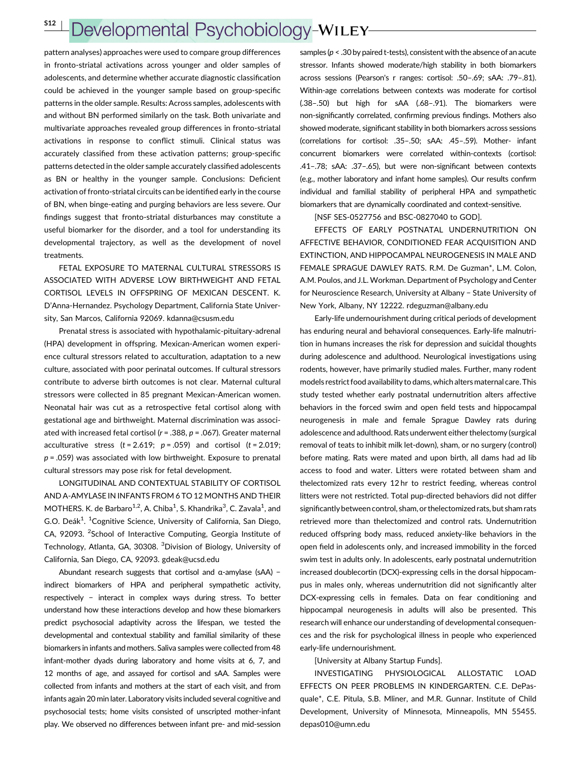pattern analyses) approaches were used to compare group differences in fronto-striatal activations across younger and older samples of adolescents, and determine whether accurate diagnostic classification could be achieved in the younger sample based on group-specific patterns in the older sample. Results: Across samples, adolescents with and without BN performed similarly on the task. Both univariate and multivariate approaches revealed group differences in fronto-striatal activations in response to conflict stimuli. Clinical status was accurately classified from these activation patterns; group-specific patterns detected in the older sample accurately classified adolescents as BN or healthy in the younger sample. Conclusions: Deficient activation of fronto-striatal circuits can be identified early in the course of BN, when binge-eating and purging behaviors are less severe. Our findings suggest that fronto-striatal disturbances may constitute a useful biomarker for the disorder, and a tool for understanding its developmental trajectory, as well as the development of novel treatments.

FETAL EXPOSURE TO MATERNAL CULTURAL STRESSORS IS ASSOCIATED WITH ADVERSE LOW BIRTHWEIGHT AND FETAL CORTISOL LEVELS IN OFFSPRING OF MEXICAN DESCENT. K. D'Anna-Hernandez. Psychology Department, California State University, San Marcos, California 92069. kdanna@csusm.edu

Prenatal stress is associated with hypothalamic-pituitary-adrenal (HPA) development in offspring. Mexican-American women experience cultural stressors related to acculturation, adaptation to a new culture, associated with poor perinatal outcomes. If cultural stressors contribute to adverse birth outcomes is not clear. Maternal cultural stressors were collected in 85 pregnant Mexican-American women. Neonatal hair was cut as a retrospective fetal cortisol along with gestational age and birthweight. Maternal discrimination was associated with increased fetal cortisol ($r = .388$, $p = .067$). Greater maternal acculturative stress ($t = 2.619$; $p = .059$) and cortisol ($t = 2.019$; $p = .059$) was associated with low birthweight. Exposure to prenatal cultural stressors may pose risk for fetal development.

LONGITUDINAL AND CONTEXTUAL STABILITY OF CORTISOL AND A-AMYLASE IN INFANTS FROM 6 TO 12 MONTHS AND THEIR MOTHERS. K. de Barbaro[1,2], A. Chiba[1], S. Khandrika[3], C. Zavala[1], and G.O. Deák[1]. [1]Cognitive Science, University of California, San Diego, CA, 92093. [2]School of Interactive Computing, Georgia Institute of Technology, Atlanta, GA, 30308. [3]Division of Biology, University of California, San Diego, CA, 92093. gdeak@ucsd.edu

Abundant research suggests that cortisol and α-amylase (sAA) – indirect biomarkers of HPA and peripheral sympathetic activity, respectively – interact in complex ways during stress. To better understand how these interactions develop and how these biomarkers predict psychosocial adaptivity across the lifespan, we tested the developmental and contextual stability and familial similarity of these biomarkers in infants and mothers. Saliva samples were collected from 48 infant-mother dyads during laboratory and home visits at 6, 7, and 12 months of age, and assayed for cortisol and sAA. Samples were collected from infants and mothers at the start of each visit, and from infants again 20 min later. Laboratory visits included several cognitive and psychosocial tests; home visits consisted of unscripted mother-infant play. We observed no differences between infant pre- and mid-session samples ($p < .30$ by paired t-tests), consistent with the absence of an acute stressor. Infants showed moderate/high stability in both biomarkers across sessions (Pearson's r ranges: cortisol: .50–.69; sAA: .79–.81). Within-age correlations between contexts was moderate for cortisol (.38–.50) but high for sAA (.68–.91). The biomarkers were non-significantly correlated, confirming previous findings. Mothers also showed moderate, significant stability in both biomarkers across sessions (correlations for cortisol: .35–.50; sAA: .45–.59). Mother- infant concurrent biomarkers were correlated within-contexts (cortisol: .41–.78; sAA: .37–.65), but were non-significant between contexts (e.g., mother laboratory and infant home samples). Our results confirm individual and familial stability of peripheral HPA and sympathetic biomarkers that are dynamically coordinated and context-sensitive.

[NSF SES-0527756 and BSC-0827040 to GOD].

EFFECTS OF EARLY POSTNATAL UNDERNUTRITION ON AFFECTIVE BEHAVIOR, CONDITIONED FEAR ACQUISITION AND EXTINCTION, AND HIPPOCAMPAL NEUROGENESIS IN MALE AND FEMALE SPRAGUE DAWLEY RATS. R.M. De Guzman*, L.M. Colon, A.M. Poulos, and J.L. Workman. Department of Psychology and Center for Neuroscience Research, University at Albany – State University of New York, Albany, NY 12222. rdeguzman@albany.edu

Early-life undernourishment during critical periods of development has enduring neural and behavioral consequences. Early-life malnutrition in humans increases the risk for depression and suicidal thoughts during adolescence and adulthood. Neurological investigations using rodents, however, have primarily studied males. Further, many rodent models restrict food availability to dams, which alters maternal care. This study tested whether early postnatal undernutrition alters affective behaviors in the forced swim and open field tests and hippocampal neurogenesis in male and female Sprague Dawley rats during adolescence and adulthood. Rats underwent either thelectomy (surgical removal of teats to inhibit milk let-down), sham, or no surgery (control) before mating. Rats were mated and upon birth, all dams had ad lib access to food and water. Litters were rotated between sham and thelectomized rats every 12 hr to restrict feeding, whereas control litters were not restricted. Total pup-directed behaviors did not differ significantly between control, sham, or thelectomized rats, but sham rats retrieved more than thelectomized and control rats. Undernutrition reduced offspring body mass, reduced anxiety-like behaviors in the open field in adolescents only, and increased immobility in the forced swim test in adults only. In adolescents, early postnatal undernutrition increased doublecortin (DCX)-expressing cells in the dorsal hippocampus in males only, whereas undernutrition did not significantly alter DCX-expressing cells in females. Data on fear conditioning and hippocampal neurogenesis in adults will also be presented. This research will enhance our understanding of developmental consequences and the risk for psychological illness in people who experienced early-life undernourishment.

[University at Albany Startup Funds].

INVESTIGATING PHYSIOLOGICAL ALLOSTATIC LOAD EFFECTS ON PEER PROBLEMS IN KINDERGARTEN. C.E. DePasquale*, C.E. Pitula, S.B. Mliner, and M.R. Gunnar. Institute of Child Development, University of Minnesota, Minneapolis, MN 55455. depas010@umn.edu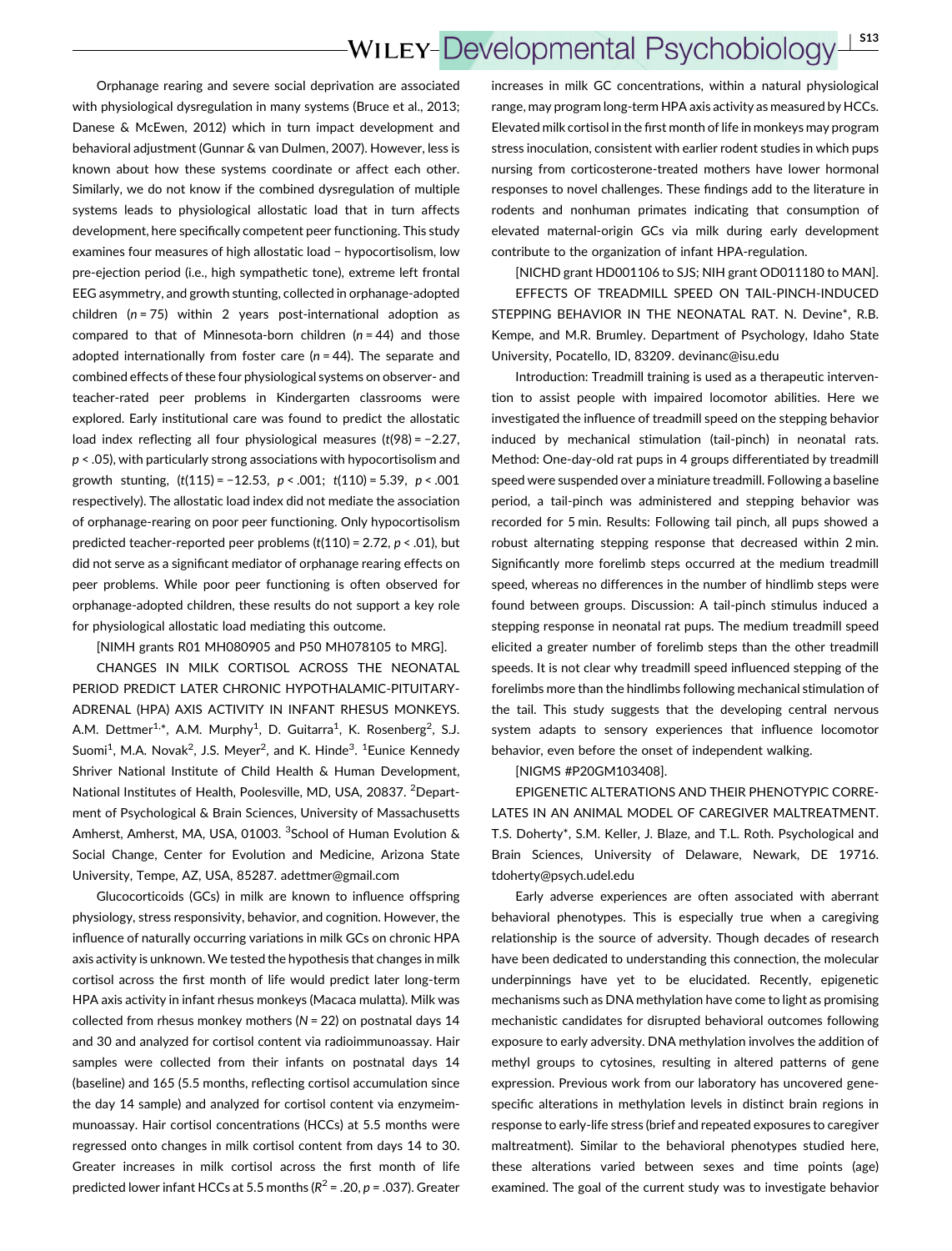Orphanage rearing and severe social deprivation are associated with physiological dysregulation in many systems (Bruce et al., 2013; Danese & McEwen, 2012) which in turn impact development and behavioral adjustment (Gunnar & van Dulmen, 2007). However, less is known about how these systems coordinate or affect each other. Similarly, we do not know if the combined dysregulation of multiple systems leads to physiological allostatic load that in turn affects development, here specifically competent peer functioning. This study examines four measures of high allostatic load – hypocortisolism, low pre-ejection period (i.e., high sympathetic tone), extreme left frontal EEG asymmetry, and growth stunting, collected in orphanage-adopted children ($n = 75$) within 2 years post-international adoption as compared to that of Minnesota-born children ($n = 44$) and those adopted internationally from foster care ($n = 44$). The separate and combined effects of these four physiological systems on observer- and teacher-rated peer problems in Kindergarten classrooms were explored. Early institutional care was found to predict the allostatic load index reflecting all four physiological measures ($t(98) = -2.27$, $p < .05$), with particularly strong associations with hypocortisolism and growth stunting, ($t(115) = -12.53$, $p < .001$; $t(110) = 5.39$, $p < .001$ respectively). The allostatic load index did not mediate the association of orphanage-rearing on poor peer functioning. Only hypocortisolism predicted teacher-reported peer problems ($t(110) = 2.72$, $p < .01$), but did not serve as a significant mediator of orphanage rearing effects on peer problems. While poor peer functioning is often observed for orphanage-adopted children, these results do not support a key role for physiological allostatic load mediating this outcome.

[NIMH grants R01 MH080905 and P50 MH078105 to MRG].

CHANGES IN MILK CORTISOL ACROSS THE NEONATAL PERIOD PREDICT LATER CHRONIC HYPOTHALAMIC-PITUITARY-ADRENAL (HPA) AXIS ACTIVITY IN INFANT RHESUS MONKEYS. A.M. Dettmer[1,*], A.M. Murphy[1], D. Guitarra[1], K. Rosenberg[2], S.J. Suomi[1], M.A. Novak[2], J.S. Meyer[2], and K. Hinde[3]. [1]Eunice Kennedy Shriver National Institute of Child Health & Human Development, National Institutes of Health, Poolesville, MD, USA, 20837. [2]Department of Psychological & Brain Sciences, University of Massachusetts Amherst, Amherst, MA, USA, 01003. [3]School of Human Evolution & Social Change, Center for Evolution and Medicine, Arizona State University, Tempe, AZ, USA, 85287. adettmer@gmail.com

Glucocorticoids (GCs) in milk are known to influence offspring physiology, stress responsivity, behavior, and cognition. However, the influence of naturally occurring variations in milk GCs on chronic HPA axis activity is unknown. We tested the hypothesis that changes in milk cortisol across the first month of life would predict later long-term HPA axis activity in infant rhesus monkeys (Macaca mulatta). Milk was collected from rhesus monkey mothers ($N = 22$) on postnatal days 14 and 30 and analyzed for cortisol content via radioimmunoassay. Hair samples were collected from their infants on postnatal days 14 (baseline) and 165 (5.5 months, reflecting cortisol accumulation since the day 14 sample) and analyzed for cortisol content via enzymeimmunoassay. Hair cortisol concentrations (HCCs) at 5.5 months were regressed onto changes in milk cortisol content from days 14 to 30. Greater increases in milk cortisol across the first month of life predicted lower infant HCCs at 5.5 months ($R^2 = .20$, $p = .037$). Greater increases in milk GC concentrations, within a natural physiological range, may program long-term HPA axis activity as measured by HCCs. Elevated milk cortisol in the first month of life in monkeys may program stress inoculation, consistent with earlier rodent studies in which pups nursing from corticosterone-treated mothers have lower hormonal responses to novel challenges. These findings add to the literature in rodents and nonhuman primates indicating that consumption of elevated maternal-origin GCs via milk during early development contribute to the organization of infant HPA-regulation.

[NICHD grant HD001106 to SJS; NIH grant OD011180 to MAN].

EFFECTS OF TREADMILL SPEED ON TAIL-PINCH-INDUCED STEPPING BEHAVIOR IN THE NEONATAL RAT. N. Devine*, R.B. Kempe, and M.R. Brumley. Department of Psychology, Idaho State University, Pocatello, ID, 83209. devinanc@isu.edu

Introduction: Treadmill training is used as a therapeutic intervention to assist people with impaired locomotor abilities. Here we investigated the influence of treadmill speed on the stepping behavior induced by mechanical stimulation (tail-pinch) in neonatal rats. Method: One-day-old rat pups in 4 groups differentiated by treadmill speed were suspended over a miniature treadmill. Following a baseline period, a tail-pinch was administered and stepping behavior was recorded for 5 min. Results: Following tail pinch, all pups showed a robust alternating stepping response that decreased within 2 min. Significantly more forelimb steps occurred at the medium treadmill speed, whereas no differences in the number of hindlimb steps were found between groups. Discussion: A tail-pinch stimulus induced a stepping response in neonatal rat pups. The medium treadmill speed elicited a greater number of forelimb steps than the other treadmill speeds. It is not clear why treadmill speed influenced stepping of the forelimbs more than the hindlimbs following mechanical stimulation of the tail. This study suggests that the developing central nervous system adapts to sensory experiences that influence locomotor behavior, even before the onset of independent walking.

[NIGMS #P20GM103408].

EPIGENETIC ALTERATIONS AND THEIR PHENOTYPIC CORRELATES IN AN ANIMAL MODEL OF CAREGIVER MALTREATMENT. T.S. Doherty*, S.M. Keller, J. Blaze, and T.L. Roth. Psychological and Brain Sciences, University of Delaware, Newark, DE 19716. tdoherty@psych.udel.edu

Early adverse experiences are often associated with aberrant behavioral phenotypes. This is especially true when a caregiving relationship is the source of adversity. Though decades of research have been dedicated to understanding this connection, the molecular underpinnings have yet to be elucidated. Recently, epigenetic mechanisms such as DNA methylation have come to light as promising mechanistic candidates for disrupted behavioral outcomes following exposure to early adversity. DNA methylation involves the addition of methyl groups to cytosines, resulting in altered patterns of gene expression. Previous work from our laboratory has uncovered gene-specific alterations in methylation levels in distinct brain regions in response to early-life stress (brief and repeated exposures to caregiver maltreatment). Similar to the behavioral phenotypes studied here, these alterations varied between sexes and time points (age) examined. The goal of the current study was to investigate behavior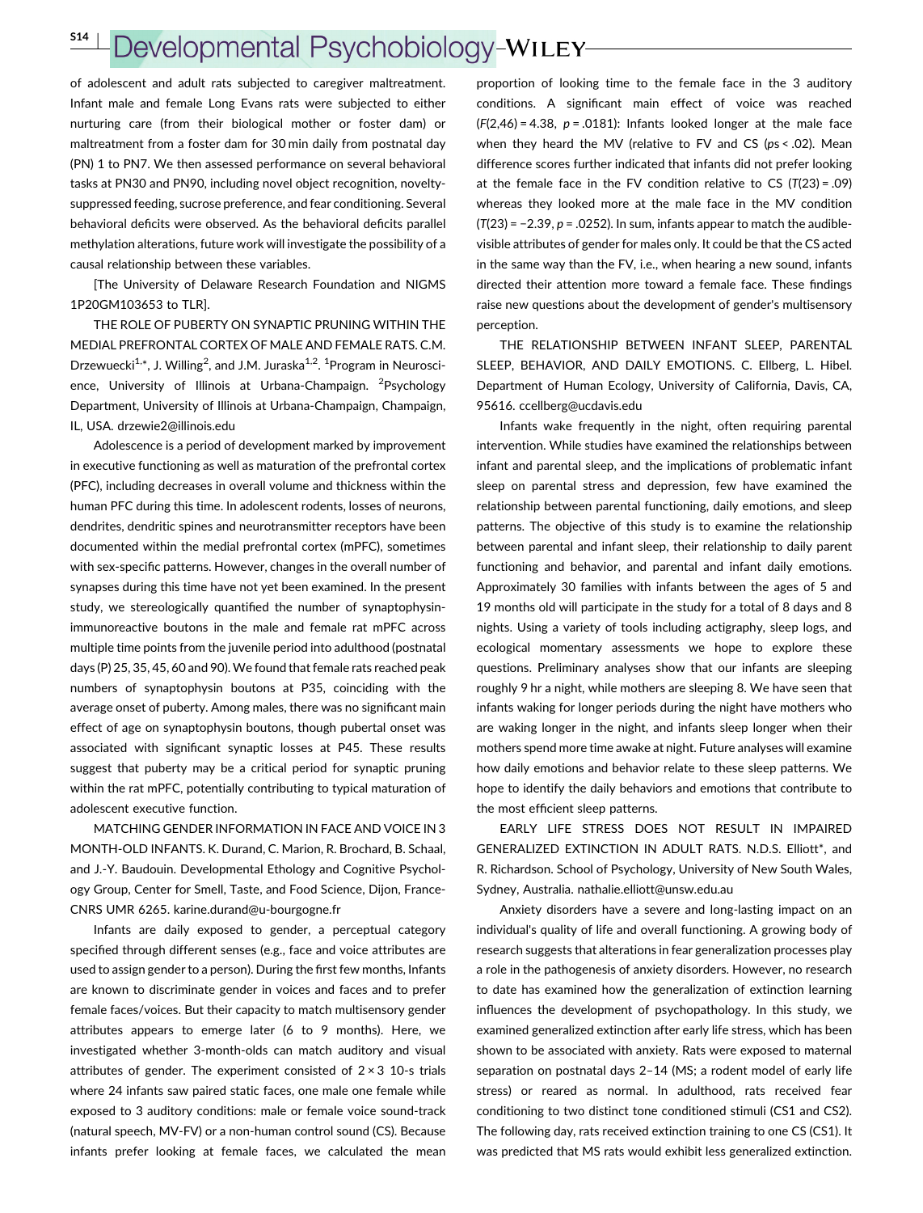of adolescent and adult rats subjected to caregiver maltreatment. Infant male and female Long Evans rats were subjected to either nurturing care (from their biological mother or foster dam) or maltreatment from a foster dam for 30 min daily from postnatal day (PN) 1 to PN7. We then assessed performance on several behavioral tasks at PN30 and PN90, including novel object recognition, novelty-suppressed feeding, sucrose preference, and fear conditioning. Several behavioral deficits were observed. As the behavioral deficits parallel methylation alterations, future work will investigate the possibility of a causal relationship between these variables.

[The University of Delaware Research Foundation and NIGMS 1P20GM103653 to TLR].

THE ROLE OF PUBERTY ON SYNAPTIC PRUNING WITHIN THE MEDIAL PREFRONTAL CORTEX OF MALE AND FEMALE RATS. C.M. Drzewuecki[1,*], J. Willing[2], and J.M. Juraska[1,2]. [1]Program in Neuroscience, University of Illinois at Urbana-Champaign. [2]Psychology Department, University of Illinois at Urbana-Champaign, Champaign, IL, USA. drzewie2@illinois.edu

Adolescence is a period of development marked by improvement in executive functioning as well as maturation of the prefrontal cortex (PFC), including decreases in overall volume and thickness within the human PFC during this time. In adolescent rodents, losses of neurons, dendrites, dendritic spines and neurotransmitter receptors have been documented within the medial prefrontal cortex (mPFC), sometimes with sex-specific patterns. However, changes in the overall number of synapses during this time have not yet been examined. In the present study, we stereologically quantified the number of synaptophysin-immunoreactive boutons in the male and female rat mPFC across multiple time points from the juvenile period into adulthood (postnatal days (P) 25, 35, 45, 60 and 90). We found that female rats reached peak numbers of synaptophysin boutons at P35, coinciding with the average onset of puberty. Among males, there was no significant main effect of age on synaptophysin boutons, though pubertal onset was associated with significant synaptic losses at P45. These results suggest that puberty may be a critical period for synaptic pruning within the rat mPFC, potentially contributing to typical maturation of adolescent executive function.

MATCHING GENDER INFORMATION IN FACE AND VOICE IN 3 MONTH-OLD INFANTS. K. Durand, C. Marion, R. Brochard, B. Schaal, and J.-Y. Baudouin. Developmental Ethology and Cognitive Psychology Group, Center for Smell, Taste, and Food Science, Dijon, France-CNRS UMR 6265. karine.durand@u-bourgogne.fr

Infants are daily exposed to gender, a perceptual category specified through different senses (e.g., face and voice attributes are used to assign gender to a person). During the first few months, Infants are known to discriminate gender in voices and faces and to prefer female faces/voices. But their capacity to match multisensory gender attributes appears to emerge later (6 to 9 months). Here, we investigated whether 3-month-olds can match auditory and visual attributes of gender. The experiment consisted of $2 \times 3$ 10-s trials where 24 infants saw paired static faces, one male one female while exposed to 3 auditory conditions: male or female voice sound-track (natural speech, MV-FV) or a non-human control sound (CS). Because infants prefer looking at female faces, we calculated the mean proportion of looking time to the female face in the 3 auditory conditions. A significant main effect of voice was reached ($F(2,46) = 4.38$, $p = .0181$): Infants looked longer at the male face when they heard the MV (relative to FV and CS ($ps < .02$). Mean difference scores further indicated that infants did not prefer looking at the female face in the FV condition relative to CS ($T(23) = .09$) whereas they looked more at the male face in the MV condition ($T(23) = -2.39$, $p = .0252$). In sum, infants appear to match the audible-visible attributes of gender for males only. It could be that the CS acted in the same way than the FV, i.e., when hearing a new sound, infants directed their attention more toward a female face. These findings raise new questions about the development of gender's multisensory perception.

THE RELATIONSHIP BETWEEN INFANT SLEEP, PARENTAL SLEEP, BEHAVIOR, AND DAILY EMOTIONS. C. Ellberg, L. Hibel. Department of Human Ecology, University of California, Davis, CA, 95616. ccellberg@ucdavis.edu

Infants wake frequently in the night, often requiring parental intervention. While studies have examined the relationships between infant and parental sleep, and the implications of problematic infant sleep on parental stress and depression, few have examined the relationship between parental functioning, daily emotions, and sleep patterns. The objective of this study is to examine the relationship between parental and infant sleep, their relationship to daily parent functioning and behavior, and parental and infant daily emotions. Approximately 30 families with infants between the ages of 5 and 19 months old will participate in the study for a total of 8 days and 8 nights. Using a variety of tools including actigraphy, sleep logs, and ecological momentary assessments we hope to explore these questions. Preliminary analyses show that our infants are sleeping roughly 9 hr a night, while mothers are sleeping 8. We have seen that infants waking for longer periods during the night have mothers who are waking longer in the night, and infants sleep longer when their mothers spend more time awake at night. Future analyses will examine how daily emotions and behavior relate to these sleep patterns. We hope to identify the daily behaviors and emotions that contribute to the most efficient sleep patterns.

EARLY LIFE STRESS DOES NOT RESULT IN IMPAIRED GENERALIZED EXTINCTION IN ADULT RATS. N.D.S. Elliott*, and R. Richardson. School of Psychology, University of New South Wales, Sydney, Australia. nathalie.elliott@unsw.edu.au

Anxiety disorders have a severe and long-lasting impact on an individual's quality of life and overall functioning. A growing body of research suggests that alterations in fear generalization processes play a role in the pathogenesis of anxiety disorders. However, no research to date has examined how the generalization of extinction learning influences the development of psychopathology. In this study, we examined generalized extinction after early life stress, which has been shown to be associated with anxiety. Rats were exposed to maternal separation on postnatal days 2–14 (MS; a rodent model of early life stress) or reared as normal. In adulthood, rats received fear conditioning to two distinct tone conditioned stimuli (CS1 and CS2). The following day, rats received extinction training to one CS (CS1). It was predicted that MS rats would exhibit less generalized extinction.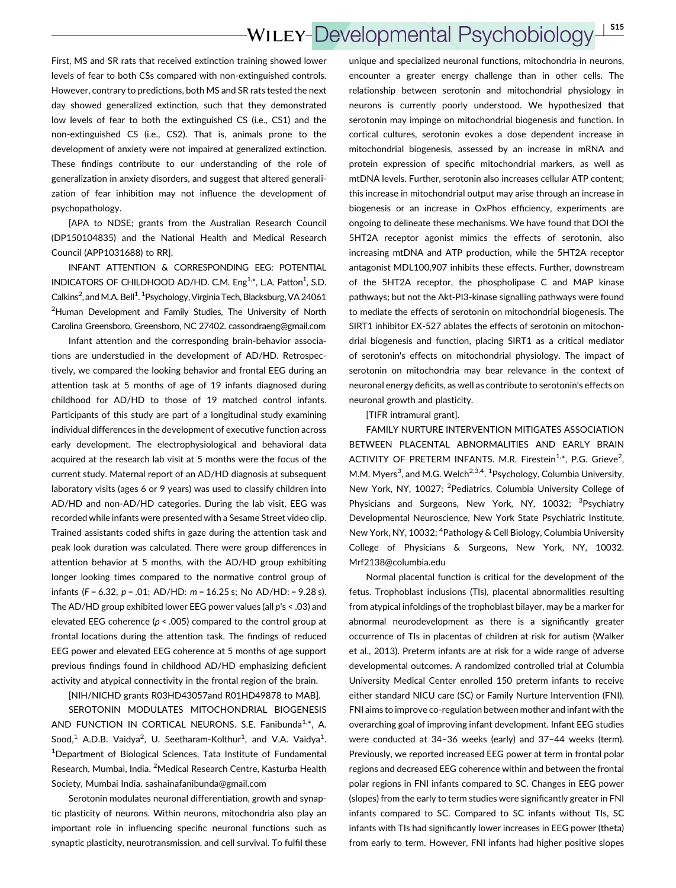First, MS and SR rats that received extinction training showed lower levels of fear to both CSs compared with non-extinguished controls. However, contrary to predictions, both MS and SR rats tested the next day showed generalized extinction, such that they demonstrated low levels of fear to both the extinguished CS (i.e., CS1) and the non-extinguished CS (i.e., CS2). That is, animals prone to the development of anxiety were not impaired at generalized extinction. These findings contribute to our understanding of the role of generalization in anxiety disorders, and suggest that altered generalization of fear inhibition may not influence the development of psychopathology.

[APA to NDSE; grants from the Australian Research Council (DP150104835) and the National Health and Medical Research Council (APP1031688) to RR].

INFANT ATTENTION & CORRESPONDING EEG: POTENTIAL INDICATORS OF CHILDHOOD AD/HD. C.M. Eng[1,*], L.A. Patton[1], S.D. Calkins[2], and M.A. Bell[1]. [1]Psychology, Virginia Tech, Blacksburg, VA 24061 [2]Human Development and Family Studies, The University of North Carolina Greensboro, Greensboro, NC 27402. cassondraeng@gmail.com

Infant attention and the corresponding brain-behavior associations are understudied in the development of AD/HD. Retrospectively, we compared the looking behavior and frontal EEG during an attention task at 5 months of age of 19 infants diagnosed during childhood for AD/HD to those of 19 matched control infants. Participants of this study are part of a longitudinal study examining individual differences in the development of executive function across early development. The electrophysiological and behavioral data acquired at the research lab visit at 5 months were the focus of the current study. Maternal report of an AD/HD diagnosis at subsequent laboratory visits (ages 6 or 9 years) was used to classify children into AD/HD and non-AD/HD categories. During the lab visit, EEG was recorded while infants were presented with a Sesame Street video clip. Trained assistants coded shifts in gaze during the attention task and peak look duration was calculated. There were group differences in attention behavior at 5 months, with the AD/HD group exhibiting longer looking times compared to the normative control group of infants ($F = 6.32$, $p = .01$; AD/HD: $m = 16.25$ s; No AD/HD: = 9.28 s). The AD/HD group exhibited lower EEG power values (all $p$'s < .03) and elevated EEG coherence ($p < .005$) compared to the control group at frontal locations during the attention task. The findings of reduced EEG power and elevated EEG coherence at 5 months of age support previous findings found in childhood AD/HD emphasizing deficient activity and atypical connectivity in the frontal region of the brain.

[NIH/NICHD grants R03HD43057and R01HD49878 to MAB].

SEROTONIN MODULATES MITOCHONDRIAL BIOGENESIS AND FUNCTION IN CORTICAL NEURONS. S.E. Fanibunda[1,*], A. Sood,[1] A.D.B. Vaidya[2], U. Seetharam-Kolthur[1], and V.A. Vaidya[1]. [1]Department of Biological Sciences, Tata Institute of Fundamental Research, Mumbai, India. [2]Medical Research Centre, Kasturba Health Society, Mumbai India. sashainafanibunda@gmail.com

Serotonin modulates neuronal differentiation, growth and synaptic plasticity of neurons. Within neurons, mitochondria also play an important role in influencing specific neuronal functions such as synaptic plasticity, neurotransmission, and cell survival. To fulfil these unique and specialized neuronal functions, mitochondria in neurons, encounter a greater energy challenge than in other cells. The relationship between serotonin and mitochondrial physiology in neurons is currently poorly understood. We hypothesized that serotonin may impinge on mitochondrial biogenesis and function. In cortical cultures, serotonin evokes a dose dependent increase in mitochondrial biogenesis, assessed by an increase in mRNA and protein expression of specific mitochondrial markers, as well as mtDNA levels. Further, serotonin also increases cellular ATP content; this increase in mitochondrial output may arise through an increase in biogenesis or an increase in OxPhos efficiency, experiments are ongoing to delineate these mechanisms. We have found that DOI the 5HT2A receptor agonist mimics the effects of serotonin, also increasing mtDNA and ATP production, while the 5HT2A receptor antagonist MDL100,907 inhibits these effects. Further, downstream of the 5HT2A receptor, the phospholipase C and MAP kinase pathways; but not the Akt-PI3-kinase signalling pathways were found to mediate the effects of serotonin on mitochondrial biogenesis. The SIRT1 inhibitor EX-527 ablates the effects of serotonin on mitochondrial biogenesis and function, placing SIRT1 as a critical mediator of serotonin's effects on mitochondrial physiology. The impact of serotonin on mitochondria may bear relevance in the context of neuronal energy deficits, as well as contribute to serotonin's effects on neuronal growth and plasticity.

[TIFR intramural grant].

FAMILY NURTURE INTERVENTION MITIGATES ASSOCIATION BETWEEN PLACENTAL ABNORMALITIES AND EARLY BRAIN ACTIVITY OF PRETERM INFANTS. M.R. Firestein[1,*], P.G. Grieve[2], M.M. Myers[3], and M.G. Welch[2,3,4]. [1]Psychology, Columbia University, New York, NY, 10027; [2]Pediatrics, Columbia University College of Physicians and Surgeons, New York, NY, 10032; [3]Psychiatry Developmental Neuroscience, New York State Psychiatric Institute, New York, NY, 10032; [4]Pathology & Cell Biology, Columbia University College of Physicians & Surgeons, New York, NY, 10032. Mrf2138@columbia.edu

Normal placental function is critical for the development of the fetus. Trophoblast inclusions (TIs), placental abnormalities resulting from atypical infoldings of the trophoblast bilayer, may be a marker for abnormal neurodevelopment as there is a significantly greater occurrence of TIs in placentas of children at risk for autism (Walker et al., 2013). Preterm infants are at risk for a wide range of adverse developmental outcomes. A randomized controlled trial at Columbia University Medical Center enrolled 150 preterm infants to receive either standard NICU care (SC) or Family Nurture Intervention (FNI). FNI aims to improve co-regulation between mother and infant with the overarching goal of improving infant development. Infant EEG studies were conducted at 34–36 weeks (early) and 37–44 weeks (term). Previously, we reported increased EEG power at term in frontal polar regions and decreased EEG coherence within and between the frontal polar regions in FNI infants compared to SC. Changes in EEG power (slopes) from the early to term studies were significantly greater in FNI infants compared to SC. Compared to SC infants without TIs, SC infants with TIs had significantly lower increases in EEG power (theta) from early to term. However, FNI infants had higher positive slopes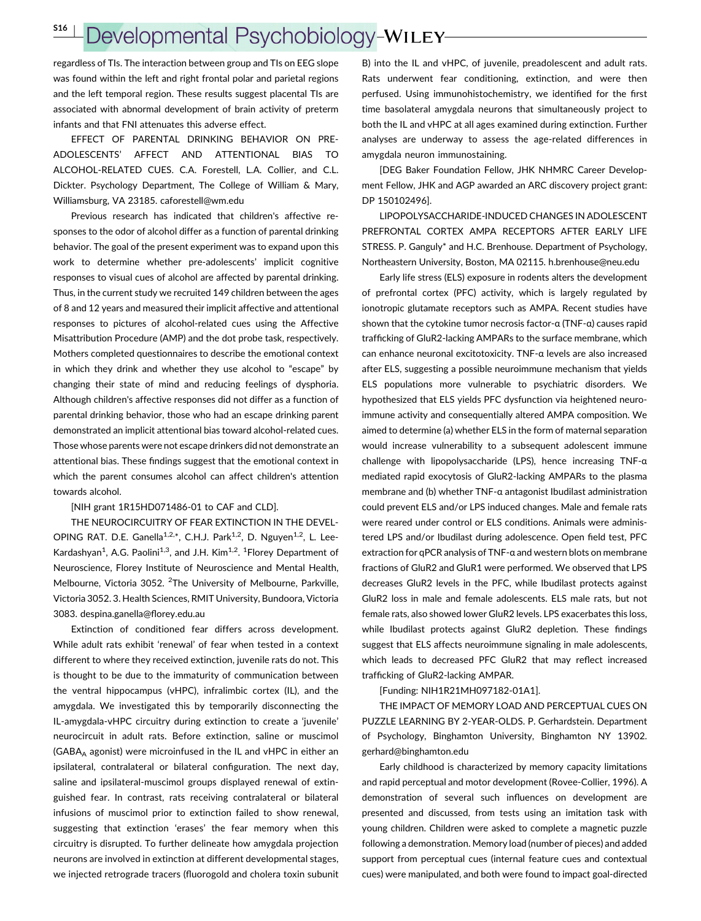regardless of TIs. The interaction between group and TIs on EEG slope was found within the left and right frontal polar and parietal regions and the left temporal region. These results suggest placental TIs are associated with abnormal development of brain activity of preterm infants and that FNI attenuates this adverse effect.

EFFECT OF PARENTAL DRINKING BEHAVIOR ON PRE-ADOLESCENTS' AFFECT AND ATTENTIONAL BIAS TO ALCOHOL-RELATED CUES. C.A. Forestell, L.A. Collier, and C.L. Dickter. Psychology Department, The College of William & Mary, Williamsburg, VA 23185. caforestell@wm.edu

Previous research has indicated that children's affective responses to the odor of alcohol differ as a function of parental drinking behavior. The goal of the present experiment was to expand upon this work to determine whether pre-adolescents' implicit cognitive responses to visual cues of alcohol are affected by parental drinking. Thus, in the current study we recruited 149 children between the ages of 8 and 12 years and measured their implicit affective and attentional responses to pictures of alcohol-related cues using the Affective Misattribution Procedure (AMP) and the dot probe task, respectively. Mothers completed questionnaires to describe the emotional context in which they drink and whether they use alcohol to "escape" by changing their state of mind and reducing feelings of dysphoria. Although children's affective responses did not differ as a function of parental drinking behavior, those who had an escape drinking parent demonstrated an implicit attentional bias toward alcohol-related cues. Those whose parents were not escape drinkers did not demonstrate an attentional bias. These findings suggest that the emotional context in which the parent consumes alcohol can affect children's attention towards alcohol.

[NIH grant 1R15HD071486-01 to CAF and CLD].

THE NEUROCIRCUITRY OF FEAR EXTINCTION IN THE DEVELOPING RAT. D.E. Ganella[1,2,*], C.H.J. Park[1,2], D. Nguyen[1,2], L. Lee-Kardashyan[1], A.G. Paolini[1,3], and J.H. Kim[1,2]. [1]Florey Department of Neuroscience, Florey Institute of Neuroscience and Mental Health, Melbourne, Victoria 3052. [2]The University of Melbourne, Parkville, Victoria 3052. 3. Health Sciences, RMIT University, Bundoora, Victoria 3083. despina.ganella@florey.edu.au

Extinction of conditioned fear differs across development. While adult rats exhibit 'renewal' of fear when tested in a context different to where they received extinction, juvenile rats do not. This is thought to be due to the immaturity of communication between the ventral hippocampus (vHPC), infralimbic cortex (IL), and the amygdala. We investigated this by temporarily disconnecting the IL-amygdala-vHPC circuitry during extinction to create a 'juvenile' neurocircuit in adult rats. Before extinction, saline or muscimol ($GABA_A$ agonist) were microinfused in the IL and vHPC in either an ipsilateral, contralateral or bilateral configuration. The next day, saline and ipsilateral-muscimol groups displayed renewal of extinguished fear. In contrast, rats receiving contralateral or bilateral infusions of muscimol prior to extinction failed to show renewal, suggesting that extinction 'erases' the fear memory when this circuitry is disrupted. To further delineate how amygdala projection neurons are involved in extinction at different developmental stages, we injected retrograde tracers (fluorogold and cholera toxin subunit B) into the IL and vHPC, of juvenile, preadolescent and adult rats. Rats underwent fear conditioning, extinction, and were then perfused. Using immunohistochemistry, we identified for the first time basolateral amygdala neurons that simultaneously project to both the IL and vHPC at all ages examined during extinction. Further analyses are underway to assess the age-related differences in amygdala neuron immunostaining.

[DEG Baker Foundation Fellow, JHK NHMRC Career Development Fellow, JHK and AGP awarded an ARC discovery project grant: DP 150102496].

LIPOPOLYSACCHARIDE-INDUCED CHANGES IN ADOLESCENT PREFRONTAL CORTEX AMPA RECEPTORS AFTER EARLY LIFE STRESS. P. Ganguly* and H.C. Brenhouse. Department of Psychology, Northeastern University, Boston, MA 02115. h.brenhouse@neu.edu

Early life stress (ELS) exposure in rodents alters the development of prefrontal cortex (PFC) activity, which is largely regulated by ionotropic glutamate receptors such as AMPA. Recent studies have shown that the cytokine tumor necrosis factor-α (TNF-α) causes rapid trafficking of GluR2-lacking AMPARs to the surface membrane, which can enhance neuronal excitotoxicity. TNF-α levels are also increased after ELS, suggesting a possible neuroimmune mechanism that yields ELS populations more vulnerable to psychiatric disorders. We hypothesized that ELS yields PFC dysfunction via heightened neuroimmune activity and consequentially altered AMPA composition. We aimed to determine (a) whether ELS in the form of maternal separation would increase vulnerability to a subsequent adolescent immune challenge with lipopolysaccharide (LPS), hence increasing TNF-α mediated rapid exocytosis of GluR2-lacking AMPARs to the plasma membrane and (b) whether TNF-α antagonist Ibudilast administration could prevent ELS and/or LPS induced changes. Male and female rats were reared under control or ELS conditions. Animals were administered LPS and/or Ibudilast during adolescence. Open field test, PFC extraction for qPCR analysis of TNF-α and western blots on membrane fractions of GluR2 and GluR1 were performed. We observed that LPS decreases GluR2 levels in the PFC, while Ibudilast protects against GluR2 loss in male and female adolescents. ELS male rats, but not female rats, also showed lower GluR2 levels. LPS exacerbates this loss, while Ibudilast protects against GluR2 depletion. These findings suggest that ELS affects neuroimmune signaling in male adolescents, which leads to decreased PFC GluR2 that may reflect increased trafficking of GluR2-lacking AMPAR.

[Funding: NIH1R21MH097182-01A1].

THE IMPACT OF MEMORY LOAD AND PERCEPTUAL CUES ON PUZZLE LEARNING BY 2-YEAR-OLDS. P. Gerhardstein. Department of Psychology, Binghamton University, Binghamton NY 13902. gerhard@binghamton.edu

Early childhood is characterized by memory capacity limitations and rapid perceptual and motor development (Rovee-Collier, 1996). A demonstration of several such influences on development are presented and discussed, from tests using an imitation task with young children. Children were asked to complete a magnetic puzzle following a demonstration. Memory load (number of pieces) and added support from perceptual cues (internal feature cues and contextual cues) were manipulated, and both were found to impact goal-directed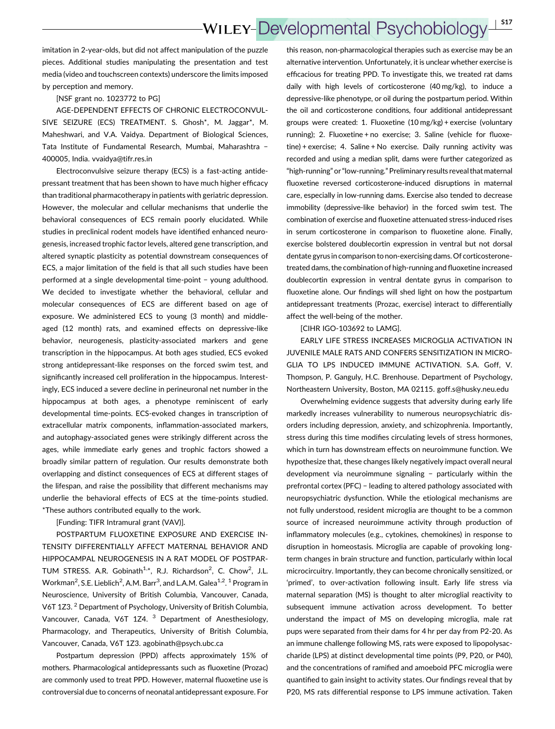imitation in 2-year-olds, but did not affect manipulation of the puzzle pieces. Additional studies manipulating the presentation and test media (video and touchscreen contexts) underscore the limits imposed by perception and memory.

[NSF grant no. 1023772 to PG]

AGE-DEPENDENT EFFECTS OF CHRONIC ELECTROCONVULSIVE SEIZURE (ECS) TREATMENT. S. Ghosh*, M. Jaggar*, M. Maheshwari, and V.A. Vaidya. Department of Biological Sciences, Tata Institute of Fundamental Research, Mumbai, Maharashtra – 400005, India. vvaidya@tifr.res.in

Electroconvulsive seizure therapy (ECS) is a fast-acting antidepressant treatment that has been shown to have much higher efficacy than traditional pharmacotherapy in patients with geriatric depression. However, the molecular and cellular mechanisms that underlie the behavioral consequences of ECS remain poorly elucidated. While studies in preclinical rodent models have identified enhanced neurogenesis, increased trophic factor levels, altered gene transcription, and altered synaptic plasticity as potential downstream consequences of ECS, a major limitation of the field is that all such studies have been performed at a single developmental time-point – young adulthood. We decided to investigate whether the behavioral, cellular and molecular consequences of ECS are different based on age of exposure. We administered ECS to young (3 month) and middle-aged (12 month) rats, and examined effects on depressive-like behavior, neurogenesis, plasticity-associated markers and gene transcription in the hippocampus. At both ages studied, ECS evoked strong antidepressant-like responses on the forced swim test, and significantly increased cell proliferation in the hippocampus. Interestingly, ECS induced a severe decline in perineuronal net number in the hippocampus at both ages, a phenotype reminiscent of early developmental time-points. ECS-evoked changes in transcription of extracellular matrix components, inflammation-associated markers, and autophagy-associated genes were strikingly different across the ages, while immediate early genes and trophic factors showed a broadly similar pattern of regulation. Our results demonstrate both overlapping and distinct consequences of ECS at different stages of the lifespan, and raise the possibility that different mechanisms may underlie the behavioral effects of ECS at the time-points studied. *These authors contributed equally to the work.

[Funding: TIFR Intramural grant (VAV)].

POSTPARTUM FLUOXETINE EXPOSURE AND EXERCISE INTENSITY DIFFERENTIALLY AFFECT MATERNAL BEHAVIOR AND HIPPOCAMPAL NEUROGENESIS IN A RAT MODEL OF POSTPARTUM STRESS. A.R. Gobinath[1,*], R.J. Richardson[2], C. Chow[2], J.L. Workman[2], S.E. Lieblich[2], A.M. Barr[3], and L.A.M. Galea[1,2]. [1] Program in Neuroscience, University of British Columbia, Vancouver, Canada, V6T 1Z3. [2] Department of Psychology, University of British Columbia, Vancouver, Canada, V6T 1Z4. [3] Department of Anesthesiology, Pharmacology, and Therapeutics, University of British Columbia, Vancouver, Canada, V6T 1Z3. agobinath@psych.ubc.ca

Postpartum depression (PPD) affects approximately 15% of mothers. Pharmacological antidepressants such as fluoxetine (Prozac) are commonly used to treat PPD. However, maternal fluoxetine use is controversial due to concerns of neonatal antidepressant exposure. For this reason, non-pharmacological therapies such as exercise may be an alternative intervention. Unfortunately, it is unclear whether exercise is efficacious for treating PPD. To investigate this, we treated rat dams daily with high levels of corticosterone (40 mg/kg), to induce a depressive-like phenotype, or oil during the postpartum period. Within the oil and corticosterone conditions, four additional antidepressant groups were created: 1. Fluoxetine (10 mg/kg) + exercise (voluntary running); 2. Fluoxetine + no exercise; 3. Saline (vehicle for fluoxetine) + exercise; 4. Saline + No exercise. Daily running activity was recorded and using a median split, dams were further categorized as "high-running" or "low-running." Preliminary results reveal that maternal fluoxetine reversed corticosterone-induced disruptions in maternal care, especially in low-running dams. Exercise also tended to decrease immobility (depressive-like behavior) in the forced swim test. The combination of exercise and fluoxetine attenuated stress-induced rises in serum corticosterone in comparison to fluoxetine alone. Finally, exercise bolstered doublecortin expression in ventral but not dorsal dentate gyrus in comparison to non-exercising dams. Of corticosterone-treated dams, the combination of high-running and fluoxetine increased doublecortin expression in ventral dentate gyrus in comparison to fluoxetine alone. Our findings will shed light on how the postpartum antidepressant treatments (Prozac, exercise) interact to differentially affect the well-being of the mother.

[CIHR IGO-103692 to LAMG].

EARLY LIFE STRESS INCREASES MICROGLIA ACTIVATION IN JUVENILE MALE RATS AND CONFERS SENSITIZATION IN MICROGLIA TO LPS INDUCED IMMUNE ACTIVATION. S.A. Goff, V. Thompson, P. Ganguly, H.C. Brenhouse. Department of Psychology, Northeastern University, Boston, MA 02115. goff.s@husky.neu.edu

Overwhelming evidence suggests that adversity during early life markedly increases vulnerability to numerous neuropsychiatric disorders including depression, anxiety, and schizophrenia. Importantly, stress during this time modifies circulating levels of stress hormones, which in turn has downstream effects on neuroimmune function. We hypothesize that, these changes likely negatively impact overall neural development via neuroimmune signaling – particularly within the prefrontal cortex (PFC) – leading to altered pathology associated with neuropsychiatric dysfunction. While the etiological mechanisms are not fully understood, resident microglia are thought to be a common source of increased neuroimmune activity through production of inflammatory molecules (e.g., cytokines, chemokines) in response to disruption in homeostasis. Microglia are capable of provoking long-term changes in brain structure and function, particularly within local microcircuitry. Importantly, they can become chronically sensitized, or 'primed', to over-activation following insult. Early life stress via maternal separation (MS) is thought to alter microglial reactivity to subsequent immune activation across development. To better understand the impact of MS on developing microglia, male rat pups were separated from their dams for 4 hr per day from P2-20. As an immune challenge following MS, rats were exposed to lipopolysaccharide (LPS) at distinct developmental time points (P9, P20, or P40), and the concentrations of ramified and amoeboid PFC microglia were quantified to gain insight to activity states. Our findings reveal that by P20, MS rats differential response to LPS immune activation. Taken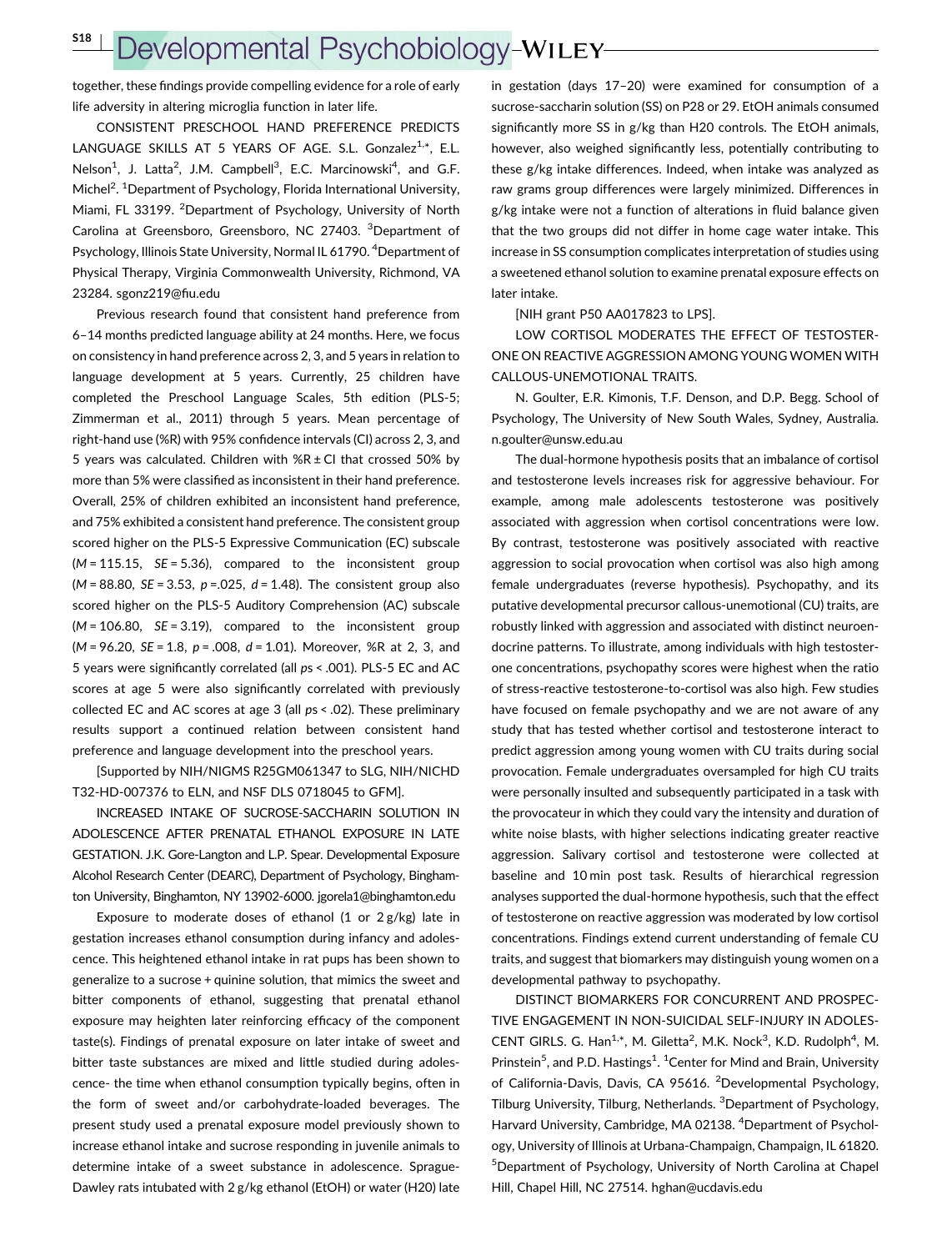together, these findings provide compelling evidence for a role of early life adversity in altering microglia function in later life.

CONSISTENT PRESCHOOL HAND PREFERENCE PREDICTS LANGUAGE SKILLS AT 5 YEARS OF AGE. S.L. Gonzalez[1,*], E.L. Nelson[1], J. Latta[2], J.M. Campbell[3], E.C. Marcinowski[4], and G.F. Michel[2]. [1]Department of Psychology, Florida International University, Miami, FL 33199. [2]Department of Psychology, University of North Carolina at Greensboro, Greensboro, NC 27403. [3]Department of Psychology, Illinois State University, Normal IL 61790. [4]Department of Physical Therapy, Virginia Commonwealth University, Richmond, VA 23284. sgonz219@fiu.edu

Previous research found that consistent hand preference from 6–14 months predicted language ability at 24 months. Here, we focus on consistency in hand preference across 2, 3, and 5 years in relation to language development at 5 years. Currently, 25 children have completed the Preschool Language Scales, 5th edition (PLS-5; Zimmerman et al., 2011) through 5 years. Mean percentage of right-hand use (%R) with 95% confidence intervals (CI) across 2, 3, and 5 years was calculated. Children with %R ± CI that crossed 50% by more than 5% were classified as inconsistent in their hand preference. Overall, 25% of children exhibited an inconsistent hand preference, and 75% exhibited a consistent hand preference. The consistent group scored higher on the PLS-5 Expressive Communication (EC) subscale ($M$ = 115.15, $SE$ = 5.36), compared to the inconsistent group ($M$ = 88.80, $SE$ = 3.53, $p$ =.025, $d$ = 1.48). The consistent group also scored higher on the PLS-5 Auditory Comprehension (AC) subscale ($M$ = 106.80, $SE$ = 3.19), compared to the inconsistent group ($M$ = 96.20, $SE$ = 1.8, $p$ = .008, $d$ = 1.01). Moreover, %R at 2, 3, and 5 years were significantly correlated (all $ps$ < .001). PLS-5 EC and AC scores at age 5 were also significantly correlated with previously collected EC and AC scores at age 3 (all $ps$ < .02). These preliminary results support a continued relation between consistent hand preference and language development into the preschool years.

[Supported by NIH/NIGMS R25GM061347 to SLG, NIH/NICHD T32-HD-007376 to ELN, and NSF DLS 0718045 to GFM].

INCREASED INTAKE OF SUCROSE-SACCHARIN SOLUTION IN ADOLESCENCE AFTER PRENATAL ETHANOL EXPOSURE IN LATE GESTATION. J.K. Gore-Langton and L.P. Spear. Developmental Exposure Alcohol Research Center (DEARC), Department of Psychology, Binghamton University, Binghamton, NY 13902-6000. jgorela1@binghamton.edu

Exposure to moderate doses of ethanol (1 or 2 g/kg) late in gestation increases ethanol consumption during infancy and adolescence. This heightened ethanol intake in rat pups has been shown to generalize to a sucrose + quinine solution, that mimics the sweet and bitter components of ethanol, suggesting that prenatal ethanol exposure may heighten later reinforcing efficacy of the component taste(s). Findings of prenatal exposure on later intake of sweet and bitter taste substances are mixed and little studied during adolescence- the time when ethanol consumption typically begins, often in the form of sweet and/or carbohydrate-loaded beverages. The present study used a prenatal exposure model previously shown to increase ethanol intake and sucrose responding in juvenile animals to determine intake of a sweet substance in adolescence. Sprague-Dawley rats intubated with 2 g/kg ethanol (EtOH) or water (H20) late in gestation (days 17–20) were examined for consumption of a sucrose-saccharin solution (SS) on P28 or 29. EtOH animals consumed significantly more SS in g/kg than H20 controls. The EtOH animals, however, also weighed significantly less, potentially contributing to these g/kg intake differences. Indeed, when intake was analyzed as raw grams group differences were largely minimized. Differences in g/kg intake were not a function of alterations in fluid balance given that the two groups did not differ in home cage water intake. This increase in SS consumption complicates interpretation of studies using a sweetened ethanol solution to examine prenatal exposure effects on later intake.

[NIH grant P50 AA017823 to LPS].

LOW CORTISOL MODERATES THE EFFECT OF TESTOSTERONE ON REACTIVE AGGRESSION AMONG YOUNG WOMEN WITH CALLOUS-UNEMOTIONAL TRAITS.

N. Goulter, E.R. Kimonis, T.F. Denson, and D.P. Begg. School of Psychology, The University of New South Wales, Sydney, Australia. n.goulter@unsw.edu.au

The dual-hormone hypothesis posits that an imbalance of cortisol and testosterone levels increases risk for aggressive behaviour. For example, among male adolescents testosterone was positively associated with aggression when cortisol concentrations were low. By contrast, testosterone was positively associated with reactive aggression to social provocation when cortisol was also high among female undergraduates (reverse hypothesis). Psychopathy, and its putative developmental precursor callous-unemotional (CU) traits, are robustly linked with aggression and associated with distinct neuroendocrine patterns. To illustrate, among individuals with high testosterone concentrations, psychopathy scores were highest when the ratio of stress-reactive testosterone-to-cortisol was also high. Few studies have focused on female psychopathy and we are not aware of any study that has tested whether cortisol and testosterone interact to predict aggression among young women with CU traits during social provocation. Female undergraduates oversampled for high CU traits were personally insulted and subsequently participated in a task with the provocateur in which they could vary the intensity and duration of white noise blasts, with higher selections indicating greater reactive aggression. Salivary cortisol and testosterone were collected at baseline and 10 min post task. Results of hierarchical regression analyses supported the dual-hormone hypothesis, such that the effect of testosterone on reactive aggression was moderated by low cortisol concentrations. Findings extend current understanding of female CU traits, and suggest that biomarkers may distinguish young women on a developmental pathway to psychopathy.

DISTINCT BIOMARKERS FOR CONCURRENT AND PROSPECTIVE ENGAGEMENT IN NON-SUICIDAL SELF-INJURY IN ADOLESCENT GIRLS. G. Han[1,*], M. Giletta[2], M.K. Nock[3], K.D. Rudolph[4], M. Prinstein[5], and P.D. Hastings[1]. [1]Center for Mind and Brain, University of California-Davis, Davis, CA 95616. [2]Developmental Psychology, Tilburg University, Tilburg, Netherlands. [3]Department of Psychology, Harvard University, Cambridge, MA 02138. [4]Department of Psychology, University of Illinois at Urbana-Champaign, Champaign, IL 61820. [5]Department of Psychology, University of North Carolina at Chapel Hill, Chapel Hill, NC 27514. hghan@ucdavis.edu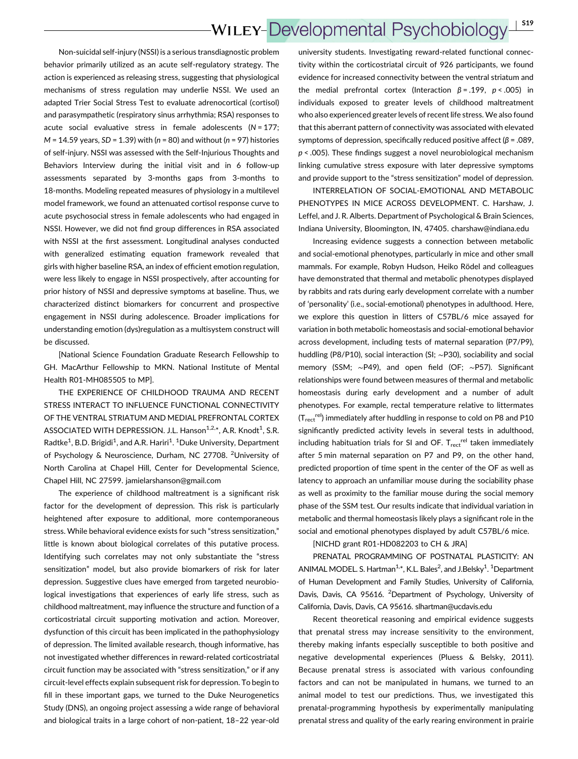Non-suicidal self-injury (NSSI) is a serious transdiagnostic problem behavior primarily utilized as an acute self-regulatory strategy. The action is experienced as releasing stress, suggesting that physiological mechanisms of stress regulation may underlie NSSI. We used an adapted Trier Social Stress Test to evaluate adrenocortical (cortisol) and parasympathetic (respiratory sinus arrhythmia; RSA) responses to acute social evaluative stress in female adolescents ($N = 177$; $M = 14.59$ years, $SD = 1.39$) with ($n = 80$) and without ($n = 97$) histories of self-injury. NSSI was assessed with the Self-Injurious Thoughts and Behaviors Interview during the initial visit and in 6 follow-up assessments separated by 3-months gaps from 3-months to 18-months. Modeling repeated measures of physiology in a multilevel model framework, we found an attenuated cortisol response curve to acute psychosocial stress in female adolescents who had engaged in NSSI. However, we did not find group differences in RSA associated with NSSI at the first assessment. Longitudinal analyses conducted with generalized estimating equation framework revealed that girls with higher baseline RSA, an index of efficient emotion regulation, were less likely to engage in NSSI prospectively, after accounting for prior history of NSSI and depressive symptoms at baseline. Thus, we characterized distinct biomarkers for concurrent and prospective engagement in NSSI during adolescence. Broader implications for understanding emotion (dys)regulation as a multisystem construct will be discussed.

[National Science Foundation Graduate Research Fellowship to GH. MacArthur Fellowship to MKN. National Institute of Mental Health R01-MH085505 to MP].

THE EXPERIENCE OF CHILDHOOD TRAUMA AND RECENT STRESS INTERACT TO INFLUENCE FUNCTIONAL CONNECTIVITY OF THE VENTRAL STRIATUM AND MEDIAL PREFRONTAL CORTEX ASSOCIATED WITH DEPRESSION. J.L. Hanson[1,2,*], A.R. Knodt[1], S.R. Radtke[1], B.D. Brigidi[1], and A.R. Hariri[1]. [1]Duke University, Department of Psychology & Neuroscience, Durham, NC 27708. [2]University of North Carolina at Chapel Hill, Center for Developmental Science, Chapel Hill, NC 27599. jamielarshanson@gmail.com

The experience of childhood maltreatment is a significant risk factor for the development of depression. This risk is particularly heightened after exposure to additional, more contemporaneous stress. While behavioral evidence exists for such "stress sensitization," little is known about biological correlates of this putative process. Identifying such correlates may not only substantiate the "stress sensitization" model, but also provide biomarkers of risk for later depression. Suggestive clues have emerged from targeted neurobiological investigations that experiences of early life stress, such as childhood maltreatment, may influence the structure and function of a corticostriatal circuit supporting motivation and action. Moreover, dysfunction of this circuit has been implicated in the pathophysiology of depression. The limited available research, though informative, has not investigated whether differences in reward-related corticostriatal circuit function may be associated with "stress sensitization," or if any circuit-level effects explain subsequent risk for depression. To begin to fill in these important gaps, we turned to the Duke Neurogenetics Study (DNS), an ongoing project assessing a wide range of behavioral and biological traits in a large cohort of non-patient, 18–22 year-old university students. Investigating reward-related functional connectivity within the corticostriatal circuit of 926 participants, we found evidence for increased connectivity between the ventral striatum and the medial prefrontal cortex (Interaction $\beta = .199$, $p < .005$) in individuals exposed to greater levels of childhood maltreatment who also experienced greater levels of recent life stress. We also found that this aberrant pattern of connectivity was associated with elevated symptoms of depression, specifically reduced positive affect ($\beta = .089$, $p < .005$). These findings suggest a novel neurobiological mechanism linking cumulative stress exposure with later depressive symptoms and provide support to the "stress sensitization" model of depression.

INTERRELATION OF SOCIAL-EMOTIONAL AND METABOLIC PHENOTYPES IN MICE ACROSS DEVELOPMENT. C. Harshaw, J. Leffel, and J. R. Alberts. Department of Psychological & Brain Sciences, Indiana University, Bloomington, IN, 47405. charshaw@indiana.edu

Increasing evidence suggests a connection between metabolic and social-emotional phenotypes, particularly in mice and other small mammals. For example, Robyn Hudson, Heiko Rödel and colleagues have demonstrated that thermal and metabolic phenotypes displayed by rabbits and rats during early development correlate with a number of 'personality' (i.e., social-emotional) phenotypes in adulthood. Here, we explore this question in litters of C57BL/6 mice assayed for variation in both metabolic homeostasis and social-emotional behavior across development, including tests of maternal separation (P7/P9), huddling (P8/P10), social interaction (SI; ~P30), sociability and social memory (SSM; ~P49), and open field (OF; ~P57). Significant relationships were found between measures of thermal and metabolic homeostasis during early development and a number of adult phenotypes. For example, rectal temperature relative to littermates ($T_{rect}^{rel}$) immediately after huddling in response to cold on P8 and P10 significantly predicted activity levels in several tests in adulthood, including habituation trials for SI and OF. $T_{rect}^{rel}$ taken immediately after 5 min maternal separation on P7 and P9, on the other hand, predicted proportion of time spent in the center of the OF as well as latency to approach an unfamiliar mouse during the sociability phase as well as proximity to the familiar mouse during the social memory phase of the SSM test. Our results indicate that individual variation in metabolic and thermal homeostasis likely plays a significant role in the social and emotional phenotypes displayed by adult C57BL/6 mice.

[NICHD grant R01-HD082203 to CH & JRA]

PRENATAL PROGRAMMING OF POSTNATAL PLASTICITY: AN ANIMAL MODEL. S. Hartman[1,*], K.L. Bales[2], and J.Belsky[1]. [1]Department of Human Development and Family Studies, University of California, Davis, Davis, CA 95616. [2]Department of Psychology, University of California, Davis, Davis, CA 95616. slhartman@ucdavis.edu

Recent theoretical reasoning and empirical evidence suggests that prenatal stress may increase sensitivity to the environment, thereby making infants especially susceptible to both positive and negative developmental experiences (Pluess & Belsky, 2011). Because prenatal stress is associated with various confounding factors and can not be manipulated in humans, we turned to an animal model to test our predictions. Thus, we investigated this prenatal-programming hypothesis by experimentally manipulating prenatal stress and quality of the early rearing environment in prairie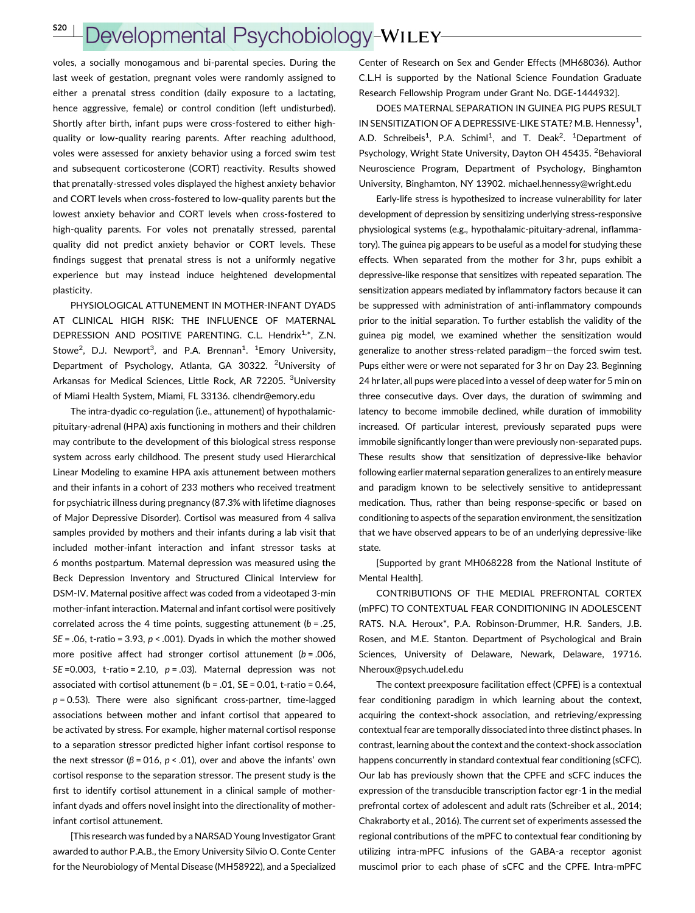voles, a socially monogamous and bi-parental species. During the last week of gestation, pregnant voles were randomly assigned to either a prenatal stress condition (daily exposure to a lactating, hence aggressive, female) or control condition (left undisturbed). Shortly after birth, infant pups were cross-fostered to either high-quality or low-quality rearing parents. After reaching adulthood, voles were assessed for anxiety behavior using a forced swim test and subsequent corticosterone (CORT) reactivity. Results showed that prenatally-stressed voles displayed the highest anxiety behavior and CORT levels when cross-fostered to low-quality parents but the lowest anxiety behavior and CORT levels when cross-fostered to high-quality parents. For voles not prenatally stressed, parental quality did not predict anxiety behavior or CORT levels. These findings suggest that prenatal stress is not a uniformly negative experience but may instead induce heightened developmental plasticity.

PHYSIOLOGICAL ATTUNEMENT IN MOTHER-INFANT DYADS AT CLINICAL HIGH RISK: THE INFLUENCE OF MATERNAL DEPRESSION AND POSITIVE PARENTING. C.L. Hendrix[1,*], Z.N. Stowe[2], D.J. Newport[3], and P.A. Brennan[1]. [1]Emory University, Department of Psychology, Atlanta, GA 30322. [2]University of Arkansas for Medical Sciences, Little Rock, AR 72205. [3]University of Miami Health System, Miami, FL 33136. clhendr@emory.edu

The intra-dyadic co-regulation (i.e., attunement) of hypothalamic-pituitary-adrenal (HPA) axis functioning in mothers and their children may contribute to the development of this biological stress response system across early childhood. The present study used Hierarchical Linear Modeling to examine HPA axis attunement between mothers and their infants in a cohort of 233 mothers who received treatment for psychiatric illness during pregnancy (87.3% with lifetime diagnoses of Major Depressive Disorder). Cortisol was measured from 4 saliva samples provided by mothers and their infants during a lab visit that included mother-infant interaction and infant stressor tasks at 6 months postpartum. Maternal depression was measured using the Beck Depression Inventory and Structured Clinical Interview for DSM-IV. Maternal positive affect was coded from a videotaped 3-min mother-infant interaction. Maternal and infant cortisol were positively correlated across the 4 time points, suggesting attunement ($b = .25$, $SE = .06$, t-ratio = 3.93, $p < .001$). Dyads in which the mother showed more positive affect had stronger cortisol attunement ($b = .006$, $SE = 0.003$, t-ratio = 2.10, $p = .03$). Maternal depression was not associated with cortisol attunement ($b = .01$, $SE = 0.01$, t-ratio = 0.64, $p = 0.53$). There were also significant cross-partner, time-lagged associations between mother and infant cortisol that appeared to be activated by stress. For example, higher maternal cortisol response to a separation stressor predicted higher infant cortisol response to the next stressor ($\beta = 016$, $p < .01$), over and above the infants' own cortisol response to the separation stressor. The present study is the first to identify cortisol attunement in a clinical sample of mother-infant dyads and offers novel insight into the directionality of mother-infant cortisol attunement.

[This research was funded by a NARSAD Young Investigator Grant awarded to author P.A.B., the Emory University Silvio O. Conte Center for the Neurobiology of Mental Disease (MH58922), and a Specialized Center of Research on Sex and Gender Effects (MH68036). Author C.L.H is supported by the National Science Foundation Graduate Research Fellowship Program under Grant No. DGE-1444932].

DOES MATERNAL SEPARATION IN GUINEA PIG PUPS RESULT IN SENSITIZATION OF A DEPRESSIVE-LIKE STATE? M.B. Hennessy[1], A.D. Schreibeis[1], P.A. Schiml[1], and T. Deak[2]. [1]Department of Psychology, Wright State University, Dayton OH 45435. [2]Behavioral Neuroscience Program, Department of Psychology, Binghamton University, Binghamton, NY 13902. michael.hennessy@wright.edu

Early-life stress is hypothesized to increase vulnerability for later development of depression by sensitizing underlying stress-responsive physiological systems (e.g., hypothalamic-pituitary-adrenal, inflammatory). The guinea pig appears to be useful as a model for studying these effects. When separated from the mother for 3 hr, pups exhibit a depressive-like response that sensitizes with repeated separation. The sensitization appears mediated by inflammatory factors because it can be suppressed with administration of anti-inflammatory compounds prior to the initial separation. To further establish the validity of the guinea pig model, we examined whether the sensitization would generalize to another stress-related paradigm—the forced swim test. Pups either were or were not separated for 3 hr on Day 23. Beginning 24 hr later, all pups were placed into a vessel of deep water for 5 min on three consecutive days. Over days, the duration of swimming and latency to become immobile declined, while duration of immobility increased. Of particular interest, previously separated pups were immobile significantly longer than were previously non-separated pups. These results show that sensitization of depressive-like behavior following earlier maternal separation generalizes to an entirely measure and paradigm known to be selectively sensitive to antidepressant medication. Thus, rather than being response-specific or based on conditioning to aspects of the separation environment, the sensitization that we have observed appears to be of an underlying depressive-like state.

[Supported by grant MH068228 from the National Institute of Mental Health].

CONTRIBUTIONS OF THE MEDIAL PREFRONTAL CORTEX (mPFC) TO CONTEXTUAL FEAR CONDITIONING IN ADOLESCENT RATS. N.A. Heroux*, P.A. Robinson-Drummer, H.R. Sanders, J.B. Rosen, and M.E. Stanton. Department of Psychological and Brain Sciences, University of Delaware, Newark, Delaware, 19716. Nheroux@psych.udel.edu

The context preexposure facilitation effect (CPFE) is a contextual fear conditioning paradigm in which learning about the context, acquiring the context-shock association, and retrieving/expressing contextual fear are temporally dissociated into three distinct phases. In contrast, learning about the context and the context-shock association happens concurrently in standard contextual fear conditioning (sCFC). Our lab has previously shown that the CPFE and sCFC induces the expression of the transducible transcription factor egr-1 in the medial prefrontal cortex of adolescent and adult rats (Schreiber et al., 2014; Chakraborty et al., 2016). The current set of experiments assessed the regional contributions of the mPFC to contextual fear conditioning by utilizing intra-mPFC infusions of the GABA-a receptor agonist muscimol prior to each phase of sCFC and the CPFE. Intra-mPFC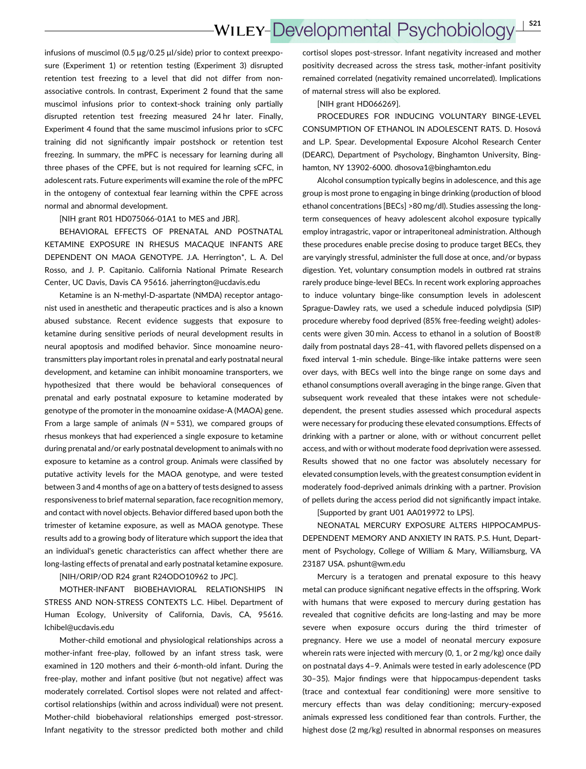infusions of muscimol (0.5 µg/0.25 µl/side) prior to context preexposure (Experiment 1) or retention testing (Experiment 3) disrupted retention test freezing to a level that did not differ from non-associative controls. In contrast, Experiment 2 found that the same muscimol infusions prior to context-shock training only partially disrupted retention test freezing measured 24 hr later. Finally, Experiment 4 found that the same muscimol infusions prior to sCFC training did not significantly impair postshock or retention test freezing. In summary, the mPFC is necessary for learning during all three phases of the CPFE, but is not required for learning sCFC, in adolescent rats. Future experiments will examine the role of the mPFC in the ontogeny of contextual fear learning within the CPFE across normal and abnormal development.

[NIH grant R01 HD075066-01A1 to MES and JBR].

BEHAVIORAL EFFECTS OF PRENATAL AND POSTNATAL KETAMINE EXPOSURE IN RHESUS MACAQUE INFANTS ARE DEPENDENT ON MAOA GENOTYPE. J.A. Herrington*, L. A. Del Rosso, and J. P. Capitanio. California National Primate Research Center, UC Davis, Davis CA 95616. jaherrington@ucdavis.edu

Ketamine is an N-methyl-D-aspartate (NMDA) receptor antagonist used in anesthetic and therapeutic practices and is also a known abused substance. Recent evidence suggests that exposure to ketamine during sensitive periods of neural development results in neural apoptosis and modified behavior. Since monoamine neurotransmitters play important roles in prenatal and early postnatal neural development, and ketamine can inhibit monoamine transporters, we hypothesized that there would be behavioral consequences of prenatal and early postnatal exposure to ketamine moderated by genotype of the promoter in the monoamine oxidase-A (MAOA) gene. From a large sample of animals (*N* = 531), we compared groups of rhesus monkeys that had experienced a single exposure to ketamine during prenatal and/or early postnatal development to animals with no exposure to ketamine as a control group. Animals were classified by putative activity levels for the MAOA genotype, and were tested between 3 and 4 months of age on a battery of tests designed to assess responsiveness to brief maternal separation, face recognition memory, and contact with novel objects. Behavior differed based upon both the trimester of ketamine exposure, as well as MAOA genotype. These results add to a growing body of literature which support the idea that an individual's genetic characteristics can affect whether there are long-lasting effects of prenatal and early postnatal ketamine exposure.

[NIH/ORIP/OD R24 grant R24OD010962 to JPC].

MOTHER-INFANT BIOBEHAVIORAL RELATIONSHIPS IN STRESS AND NON-STRESS CONTEXTS L.C. Hibel. Department of Human Ecology, University of California, Davis, CA, 95616. lchibel@ucdavis.edu

Mother-child emotional and physiological relationships across a mother-infant free-play, followed by an infant stress task, were examined in 120 mothers and their 6-month-old infant. During the free-play, mother and infant positive (but not negative) affect was moderately correlated. Cortisol slopes were not related and affect-cortisol relationships (within and across individual) were not present. Mother-child biobehavioral relationships emerged post-stressor. Infant negativity to the stressor predicted both mother and child cortisol slopes post-stressor. Infant negativity increased and mother positivity decreased across the stress task, mother-infant positivity remained correlated (negativity remained uncorrelated). Implications of maternal stress will also be explored.

[NIH grant HD066269].

PROCEDURES FOR INDUCING VOLUNTARY BINGE-LEVEL CONSUMPTION OF ETHANOL IN ADOLESCENT RATS. D. Hosová and L.P. Spear. Developmental Exposure Alcohol Research Center (DEARC), Department of Psychology, Binghamton University, Binghamton, NY 13902-6000. dhosova1@binghamton.edu

Alcohol consumption typically begins in adolescence, and this age group is most prone to engaging in binge drinking (production of blood ethanol concentrations [BECs] >80 mg/dl). Studies assessing the long-term consequences of heavy adolescent alcohol exposure typically employ intragastric, vapor or intraperitoneal administration. Although these procedures enable precise dosing to produce target BECs, they are varyingly stressful, administer the full dose at once, and/or bypass digestion. Yet, voluntary consumption models in outbred rat strains rarely produce binge-level BECs. In recent work exploring approaches to induce voluntary binge-like consumption levels in adolescent Sprague-Dawley rats, we used a schedule induced polydipsia (SIP) procedure whereby food deprived (85% free-feeding weight) adolescents were given 30 min. Access to ethanol in a solution of Boost® daily from postnatal days 28–41, with flavored pellets dispensed on a fixed interval 1-min schedule. Binge-like intake patterns were seen over days, with BECs well into the binge range on some days and ethanol consumptions overall averaging in the binge range. Given that subsequent work revealed that these intakes were not schedule-dependent, the present studies assessed which procedural aspects were necessary for producing these elevated consumptions. Effects of drinking with a partner or alone, with or without concurrent pellet access, and with or without moderate food deprivation were assessed. Results showed that no one factor was absolutely necessary for elevated consumption levels, with the greatest consumption evident in moderately food-deprived animals drinking with a partner. Provision of pellets during the access period did not significantly impact intake.

[Supported by grant U01 AA019972 to LPS].

NEONATAL MERCURY EXPOSURE ALTERS HIPPOCAMPUS-DEPENDENT MEMORY AND ANXIETY IN RATS. P.S. Hunt, Department of Psychology, College of William & Mary, Williamsburg, VA 23187 USA. pshunt@wm.edu

Mercury is a teratogen and prenatal exposure to this heavy metal can produce significant negative effects in the offspring. Work with humans that were exposed to mercury during gestation has revealed that cognitive deficits are long-lasting and may be more severe when exposure occurs during the third trimester of pregnancy. Here we use a model of neonatal mercury exposure wherein rats were injected with mercury (0, 1, or 2 mg/kg) once daily on postnatal days 4–9. Animals were tested in early adolescence (PD 30–35). Major findings were that hippocampus-dependent tasks (trace and contextual fear conditioning) were more sensitive to mercury effects than was delay conditioning; mercury-exposed animals expressed less conditioned fear than controls. Further, the highest dose (2 mg/kg) resulted in abnormal responses on measures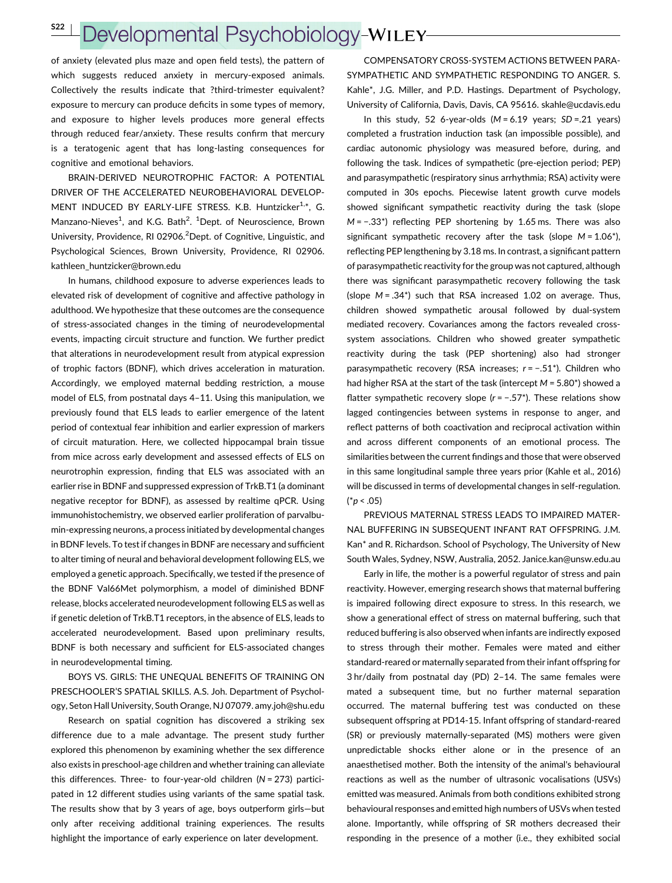of anxiety (elevated plus maze and open field tests), the pattern of which suggests reduced anxiety in mercury-exposed animals. Collectively the results indicate that ?third-trimester equivalent? exposure to mercury can produce deficits in some types of memory, and exposure to higher levels produces more general effects through reduced fear/anxiety. These results confirm that mercury is a teratogenic agent that has long-lasting consequences for cognitive and emotional behaviors.

BRAIN-DERIVED NEUROTROPHIC FACTOR: A POTENTIAL DRIVER OF THE ACCELERATED NEUROBEHAVIORAL DEVELOPMENT INDUCED BY EARLY-LIFE STRESS. K.B. Huntzicker[1,*], G. Manzano-Nieves[1], and K.G. Bath[2]. [1]Dept. of Neuroscience, Brown University, Providence, RI 02906. [2]Dept. of Cognitive, Linguistic, and Psychological Sciences, Brown University, Providence, RI 02906. kathleen_huntzicker@brown.edu

In humans, childhood exposure to adverse experiences leads to elevated risk of development of cognitive and affective pathology in adulthood. We hypothesize that these outcomes are the consequence of stress-associated changes in the timing of neurodevelopmental events, impacting circuit structure and function. We further predict that alterations in neurodevelopment result from atypical expression of trophic factors (BDNF), which drives acceleration in maturation. Accordingly, we employed maternal bedding restriction, a mouse model of ELS, from postnatal days 4–11. Using this manipulation, we previously found that ELS leads to earlier emergence of the latent period of contextual fear inhibition and earlier expression of markers of circuit maturation. Here, we collected hippocampal brain tissue from mice across early development and assessed effects of ELS on neurotrophin expression, finding that ELS was associated with an earlier rise in BDNF and suppressed expression of TrkB.T1 (a dominant negative receptor for BDNF), as assessed by realtime qPCR. Using immunohistochemistry, we observed earlier proliferation of parvalbumin-expressing neurons, a process initiated by developmental changes in BDNF levels. To test if changes in BDNF are necessary and sufficient to alter timing of neural and behavioral development following ELS, we employed a genetic approach. Specifically, we tested if the presence of the BDNF Val66Met polymorphism, a model of diminished BDNF release, blocks accelerated neurodevelopment following ELS as well as if genetic deletion of TrkB.T1 receptors, in the absence of ELS, leads to accelerated neurodevelopment. Based upon preliminary results, BDNF is both necessary and sufficient for ELS-associated changes in neurodevelopmental timing.

BOYS VS. GIRLS: THE UNEQUAL BENEFITS OF TRAINING ON PRESCHOOLER'S SPATIAL SKILLS. A.S. Joh. Department of Psychology, Seton Hall University, South Orange, NJ 07079. amy.joh@shu.edu

Research on spatial cognition has discovered a striking sex difference due to a male advantage. The present study further explored this phenomenon by examining whether the sex difference also exists in preschool-age children and whether training can alleviate this differences. Three- to four-year-old children ($N = 273$) participated in 12 different studies using variants of the same spatial task. The results show that by 3 years of age, boys outperform girls—but only after receiving additional training experiences. The results highlight the importance of early experience on later development.

COMPENSATORY CROSS-SYSTEM ACTIONS BETWEEN PARASYMPATHETIC AND SYMPATHETIC RESPONDING TO ANGER. S. Kahle*, J.G. Miller, and P.D. Hastings. Department of Psychology, University of California, Davis, Davis, CA 95616. skahle@ucdavis.edu

In this study, 52 6-year-olds ($M = 6.19$ years; $SD = .21$ years) completed a frustration induction task (an impossible possible), and cardiac autonomic physiology was measured before, during, and following the task. Indices of sympathetic (pre-ejection period; PEP) and parasympathetic (respiratory sinus arrhythmia; RSA) activity were computed in 30s epochs. Piecewise latent growth curve models showed significant sympathetic reactivity during the task (slope $M = -.33^*$) reflecting PEP shortening by 1.65 ms. There was also significant sympathetic recovery after the task (slope $M = 1.06^*$), reflecting PEP lengthening by 3.18 ms. In contrast, a significant pattern of parasympathetic reactivity for the group was not captured, although there was significant parasympathetic recovery following the task (slope $M = .34^*$) such that RSA increased 1.02 on average. Thus, children showed sympathetic arousal followed by dual-system mediated recovery. Covariances among the factors revealed cross-system associations. Children who showed greater sympathetic reactivity during the task (PEP shortening) also had stronger parasympathetic recovery (RSA increases; $r = -.51^*$). Children who had higher RSA at the start of the task (intercept $M = 5.80^*$) showed a flatter sympathetic recovery slope ($r = -.57^*$). These relations show lagged contingencies between systems in response to anger, and reflect patterns of both coactivation and reciprocal activation within and across different components of an emotional process. The similarities between the current findings and those that were observed in this same longitudinal sample three years prior (Kahle et al., 2016) will be discussed in terms of developmental changes in self-regulation. ($^*p < .05$)

PREVIOUS MATERNAL STRESS LEADS TO IMPAIRED MATERNAL BUFFERING IN SUBSEQUENT INFANT RAT OFFSPRING. J.M. Kan* and R. Richardson. School of Psychology, The University of New South Wales, Sydney, NSW, Australia, 2052. Janice.kan@unsw.edu.au

Early in life, the mother is a powerful regulator of stress and pain reactivity. However, emerging research shows that maternal buffering is impaired following direct exposure to stress. In this research, we show a generational effect of stress on maternal buffering, such that reduced buffering is also observed when infants are indirectly exposed to stress through their mother. Females were mated and either standard-reared or maternally separated from their infant offspring for 3 hr/daily from postnatal day (PD) 2–14. The same females were mated a subsequent time, but no further maternal separation occurred. The maternal buffering test was conducted on these subsequent offspring at PD14-15. Infant offspring of standard-reared (SR) or previously maternally-separated (MS) mothers were given unpredictable shocks either alone or in the presence of an anaesthetised mother. Both the intensity of the animal's behavioural reactions as well as the number of ultrasonic vocalisations (USVs) emitted was measured. Animals from both conditions exhibited strong behavioural responses and emitted high numbers of USVs when tested alone. Importantly, while offspring of SR mothers decreased their responding in the presence of a mother (i.e., they exhibited social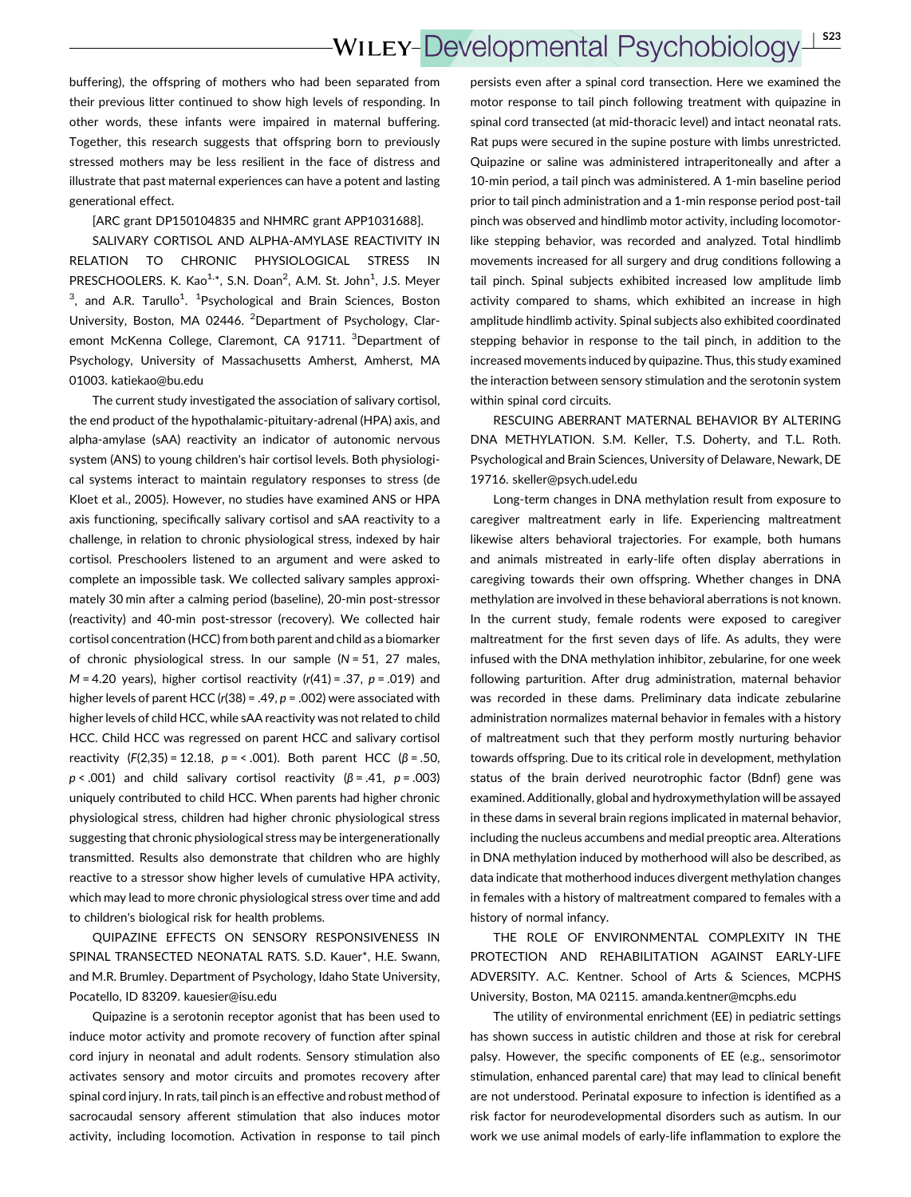buffering), the offspring of mothers who had been separated from their previous litter continued to show high levels of responding. In other words, these infants were impaired in maternal buffering. Together, this research suggests that offspring born to previously stressed mothers may be less resilient in the face of distress and illustrate that past maternal experiences can have a potent and lasting generational effect.

[ARC grant DP150104835 and NHMRC grant APP1031688].

SALIVARY CORTISOL AND ALPHA-AMYLASE REACTIVITY IN RELATION TO CHRONIC PHYSIOLOGICAL STRESS IN PRESCHOOLERS. K. Kao[1,*], S.N. Doan[2], A.M. St. John[1], J.S. Meyer[3], and A.R. Tarullo[1]. [1]Psychological and Brain Sciences, Boston University, Boston, MA 02446. [2]Department of Psychology, Claremont McKenna College, Claremont, CA 91711. [3]Department of Psychology, University of Massachusetts Amherst, Amherst, MA 01003. katiekao@bu.edu

The current study investigated the association of salivary cortisol, the end product of the hypothalamic-pituitary-adrenal (HPA) axis, and alpha-amylase (sAA) reactivity an indicator of autonomic nervous system (ANS) to young children's hair cortisol levels. Both physiological systems interact to maintain regulatory responses to stress (de Kloet et al., 2005). However, no studies have examined ANS or HPA axis functioning, specifically salivary cortisol and sAA reactivity to a challenge, in relation to chronic physiological stress, indexed by hair cortisol. Preschoolers listened to an argument and were asked to complete an impossible task. We collected salivary samples approximately 30 min after a calming period (baseline), 20-min post-stressor (reactivity) and 40-min post-stressor (recovery). We collected hair cortisol concentration (HCC) from both parent and child as a biomarker of chronic physiological stress. In our sample ($N = 51$, 27 males, $M = 4.20$ years), higher cortisol reactivity ($r(41) = .37$, $p = .019$) and higher levels of parent HCC ($r(38) = .49$, $p = .002$) were associated with higher levels of child HCC, while sAA reactivity was not related to child HCC. Child HCC was regressed on parent HCC and salivary cortisol reactivity ($F(2,35) = 12.18$, $p = < .001$). Both parent HCC ($\beta = .50$, $p < .001$) and child salivary cortisol reactivity ($\beta = .41$, $p = .003$) uniquely contributed to child HCC. When parents had higher chronic physiological stress, children had higher chronic physiological stress suggesting that chronic physiological stress may be intergenerationally transmitted. Results also demonstrate that children who are highly reactive to a stressor show higher levels of cumulative HPA activity, which may lead to more chronic physiological stress over time and add to children's biological risk for health problems.

QUIPAZINE EFFECTS ON SENSORY RESPONSIVENESS IN SPINAL TRANSECTED NEONATAL RATS. S.D. Kauer*, H.E. Swann, and M.R. Brumley. Department of Psychology, Idaho State University, Pocatello, ID 83209. kauesier@isu.edu

Quipazine is a serotonin receptor agonist that has been used to induce motor activity and promote recovery of function after spinal cord injury in neonatal and adult rodents. Sensory stimulation also activates sensory and motor circuits and promotes recovery after spinal cord injury. In rats, tail pinch is an effective and robust method of sacrocaudal sensory afferent stimulation that also induces motor activity, including locomotion. Activation in response to tail pinch persists even after a spinal cord transection. Here we examined the motor response to tail pinch following treatment with quipazine in spinal cord transected (at mid-thoracic level) and intact neonatal rats. Rat pups were secured in the supine posture with limbs unrestricted. Quipazine or saline was administered intraperitoneally and after a 10-min period, a tail pinch was administered. A 1-min baseline period prior to tail pinch administration and a 1-min response period post-tail pinch was observed and hindlimb motor activity, including locomotor-like stepping behavior, was recorded and analyzed. Total hindlimb movements increased for all surgery and drug conditions following a tail pinch. Spinal subjects exhibited increased low amplitude limb activity compared to shams, which exhibited an increase in high amplitude hindlimb activity. Spinal subjects also exhibited coordinated stepping behavior in response to the tail pinch, in addition to the increased movements induced by quipazine. Thus, this study examined the interaction between sensory stimulation and the serotonin system within spinal cord circuits.

RESCUING ABERRANT MATERNAL BEHAVIOR BY ALTERING DNA METHYLATION. S.M. Keller, T.S. Doherty, and T.L. Roth. Psychological and Brain Sciences, University of Delaware, Newark, DE 19716. skeller@psych.udel.edu

Long-term changes in DNA methylation result from exposure to caregiver maltreatment early in life. Experiencing maltreatment likewise alters behavioral trajectories. For example, both humans and animals mistreated in early-life often display aberrations in caregiving towards their own offspring. Whether changes in DNA methylation are involved in these behavioral aberrations is not known. In the current study, female rodents were exposed to caregiver maltreatment for the first seven days of life. As adults, they were infused with the DNA methylation inhibitor, zebularine, for one week following parturition. After drug administration, maternal behavior was recorded in these dams. Preliminary data indicate zebularine administration normalizes maternal behavior in females with a history of maltreatment such that they perform mostly nurturing behavior towards offspring. Due to its critical role in development, methylation status of the brain derived neurotrophic factor (Bdnf) gene was examined. Additionally, global and hydroxymethylation will be assayed in these dams in several brain regions implicated in maternal behavior, including the nucleus accumbens and medial preoptic area. Alterations in DNA methylation induced by motherhood will also be described, as data indicate that motherhood induces divergent methylation changes in females with a history of maltreatment compared to females with a history of normal infancy.

THE ROLE OF ENVIRONMENTAL COMPLEXITY IN THE PROTECTION AND REHABILITATION AGAINST EARLY-LIFE ADVERSITY. A.C. Kentner. School of Arts & Sciences, MCPHS University, Boston, MA 02115. amanda.kentner@mcphs.edu

The utility of environmental enrichment (EE) in pediatric settings has shown success in autistic children and those at risk for cerebral palsy. However, the specific components of EE (e.g., sensorimotor stimulation, enhanced parental care) that may lead to clinical benefit are not understood. Perinatal exposure to infection is identified as a risk factor for neurodevelopmental disorders such as autism. In our work we use animal models of early-life inflammation to explore the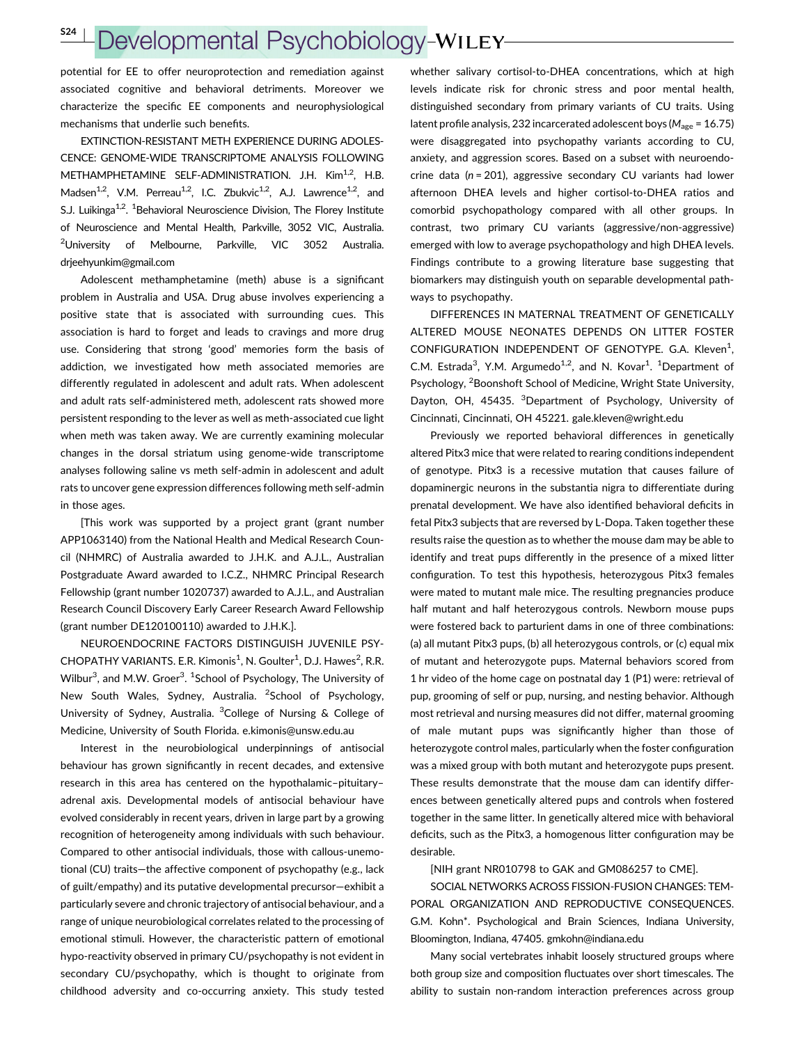potential for EE to offer neuroprotection and remediation against associated cognitive and behavioral detriments. Moreover we characterize the specific EE components and neurophysiological mechanisms that underlie such benefits.

EXTINCTION-RESISTANT METH EXPERIENCE DURING ADOLESCENCE: GENOME-WIDE TRANSCRIPTOME ANALYSIS FOLLOWING METHAMPHETAMINE SELF-ADMINISTRATION. J.H. Kim[1,2], H.B. Madsen[1,2], V.M. Perreau[1,2], I.C. Zbukvic[1,2], A.J. Lawrence[1,2], and S.J. Luikinga[1,2]. [1]Behavioral Neuroscience Division, The Florey Institute of Neuroscience and Mental Health, Parkville, 3052 VIC, Australia. [2]University of Melbourne, Parkville, VIC 3052 Australia. drjeehyunkim@gmail.com

Adolescent methamphetamine (meth) abuse is a significant problem in Australia and USA. Drug abuse involves experiencing a positive state that is associated with surrounding cues. This association is hard to forget and leads to cravings and more drug use. Considering that strong 'good' memories form the basis of addiction, we investigated how meth associated memories are differently regulated in adolescent and adult rats. When adolescent and adult rats self-administered meth, adolescent rats showed more persistent responding to the lever as well as meth-associated cue light when meth was taken away. We are currently examining molecular changes in the dorsal striatum using genome-wide transcriptome analyses following saline vs meth self-admin in adolescent and adult rats to uncover gene expression differences following meth self-admin in those ages.

[This work was supported by a project grant (grant number APP1063140) from the National Health and Medical Research Council (NHMRC) of Australia awarded to J.H.K. and A.J.L., Australian Postgraduate Award awarded to I.C.Z., NHMRC Principal Research Fellowship (grant number 1020737) awarded to A.J.L., and Australian Research Council Discovery Early Career Research Award Fellowship (grant number DE120100110) awarded to J.H.K.].

NEUROENDOCRINE FACTORS DISTINGUISH JUVENILE PSYCHOPATHY VARIANTS. E.R. Kimonis[1], N. Goulter[1], D.J. Hawes[2], R.R. Wilbur[3], and M.W. Groer[3]. [1]School of Psychology, The University of New South Wales, Sydney, Australia. [2]School of Psychology, University of Sydney, Australia. [3]College of Nursing & College of Medicine, University of South Florida. e.kimonis@unsw.edu.au

Interest in the neurobiological underpinnings of antisocial behaviour has grown significantly in recent decades, and extensive research in this area has centered on the hypothalamic–pituitary–adrenal axis. Developmental models of antisocial behaviour have evolved considerably in recent years, driven in large part by a growing recognition of heterogeneity among individuals with such behaviour. Compared to other antisocial individuals, those with callous-unemotional (CU) traits—the affective component of psychopathy (e.g., lack of guilt/empathy) and its putative developmental precursor—exhibit a particularly severe and chronic trajectory of antisocial behaviour, and a range of unique neurobiological correlates related to the processing of emotional stimuli. However, the characteristic pattern of emotional hypo-reactivity observed in primary CU/psychopathy is not evident in secondary CU/psychopathy, which is thought to originate from childhood adversity and co-occurring anxiety. This study tested whether salivary cortisol-to-DHEA concentrations, which at high levels indicate risk for chronic stress and poor mental health, distinguished secondary from primary variants of CU traits. Using latent profile analysis, 232 incarcerated adolescent boys ($M_{age}$ = 16.75) were disaggregated into psychopathy variants according to CU, anxiety, and aggression scores. Based on a subset with neuroendocrine data ($n$ = 201), aggressive secondary CU variants had lower afternoon DHEA levels and higher cortisol-to-DHEA ratios and comorbid psychopathology compared with all other groups. In contrast, two primary CU variants (aggressive/non-aggressive) emerged with low to average psychopathology and high DHEA levels. Findings contribute to a growing literature base suggesting that biomarkers may distinguish youth on separable developmental pathways to psychopathy.

DIFFERENCES IN MATERNAL TREATMENT OF GENETICALLY ALTERED MOUSE NEONATES DEPENDS ON LITTER FOSTER CONFIGURATION INDEPENDENT OF GENOTYPE. G.A. Kleven[1], C.M. Estrada[3], Y.M. Argumedo[1,2], and N. Kovar[1]. [1]Department of Psychology, [2]Boonshoft School of Medicine, Wright State University, Dayton, OH, 45435. [3]Department of Psychology, University of Cincinnati, Cincinnati, OH 45221. gale.kleven@wright.edu

Previously we reported behavioral differences in genetically altered Pitx3 mice that were related to rearing conditions independent of genotype. Pitx3 is a recessive mutation that causes failure of dopaminergic neurons in the substantia nigra to differentiate during prenatal development. We have also identified behavioral deficits in fetal Pitx3 subjects that are reversed by L-Dopa. Taken together these results raise the question as to whether the mouse dam may be able to identify and treat pups differently in the presence of a mixed litter configuration. To test this hypothesis, heterozygous Pitx3 females were mated to mutant male mice. The resulting pregnancies produce half mutant and half heterozygous controls. Newborn mouse pups were fostered back to parturient dams in one of three combinations: (a) all mutant Pitx3 pups, (b) all heterozygous controls, or (c) equal mix of mutant and heterozygote pups. Maternal behaviors scored from 1 hr video of the home cage on postnatal day 1 (P1) were: retrieval of pup, grooming of self or pup, nursing, and nesting behavior. Although most retrieval and nursing measures did not differ, maternal grooming of male mutant pups was significantly higher than those of heterozygote control males, particularly when the foster configuration was a mixed group with both mutant and heterozygote pups present. These results demonstrate that the mouse dam can identify differences between genetically altered pups and controls when fostered together in the same litter. In genetically altered mice with behavioral deficits, such as the Pitx3, a homogenous litter configuration may be desirable.

[NIH grant NR010798 to GAK and GM086257 to CME].

SOCIAL NETWORKS ACROSS FISSION-FUSION CHANGES: TEMPORAL ORGANIZATION AND REPRODUCTIVE CONSEQUENCES. G.M. Kohn*. Psychological and Brain Sciences, Indiana University, Bloomington, Indiana, 47405. gmkohn@indiana.edu

Many social vertebrates inhabit loosely structured groups where both group size and composition fluctuates over short timescales. The ability to sustain non-random interaction preferences across group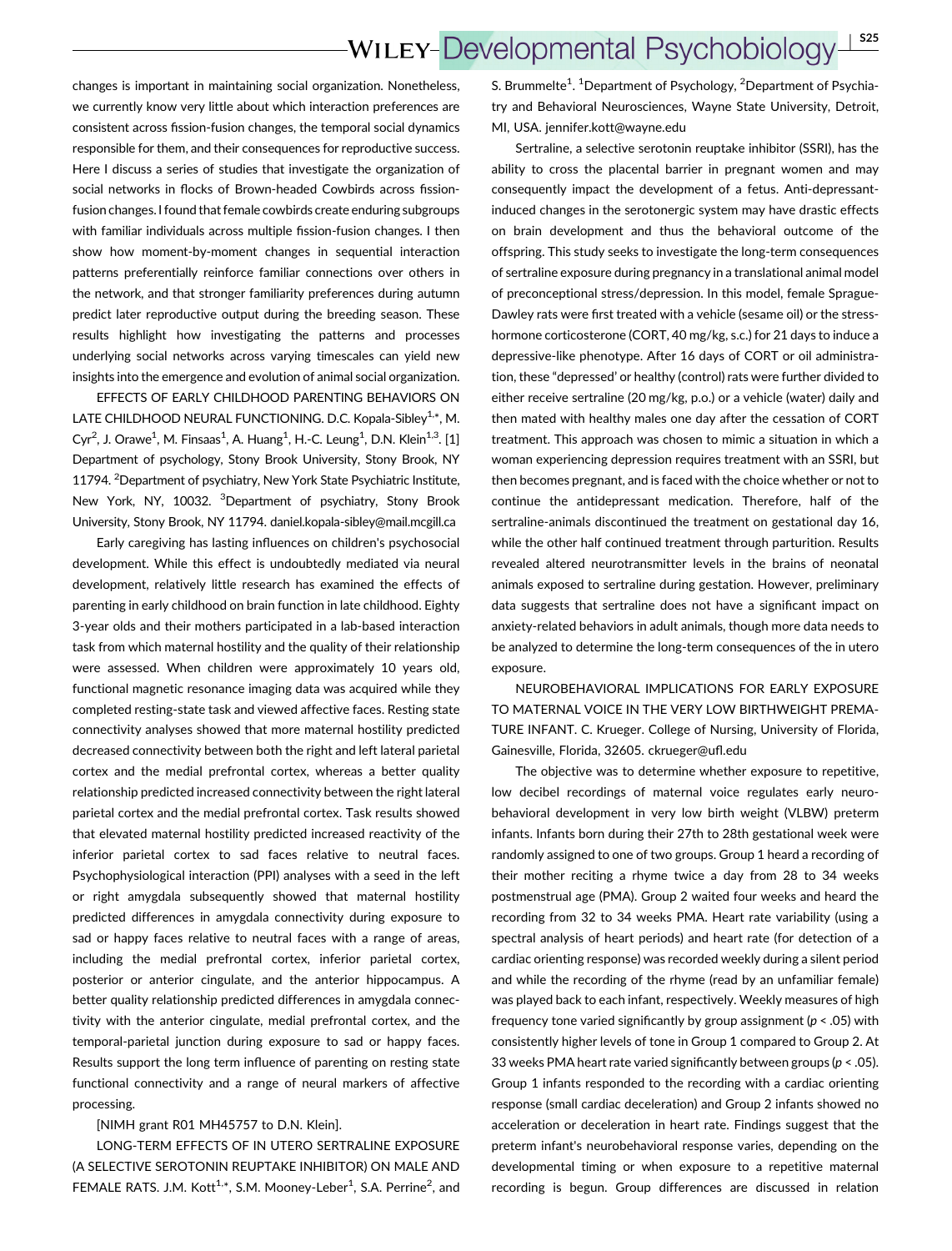changes is important in maintaining social organization. Nonetheless, we currently know very little about which interaction preferences are consistent across fission-fusion changes, the temporal social dynamics responsible for them, and their consequences for reproductive success. Here I discuss a series of studies that investigate the organization of social networks in flocks of Brown-headed Cowbirds across fission-fusion changes. I found that female cowbirds create enduring subgroups with familiar individuals across multiple fission-fusion changes. I then show how moment-by-moment changes in sequential interaction patterns preferentially reinforce familiar connections over others in the network, and that stronger familiarity preferences during autumn predict later reproductive output during the breeding season. These results highlight how investigating the patterns and processes underlying social networks across varying timescales can yield new insights into the emergence and evolution of animal social organization.

EFFECTS OF EARLY CHILDHOOD PARENTING BEHAVIORS ON LATE CHILDHOOD NEURAL FUNCTIONING. D.C. Kopala-Sibley[1,*], M. Cyr[2], J. Orawe[1], M. Finsaas[1], A. Huang[1], H.-C. Leung[1], D.N. Klein[1,3]. [1] Department of psychology, Stony Brook University, Stony Brook, NY 11794. [2]Department of psychiatry, New York State Psychiatric Institute, New York, NY, 10032. [3]Department of psychiatry, Stony Brook University, Stony Brook, NY 11794. daniel.kopala-sibley@mail.mcgill.ca

Early caregiving has lasting influences on children's psychosocial development. While this effect is undoubtedly mediated via neural development, relatively little research has examined the effects of parenting in early childhood on brain function in late childhood. Eighty 3-year olds and their mothers participated in a lab-based interaction task from which maternal hostility and the quality of their relationship were assessed. When children were approximately 10 years old, functional magnetic resonance imaging data was acquired while they completed resting-state task and viewed affective faces. Resting state connectivity analyses showed that more maternal hostility predicted decreased connectivity between both the right and left lateral parietal cortex and the medial prefrontal cortex, whereas a better quality relationship predicted increased connectivity between the right lateral parietal cortex and the medial prefrontal cortex. Task results showed that elevated maternal hostility predicted increased reactivity of the inferior parietal cortex to sad faces relative to neutral faces. Psychophysiological interaction (PPI) analyses with a seed in the left or right amygdala subsequently showed that maternal hostility predicted differences in amygdala connectivity during exposure to sad or happy faces relative to neutral faces with a range of areas, including the medial prefrontal cortex, inferior parietal cortex, posterior or anterior cingulate, and the anterior hippocampus. A better quality relationship predicted differences in amygdala connectivity with the anterior cingulate, medial prefrontal cortex, and the temporal-parietal junction during exposure to sad or happy faces. Results support the long term influence of parenting on resting state functional connectivity and a range of neural markers of affective processing.

[NIMH grant R01 MH45757 to D.N. Klein].

LONG-TERM EFFECTS OF IN UTERO SERTRALINE EXPOSURE (A SELECTIVE SEROTONIN REUPTAKE INHIBITOR) ON MALE AND FEMALE RATS. J.M. Kott[1,*], S.M. Mooney-Leber[1], S.A. Perrine[2], and S. Brummelte[1]. [1]Department of Psychology, [2]Department of Psychiatry and Behavioral Neurosciences, Wayne State University, Detroit, MI, USA. jennifer.kott@wayne.edu

Sertraline, a selective serotonin reuptake inhibitor (SSRI), has the ability to cross the placental barrier in pregnant women and may consequently impact the development of a fetus. Anti-depressant-induced changes in the serotonergic system may have drastic effects on brain development and thus the behavioral outcome of the offspring. This study seeks to investigate the long-term consequences of sertraline exposure during pregnancy in a translational animal model of preconceptional stress/depression. In this model, female Sprague-Dawley rats were first treated with a vehicle (sesame oil) or the stress-hormone corticosterone (CORT, 40 mg/kg, s.c.) for 21 days to induce a depressive-like phenotype. After 16 days of CORT or oil administration, these "depressed' or healthy (control) rats were further divided to either receive sertraline (20 mg/kg, p.o.) or a vehicle (water) daily and then mated with healthy males one day after the cessation of CORT treatment. This approach was chosen to mimic a situation in which a woman experiencing depression requires treatment with an SSRI, but then becomes pregnant, and is faced with the choice whether or not to continue the antidepressant medication. Therefore, half of the sertraline-animals discontinued the treatment on gestational day 16, while the other half continued treatment through parturition. Results revealed altered neurotransmitter levels in the brains of neonatal animals exposed to sertraline during gestation. However, preliminary data suggests that sertraline does not have a significant impact on anxiety-related behaviors in adult animals, though more data needs to be analyzed to determine the long-term consequences of the in utero exposure.

NEUROBEHAVIORAL IMPLICATIONS FOR EARLY EXPOSURE TO MATERNAL VOICE IN THE VERY LOW BIRTHWEIGHT PREMATURE INFANT. C. Krueger. College of Nursing, University of Florida, Gainesville, Florida, 32605. ckrueger@ufl.edu

The objective was to determine whether exposure to repetitive, low decibel recordings of maternal voice regulates early neurobehavioral development in very low birth weight (VLBW) preterm infants. Infants born during their 27th to 28th gestational week were randomly assigned to one of two groups. Group 1 heard a recording of their mother reciting a rhyme twice a day from 28 to 34 weeks postmenstrual age (PMA). Group 2 waited four weeks and heard the recording from 32 to 34 weeks PMA. Heart rate variability (using a spectral analysis of heart periods) and heart rate (for detection of a cardiac orienting response) was recorded weekly during a silent period and while the recording of the rhyme (read by an unfamiliar female) was played back to each infant, respectively. Weekly measures of high frequency tone varied significantly by group assignment ($p < .05$) with consistently higher levels of tone in Group 1 compared to Group 2. At 33 weeks PMA heart rate varied significantly between groups ($p < .05$). Group 1 infants responded to the recording with a cardiac orienting response (small cardiac deceleration) and Group 2 infants showed no acceleration or deceleration in heart rate. Findings suggest that the preterm infant's neurobehavioral response varies, depending on the developmental timing or when exposure to a repetitive maternal recording is begun. Group differences are discussed in relation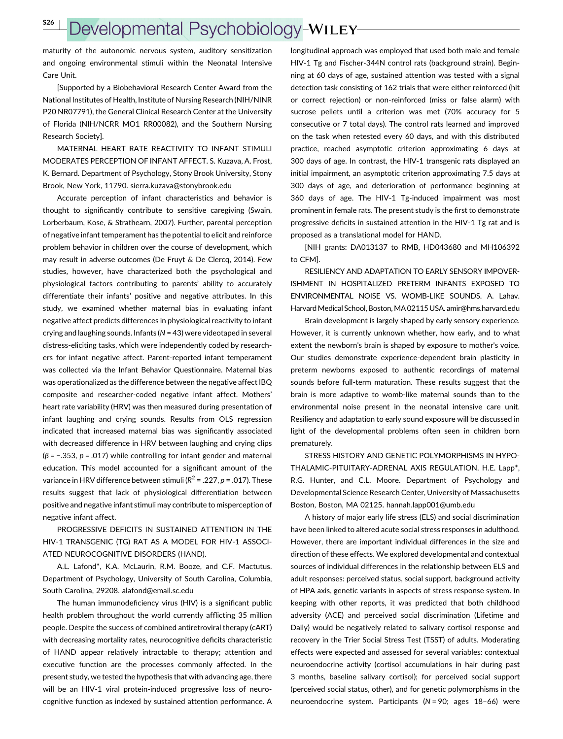maturity of the autonomic nervous system, auditory sensitization and ongoing environmental stimuli within the Neonatal Intensive Care Unit.

[Supported by a Biobehavioral Research Center Award from the National Institutes of Health, Institute of Nursing Research (NIH/NINR P20 NR07791), the General Clinical Research Center at the University of Florida (NIH/NCRR MO1 RR00082), and the Southern Nursing Research Society].

MATERNAL HEART RATE REACTIVITY TO INFANT STIMULI MODERATES PERCEPTION OF INFANT AFFECT. S. Kuzava, A. Frost, K. Bernard. Department of Psychology, Stony Brook University, Stony Brook, New York, 11790. sierra.kuzava@stonybrook.edu

Accurate perception of infant characteristics and behavior is thought to significantly contribute to sensitive caregiving (Swain, Lorberbaum, Kose, & Strathearn, 2007). Further, parental perception of negative infant temperament has the potential to elicit and reinforce problem behavior in children over the course of development, which may result in adverse outcomes (De Fruyt & De Clercq, 2014). Few studies, however, have characterized both the psychological and physiological factors contributing to parents' ability to accurately differentiate their infants' positive and negative attributes. In this study, we examined whether maternal bias in evaluating infant negative affect predicts differences in physiological reactivity to infant crying and laughing sounds. Infants ($N$ = 43) were videotaped in several distress-eliciting tasks, which were independently coded by researchers for infant negative affect. Parent-reported infant temperament was collected via the Infant Behavior Questionnaire. Maternal bias was operationalized as the difference between the negative affect IBQ composite and researcher-coded negative infant affect. Mothers' heart rate variability (HRV) was then measured during presentation of infant laughing and crying sounds. Results from OLS regression indicated that increased maternal bias was significantly associated with decreased difference in HRV between laughing and crying clips ($\beta$ = −.353, $p$ = .017) while controlling for infant gender and maternal education. This model accounted for a significant amount of the variance in HRV difference between stimuli ($R^2$ = .227, $p$ = .017). These results suggest that lack of physiological differentiation between positive and negative infant stimuli may contribute to misperception of negative infant affect.

PROGRESSIVE DEFICITS IN SUSTAINED ATTENTION IN THE HIV-1 TRANSGENIC (TG) RAT AS A MODEL FOR HIV-1 ASSOCIATED NEUROCOGNITIVE DISORDERS (HAND).

A.L. Lafond*, K.A. McLaurin, R.M. Booze, and C.F. Mactutus. Department of Psychology, University of South Carolina, Columbia, South Carolina, 29208. alafond@email.sc.edu

The human immunodeficiency virus (HIV) is a significant public health problem throughout the world currently afflicting 35 million people. Despite the success of combined antiretroviral therapy (cART) with decreasing mortality rates, neurocognitive deficits characteristic of HAND appear relatively intractable to therapy; attention and executive function are the processes commonly affected. In the present study, we tested the hypothesis that with advancing age, there will be an HIV-1 viral protein-induced progressive loss of neurocognitive function as indexed by sustained attention performance. A longitudinal approach was employed that used both male and female HIV-1 Tg and Fischer-344N control rats (background strain). Beginning at 60 days of age, sustained attention was tested with a signal detection task consisting of 162 trials that were either reinforced (hit or correct rejection) or non-reinforced (miss or false alarm) with sucrose pellets until a criterion was met (70% accuracy for 5 consecutive or 7 total days). The control rats learned and improved on the task when retested every 60 days, and with this distributed practice, reached asymptotic criterion approximating 6 days at 300 days of age. In contrast, the HIV-1 transgenic rats displayed an initial impairment, an asymptotic criterion approximating 7.5 days at 300 days of age, and deterioration of performance beginning at 360 days of age. The HIV-1 Tg-induced impairment was most prominent in female rats. The present study is the first to demonstrate progressive deficits in sustained attention in the HIV-1 Tg rat and is proposed as a translational model for HAND.

[NIH grants: DA013137 to RMB, HD043680 and MH106392 to CFM].

RESILIENCY AND ADAPTATION TO EARLY SENSORY IMPOVERISHMENT IN HOSPITALIZED PRETERM INFANTS EXPOSED TO ENVIRONMENTAL NOISE VS. WOMB-LIKE SOUNDS. A. Lahav. Harvard Medical School, Boston, MA 02115 USA. amir@hms.harvard.edu

Brain development is largely shaped by early sensory experience. However, it is currently unknown whether, how early, and to what extent the newborn's brain is shaped by exposure to mother's voice. Our studies demonstrate experience-dependent brain plasticity in preterm newborns exposed to authentic recordings of maternal sounds before full-term maturation. These results suggest that the brain is more adaptive to womb-like maternal sounds than to the environmental noise present in the neonatal intensive care unit. Resiliency and adaptation to early sound exposure will be discussed in light of the developmental problems often seen in children born prematurely.

STRESS HISTORY AND GENETIC POLYMORPHISMS IN HYPOTHALAMIC-PITUITARY-ADRENAL AXIS REGULATION. H.E. Lapp*, R.G. Hunter, and C.L. Moore. Department of Psychology and Developmental Science Research Center, University of Massachusetts Boston, Boston, MA 02125. hannah.lapp001@umb.edu

A history of major early life stress (ELS) and social discrimination have been linked to altered acute social stress responses in adulthood. However, there are important individual differences in the size and direction of these effects. We explored developmental and contextual sources of individual differences in the relationship between ELS and adult responses: perceived status, social support, background activity of HPA axis, genetic variants in aspects of stress response system. In keeping with other reports, it was predicted that both childhood adversity (ACE) and perceived social discrimination (Lifetime and Daily) would be negatively related to salivary cortisol response and recovery in the Trier Social Stress Test (TSST) of adults. Moderating effects were expected and assessed for several variables: contextual neuroendocrine activity (cortisol accumulations in hair during past 3 months, baseline salivary cortisol); for perceived social support (perceived social status, other), and for genetic polymorphisms in the neuroendocrine system. Participants ($N$ = 90; ages 18–66) were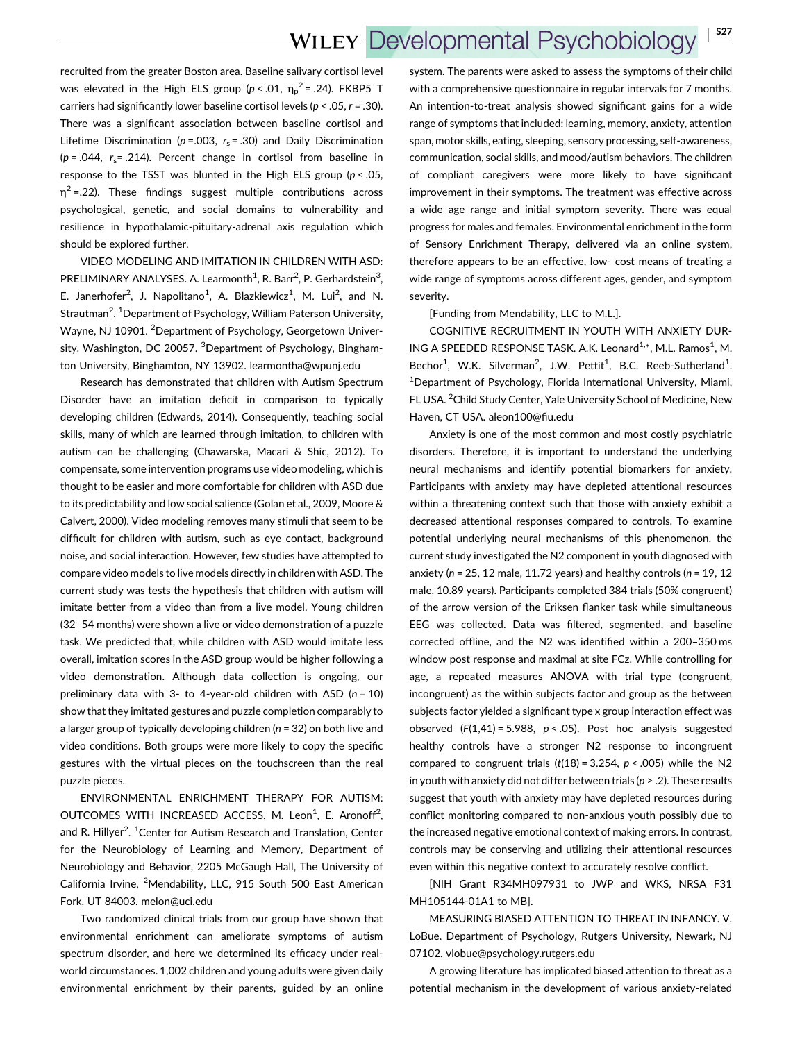recruited from the greater Boston area. Baseline salivary cortisol level was elevated in the High ELS group ($p < .01$, $\eta_p^2 = .24$). FKBP5 T carriers had significantly lower baseline cortisol levels ($p < .05$, $r = .30$). There was a significant association between baseline cortisol and Lifetime Discrimination ($p = .003$, $r_s = .30$) and Daily Discrimination ($p = .044$, $r_s = .214$). Percent change in cortisol from baseline in response to the TSST was blunted in the High ELS group ($p < .05$, $\eta^2 = .22$). These findings suggest multiple contributions across psychological, genetic, and social domains to vulnerability and resilience in hypothalamic-pituitary-adrenal axis regulation which should be explored further.

VIDEO MODELING AND IMITATION IN CHILDREN WITH ASD: PRELIMINARY ANALYSES. A. Learmonth[1], R. Barr[2], P. Gerhardstein[3], E. Janerhofer[2], J. Napolitano[1], A. Blazkiewicz[1], M. Lui[2], and N. Strautman[2]. [1]Department of Psychology, William Paterson University, Wayne, NJ 10901. [2]Department of Psychology, Georgetown University, Washington, DC 20057. [3]Department of Psychology, Binghamton University, Binghamton, NY 13902. learmontha@wpunj.edu

Research has demonstrated that children with Autism Spectrum Disorder have an imitation deficit in comparison to typically developing children (Edwards, 2014). Consequently, teaching social skills, many of which are learned through imitation, to children with autism can be challenging (Chawarska, Macari & Shic, 2012). To compensate, some intervention programs use video modeling, which is thought to be easier and more comfortable for children with ASD due to its predictability and low social salience (Golan et al., 2009, Moore & Calvert, 2000). Video modeling removes many stimuli that seem to be difficult for children with autism, such as eye contact, background noise, and social interaction. However, few studies have attempted to compare video models to live models directly in children with ASD. The current study was tests the hypothesis that children with autism will imitate better from a video than from a live model. Young children (32–54 months) were shown a live or video demonstration of a puzzle task. We predicted that, while children with ASD would imitate less overall, imitation scores in the ASD group would be higher following a video demonstration. Although data collection is ongoing, our preliminary data with 3- to 4-year-old children with ASD ($n = 10$) show that they imitated gestures and puzzle completion comparably to a larger group of typically developing children ($n = 32$) on both live and video conditions. Both groups were more likely to copy the specific gestures with the virtual pieces on the touchscreen than the real puzzle pieces.

ENVIRONMENTAL ENRICHMENT THERAPY FOR AUTISM: OUTCOMES WITH INCREASED ACCESS. M. Leon[1], E. Aronoff[2], and R. Hillyer[2]. [1]Center for Autism Research and Translation, Center for the Neurobiology of Learning and Memory, Department of Neurobiology and Behavior, 2205 McGaugh Hall, The University of California Irvine, [2]Mendability, LLC, 915 South 500 East American Fork, UT 84003. melon@uci.edu

Two randomized clinical trials from our group have shown that environmental enrichment can ameliorate symptoms of autism spectrum disorder, and here we determined its efficacy under real-world circumstances. 1,002 children and young adults were given daily environmental enrichment by their parents, guided by an online system. The parents were asked to assess the symptoms of their child with a comprehensive questionnaire in regular intervals for 7 months. An intention-to-treat analysis showed significant gains for a wide range of symptoms that included: learning, memory, anxiety, attention span, motor skills, eating, sleeping, sensory processing, self-awareness, communication, social skills, and mood/autism behaviors. The children of compliant caregivers were more likely to have significant improvement in their symptoms. The treatment was effective across a wide age range and initial symptom severity. There was equal progress for males and females. Environmental enrichment in the form of Sensory Enrichment Therapy, delivered via an online system, therefore appears to be an effective, low- cost means of treating a wide range of symptoms across different ages, gender, and symptom severity.

[Funding from Mendability, LLC to M.L.].

COGNITIVE RECRUITMENT IN YOUTH WITH ANXIETY DURING A SPEEDED RESPONSE TASK. A.K. Leonard[1,*], M.L. Ramos[1], M. Bechor[1], W.K. Silverman[2], J.W. Pettit[1], B.C. Reeb-Sutherland[1]. [1]Department of Psychology, Florida International University, Miami, FL USA. [2]Child Study Center, Yale University School of Medicine, New Haven, CT USA. aleon100@fiu.edu

Anxiety is one of the most common and most costly psychiatric disorders. Therefore, it is important to understand the underlying neural mechanisms and identify potential biomarkers for anxiety. Participants with anxiety may have depleted attentional resources within a threatening context such that those with anxiety exhibit a decreased attentional responses compared to controls. To examine potential underlying neural mechanisms of this phenomenon, the current study investigated the N2 component in youth diagnosed with anxiety ($n = 25$, 12 male, 11.72 years) and healthy controls ($n = 19$, 12 male, 10.89 years). Participants completed 384 trials (50% congruent) of the arrow version of the Eriksen flanker task while simultaneous EEG was collected. Data was filtered, segmented, and baseline corrected offline, and the N2 was identified within a 200–350 ms window post response and maximal at site FCz. While controlling for age, a repeated measures ANOVA with trial type (congruent, incongruent) as the within subjects factor and group as the between subjects factor yielded a significant type x group interaction effect was observed ($F(1,41) = 5.988$, $p < .05$). Post hoc analysis suggested healthy controls have a stronger N2 response to incongruent compared to congruent trials ($t(18) = 3.254$, $p < .005$) while the N2 in youth with anxiety did not differ between trials ($p > .2$). These results suggest that youth with anxiety may have depleted resources during conflict monitoring compared to non-anxious youth possibly due to the increased negative emotional context of making errors. In contrast, controls may be conserving and utilizing their attentional resources even within this negative context to accurately resolve conflict.

[NIH Grant R34MH097931 to JWP and WKS, NRSA F31 MH105144-01A1 to MB].

MEASURING BIASED ATTENTION TO THREAT IN INFANCY. V. LoBue. Department of Psychology, Rutgers University, Newark, NJ 07102. vlobue@psychology.rutgers.edu

A growing literature has implicated biased attention to threat as a potential mechanism in the development of various anxiety-related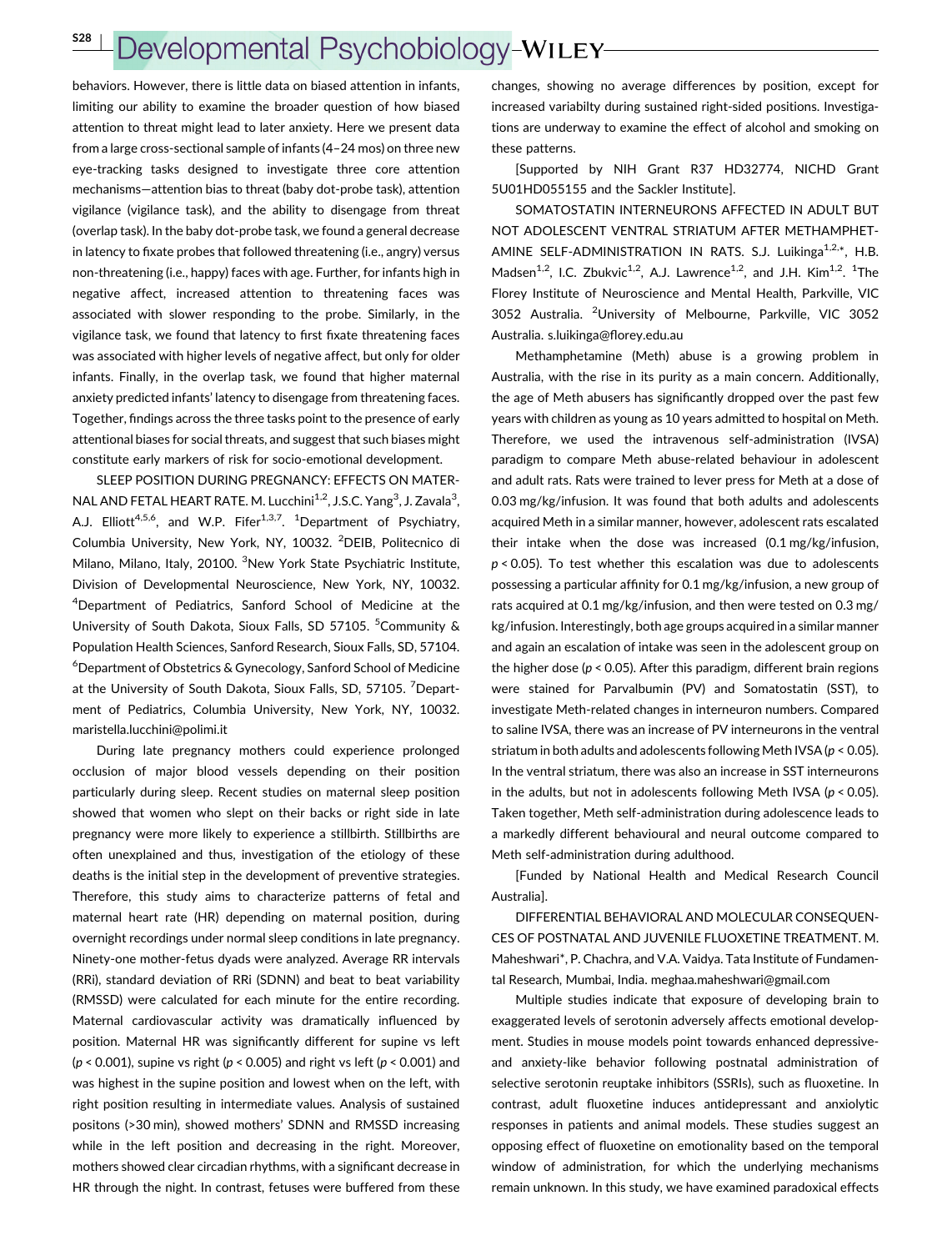behaviors. However, there is little data on biased attention in infants, limiting our ability to examine the broader question of how biased attention to threat might lead to later anxiety. Here we present data from a large cross-sectional sample of infants (4–24 mos) on three new eye-tracking tasks designed to investigate three core attention mechanisms—attention bias to threat (baby dot-probe task), attention vigilance (vigilance task), and the ability to disengage from threat (overlap task). In the baby dot-probe task, we found a general decrease in latency to fixate probes that followed threatening (i.e., angry) versus non-threatening (i.e., happy) faces with age. Further, for infants high in negative affect, increased attention to threatening faces was associated with slower responding to the probe. Similarly, in the vigilance task, we found that latency to first fixate threatening faces was associated with higher levels of negative affect, but only for older infants. Finally, in the overlap task, we found that higher maternal anxiety predicted infants' latency to disengage from threatening faces. Together, findings across the three tasks point to the presence of early attentional biases for social threats, and suggest that such biases might constitute early markers of risk for socio-emotional development.

SLEEP POSITION DURING PREGNANCY: EFFECTS ON MATERNAL AND FETAL HEART RATE. M. Lucchini[1,2], J.S.C. Yang[3], J. Zavala[3], A.J. Elliott[4,5,6], and W.P. Fifer[1,3,7]. [1]Department of Psychiatry, Columbia University, New York, NY, 10032. [2]DEIB, Politecnico di Milano, Milano, Italy, 20100. [3]New York State Psychiatric Institute, Division of Developmental Neuroscience, New York, NY, 10032. [4]Department of Pediatrics, Sanford School of Medicine at the University of South Dakota, Sioux Falls, SD 57105. [5]Community & Population Health Sciences, Sanford Research, Sioux Falls, SD, 57104. [6]Department of Obstetrics & Gynecology, Sanford School of Medicine at the University of South Dakota, Sioux Falls, SD, 57105. [7]Department of Pediatrics, Columbia University, New York, NY, 10032. maristella.lucchini@polimi.it

During late pregnancy mothers could experience prolonged occlusion of major blood vessels depending on their position particularly during sleep. Recent studies on maternal sleep position showed that women who slept on their backs or right side in late pregnancy were more likely to experience a stillbirth. Stillbirths are often unexplained and thus, investigation of the etiology of these deaths is the initial step in the development of preventive strategies. Therefore, this study aims to characterize patterns of fetal and maternal heart rate (HR) depending on maternal position, during overnight recordings under normal sleep conditions in late pregnancy. Ninety-one mother-fetus dyads were analyzed. Average RR intervals (RRi), standard deviation of RRi (SDNN) and beat to beat variability (RMSSD) were calculated for each minute for the entire recording. Maternal cardiovascular activity was dramatically influenced by position. Maternal HR was significantly different for supine vs left ($p < 0.001$), supine vs right ($p < 0.005$) and right vs left ($p < 0.001$) and was highest in the supine position and lowest when on the left, with right position resulting in intermediate values. Analysis of sustained positons (>30 min), showed mothers' SDNN and RMSSD increasing while in the left position and decreasing in the right. Moreover, mothers showed clear circadian rhythms, with a significant decrease in HR through the night. In contrast, fetuses were buffered from these changes, showing no average differences by position, except for increased variabilty during sustained right-sided positions. Investigations are underway to examine the effect of alcohol and smoking on these patterns.

[Supported by NIH Grant R37 HD32774, NICHD Grant 5U01HD055155 and the Sackler Institute].

SOMATOSTATIN INTERNEURONS AFFECTED IN ADULT BUT NOT ADOLESCENT VENTRAL STRIATUM AFTER METHAMPHETAMINE SELF-ADMINISTRATION IN RATS. S.J. Luikinga[1,2,*], H.B. Madsen[1,2], I.C. Zbukvic[1,2], A.J. Lawrence[1,2], and J.H. Kim[1,2]. [1]The Florey Institute of Neuroscience and Mental Health, Parkville, VIC 3052 Australia. [2]University of Melbourne, Parkville, VIC 3052 Australia. s.luikinga@florey.edu.au

Methamphetamine (Meth) abuse is a growing problem in Australia, with the rise in its purity as a main concern. Additionally, the age of Meth abusers has significantly dropped over the past few years with children as young as 10 years admitted to hospital on Meth. Therefore, we used the intravenous self-administration (IVSA) paradigm to compare Meth abuse-related behaviour in adolescent and adult rats. Rats were trained to lever press for Meth at a dose of 0.03 mg/kg/infusion. It was found that both adults and adolescents acquired Meth in a similar manner, however, adolescent rats escalated their intake when the dose was increased (0.1 mg/kg/infusion, $p < 0.05$). To test whether this escalation was due to adolescents possessing a particular affinity for 0.1 mg/kg/infusion, a new group of rats acquired at 0.1 mg/kg/infusion, and then were tested on 0.3 mg/kg/infusion. Interestingly, both age groups acquired in a similar manner and again an escalation of intake was seen in the adolescent group on the higher dose ($p < 0.05$). After this paradigm, different brain regions were stained for Parvalbumin (PV) and Somatostatin (SST), to investigate Meth-related changes in interneuron numbers. Compared to saline IVSA, there was an increase of PV interneurons in the ventral striatum in both adults and adolescents following Meth IVSA ($p < 0.05$). In the ventral striatum, there was also an increase in SST interneurons in the adults, but not in adolescents following Meth IVSA ($p < 0.05$). Taken together, Meth self-administration during adolescence leads to a markedly different behavioural and neural outcome compared to Meth self-administration during adulthood.

[Funded by National Health and Medical Research Council Australia].

DIFFERENTIAL BEHAVIORAL AND MOLECULAR CONSEQUENCES OF POSTNATAL AND JUVENILE FLUOXETINE TREATMENT. M. Maheshwari*, P. Chachra, and V.A. Vaidya. Tata Institute of Fundamental Research, Mumbai, India. meghaa.maheshwari@gmail.com

Multiple studies indicate that exposure of developing brain to exaggerated levels of serotonin adversely affects emotional development. Studies in mouse models point towards enhanced depressive- and anxiety-like behavior following postnatal administration of selective serotonin reuptake inhibitors (SSRIs), such as fluoxetine. In contrast, adult fluoxetine induces antidepressant and anxiolytic responses in patients and animal models. These studies suggest an opposing effect of fluoxetine on emotionality based on the temporal window of administration, for which the underlying mechanisms remain unknown. In this study, we have examined paradoxical effects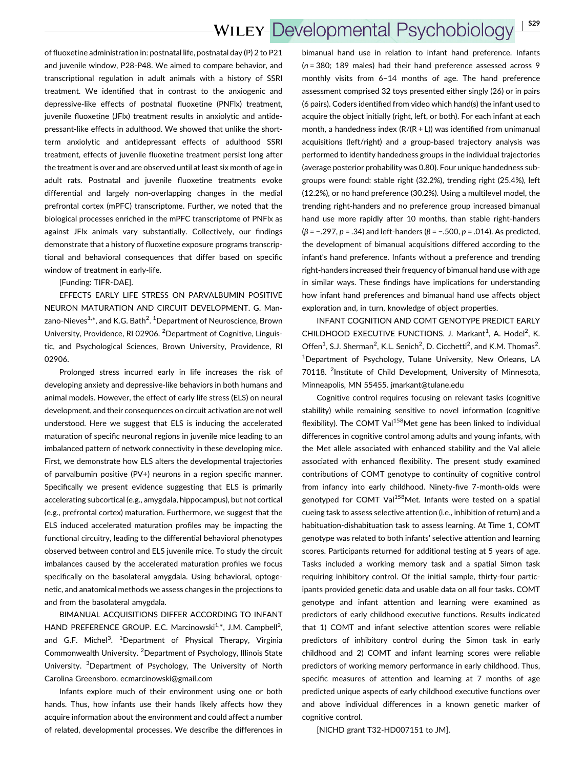of fluoxetine administration in: postnatal life, postnatal day (P) 2 to P21 and juvenile window, P28-P48. We aimed to compare behavior, and transcriptional regulation in adult animals with a history of SSRI treatment. We identified that in contrast to the anxiogenic and depressive-like effects of postnatal fluoxetine (PNFlx) treatment, juvenile fluoxetine (JFlx) treatment results in anxiolytic and antidepressant-like effects in adulthood. We showed that unlike the short-term anxiolytic and antidepressant effects of adulthood SSRI treatment, effects of juvenile fluoxetine treatment persist long after the treatment is over and are observed until at least six month of age in adult rats. Postnatal and juvenile fluoxetine treatments evoke differential and largely non-overlapping changes in the medial prefrontal cortex (mPFC) transcriptome. Further, we noted that the biological processes enriched in the mPFC transcriptome of PNFlx as against JFlx animals vary substantially. Collectively, our findings demonstrate that a history of fluoxetine exposure programs transcriptional and behavioral consequences that differ based on specific window of treatment in early-life.

[Funding: TIFR-DAE].

EFFECTS EARLY LIFE STRESS ON PARVALBUMIN POSITIVE NEURON MATURATION AND CIRCUIT DEVELOPMENT. G. Manzano-Nieves[1,*], and K.G. Bath[2]. [1]Department of Neuroscience, Brown University, Providence, RI 02906. [2]Department of Cognitive, Linguistic, and Psychological Sciences, Brown University, Providence, RI 02906.

Prolonged stress incurred early in life increases the risk of developing anxiety and depressive-like behaviors in both humans and animal models. However, the effect of early life stress (ELS) on neural development, and their consequences on circuit activation are not well understood. Here we suggest that ELS is inducing the accelerated maturation of specific neuronal regions in juvenile mice leading to an imbalanced pattern of network connectivity in these developing mice. First, we demonstrate how ELS alters the developmental trajectories of parvalbumin positive (PV+) neurons in a region specific manner. Specifically we present evidence suggesting that ELS is primarily accelerating subcortical (e.g., amygdala, hippocampus), but not cortical (e.g., prefrontal cortex) maturation. Furthermore, we suggest that the ELS induced accelerated maturation profiles may be impacting the functional circuitry, leading to the differential behavioral phenotypes observed between control and ELS juvenile mice. To study the circuit imbalances caused by the accelerated maturation profiles we focus specifically on the basolateral amygdala. Using behavioral, optogenetic, and anatomical methods we assess changes in the projections to and from the basolateral amygdala.

BIMANUAL ACQUISITIONS DIFFER ACCORDING TO INFANT HAND PREFERENCE GROUP. E.C. Marcinowski[1,*], J.M. Campbell[2], and G.F. Michel[3]. [1]Department of Physical Therapy, Virginia Commonwealth University. [2]Department of Psychology, Illinois State University. [3]Department of Psychology, The University of North Carolina Greensboro. ecmarcinowski@gmail.com

Infants explore much of their environment using one or both hands. Thus, how infants use their hands likely affects how they acquire information about the environment and could affect a number of related, developmental processes. We describe the differences in bimanual hand use in relation to infant hand preference. Infants ($n = 380$; 189 males) had their hand preference assessed across 9 monthly visits from 6–14 months of age. The hand preference assessment comprised 32 toys presented either singly (26) or in pairs (6 pairs). Coders identified from video which hand(s) the infant used to acquire the object initially (right, left, or both). For each infant at each month, a handedness index ($R/(R + L)$) was identified from unimanual acquisitions (left/right) and a group-based trajectory analysis was performed to identify handedness groups in the individual trajectories (average posterior probability was 0.80). Four unique handedness subgroups were found: stable right (32.2%), trending right (25.4%), left (12.2%), or no hand preference (30.2%). Using a multilevel model, the trending right-handers and no preference group increased bimanual hand use more rapidly after 10 months, than stable right-handers ($\beta = -.297$, $p = .34$) and left-handers ($\beta = -.500$, $p = .014$). As predicted, the development of bimanual acquisitions differed according to the infant's hand preference. Infants without a preference and trending right-handers increased their frequency of bimanual hand use with age in similar ways. These findings have implications for understanding how infant hand preferences and bimanual hand use affects object exploration and, in turn, knowledge of object properties.

INFANT COGNITION AND COMT GENOTYPE PREDICT EARLY CHILDHOOD EXECUTIVE FUNCTIONS. J. Markant[1], A. Hodel[2], K. Offen[1], S.J. Sherman[2], K.L. Senich[2], D. Cicchetti[2], and K.M. Thomas[2]. [1]Department of Psychology, Tulane University, New Orleans, LA 70118. [2]Institute of Child Development, University of Minnesota, Minneapolis, MN 55455. jmarkant@tulane.edu

Cognitive control requires focusing on relevant tasks (cognitive stability) while remaining sensitive to novel information (cognitive flexibility). The COMT Val$^{158}$Met gene has been linked to individual differences in cognitive control among adults and young infants, with the Met allele associated with enhanced stability and the Val allele associated with enhanced flexibility. The present study examined contributions of COMT genotype to continuity of cognitive control from infancy into early childhood. Ninety-five 7-month-olds were genotyped for COMT Val$^{158}$Met. Infants were tested on a spatial cueing task to assess selective attention (i.e., inhibition of return) and a habituation-dishabituation task to assess learning. At Time 1, COMT genotype was related to both infants' selective attention and learning scores. Participants returned for additional testing at 5 years of age. Tasks included a working memory task and a spatial Simon task requiring inhibitory control. Of the initial sample, thirty-four participants provided genetic data and usable data on all four tasks. COMT genotype and infant attention and learning were examined as predictors of early childhood executive functions. Results indicated that 1) COMT and infant selective attention scores were reliable predictors of inhibitory control during the Simon task in early childhood and 2) COMT and infant learning scores were reliable predictors of working memory performance in early childhood. Thus, specific measures of attention and learning at 7 months of age predicted unique aspects of early childhood executive functions over and above individual differences in a known genetic marker of cognitive control.

[NICHD grant T32-HD007151 to JM].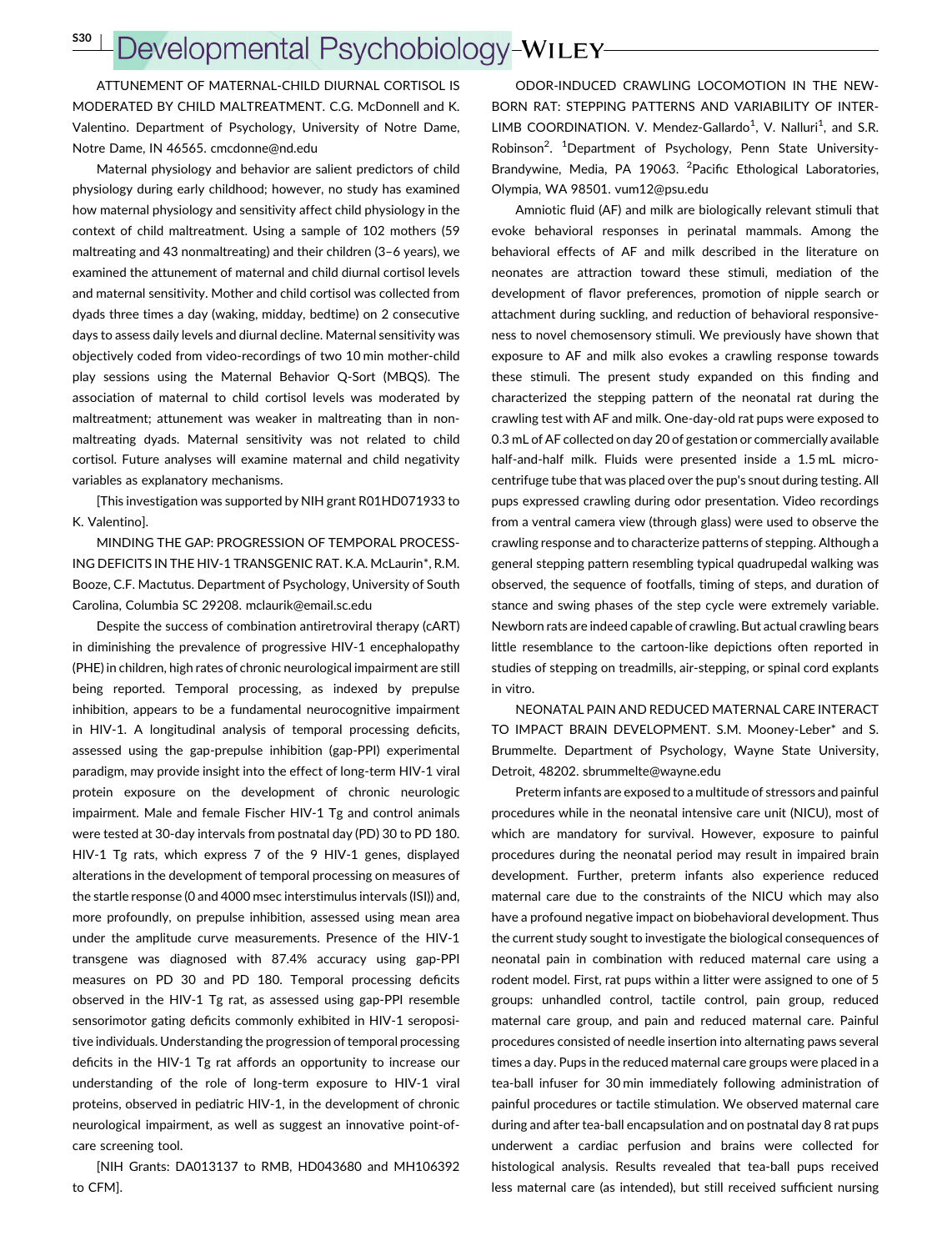ATTUNEMENT OF MATERNAL-CHILD DIURNAL CORTISOL IS MODERATED BY CHILD MALTREATMENT. C.G. McDonnell and K. Valentino. Department of Psychology, University of Notre Dame, Notre Dame, IN 46565. cmcdonne@nd.edu

Maternal physiology and behavior are salient predictors of child physiology during early childhood; however, no study has examined how maternal physiology and sensitivity affect child physiology in the context of child maltreatment. Using a sample of 102 mothers (59 maltreating and 43 nonmaltreating) and their children (3–6 years), we examined the attunement of maternal and child diurnal cortisol levels and maternal sensitivity. Mother and child cortisol was collected from dyads three times a day (waking, midday, bedtime) on 2 consecutive days to assess daily levels and diurnal decline. Maternal sensitivity was objectively coded from video-recordings of two 10 min mother-child play sessions using the Maternal Behavior Q-Sort (MBQS). The association of maternal to child cortisol levels was moderated by maltreatment; attunement was weaker in maltreating than in nonmaltreating dyads. Maternal sensitivity was not related to child cortisol. Future analyses will examine maternal and child negativity variables as explanatory mechanisms.

[This investigation was supported by NIH grant R01HD071933 to K. Valentino].

MINDING THE GAP: PROGRESSION OF TEMPORAL PROCESSING DEFICITS IN THE HIV-1 TRANSGENIC RAT. K.A. McLaurin*, R.M. Booze, C.F. Mactutus. Department of Psychology, University of South Carolina, Columbia SC 29208. mclaurik@email.sc.edu

Despite the success of combination antiretroviral therapy (cART) in diminishing the prevalence of progressive HIV-1 encephalopathy (PHE) in children, high rates of chronic neurological impairment are still being reported. Temporal processing, as indexed by prepulse inhibition, appears to be a fundamental neurocognitive impairment in HIV-1. A longitudinal analysis of temporal processing deficits, assessed using the gap-prepulse inhibition (gap-PPI) experimental paradigm, may provide insight into the effect of long-term HIV-1 viral protein exposure on the development of chronic neurologic impairment. Male and female Fischer HIV-1 Tg and control animals were tested at 30-day intervals from postnatal day (PD) 30 to PD 180. HIV-1 Tg rats, which express 7 of the 9 HIV-1 genes, displayed alterations in the development of temporal processing on measures of the startle response (0 and 4000 msec interstimulus intervals (ISI)) and, more profoundly, on prepulse inhibition, assessed using mean area under the amplitude curve measurements. Presence of the HIV-1 transgene was diagnosed with 87.4% accuracy using gap-PPI measures on PD 30 and PD 180. Temporal processing deficits observed in the HIV-1 Tg rat, as assessed using gap-PPI resemble sensorimotor gating deficits commonly exhibited in HIV-1 seropositive individuals. Understanding the progression of temporal processing deficits in the HIV-1 Tg rat affords an opportunity to increase our understanding of the role of long-term exposure to HIV-1 viral proteins, observed in pediatric HIV-1, in the development of chronic neurological impairment, as well as suggest an innovative point-of-care screening tool.

[NIH Grants: DA013137 to RMB, HD043680 and MH106392 to CFM].

ODOR-INDUCED CRAWLING LOCOMOTION IN THE NEWBORN RAT: STEPPING PATTERNS AND VARIABILITY OF INTERLIMB COORDINATION. V. Mendez-Gallardo[1], V. Nalluri[1], and S.R. Robinson[2]. [1]Department of Psychology, Penn State University-Brandywine, Media, PA 19063. [2]Pacific Ethological Laboratories, Olympia, WA 98501. vum12@psu.edu

Amniotic fluid (AF) and milk are biologically relevant stimuli that evoke behavioral responses in perinatal mammals. Among the behavioral effects of AF and milk described in the literature on neonates are attraction toward these stimuli, mediation of the development of flavor preferences, promotion of nipple search or attachment during suckling, and reduction of behavioral responsiveness to novel chemosensory stimuli. We previously have shown that exposure to AF and milk also evokes a crawling response towards these stimuli. The present study expanded on this finding and characterized the stepping pattern of the neonatal rat during the crawling test with AF and milk. One-day-old rat pups were exposed to 0.3 mL of AF collected on day 20 of gestation or commercially available half-and-half milk. Fluids were presented inside a 1.5 mL microcentrifuge tube that was placed over the pup's snout during testing. All pups expressed crawling during odor presentation. Video recordings from a ventral camera view (through glass) were used to observe the crawling response and to characterize patterns of stepping. Although a general stepping pattern resembling typical quadrupedal walking was observed, the sequence of footfalls, timing of steps, and duration of stance and swing phases of the step cycle were extremely variable. Newborn rats are indeed capable of crawling. But actual crawling bears little resemblance to the cartoon-like depictions often reported in studies of stepping on treadmills, air-stepping, or spinal cord explants in vitro.

NEONATAL PAIN AND REDUCED MATERNAL CARE INTERACT TO IMPACT BRAIN DEVELOPMENT. S.M. Mooney-Leber* and S. Brummelte. Department of Psychology, Wayne State University, Detroit, 48202. sbrummelte@wayne.edu

Preterm infants are exposed to a multitude of stressors and painful procedures while in the neonatal intensive care unit (NICU), most of which are mandatory for survival. However, exposure to painful procedures during the neonatal period may result in impaired brain development. Further, preterm infants also experience reduced maternal care due to the constraints of the NICU which may also have a profound negative impact on biobehavioral development. Thus the current study sought to investigate the biological consequences of neonatal pain in combination with reduced maternal care using a rodent model. First, rat pups within a litter were assigned to one of 5 groups: unhandled control, tactile control, pain group, reduced maternal care group, and pain and reduced maternal care. Painful procedures consisted of needle insertion into alternating paws several times a day. Pups in the reduced maternal care groups were placed in a tea-ball infuser for 30 min immediately following administration of painful procedures or tactile stimulation. We observed maternal care during and after tea-ball encapsulation and on postnatal day 8 rat pups underwent a cardiac perfusion and brains were collected for histological analysis. Results revealed that tea-ball pups received less maternal care (as intended), but still received sufficient nursing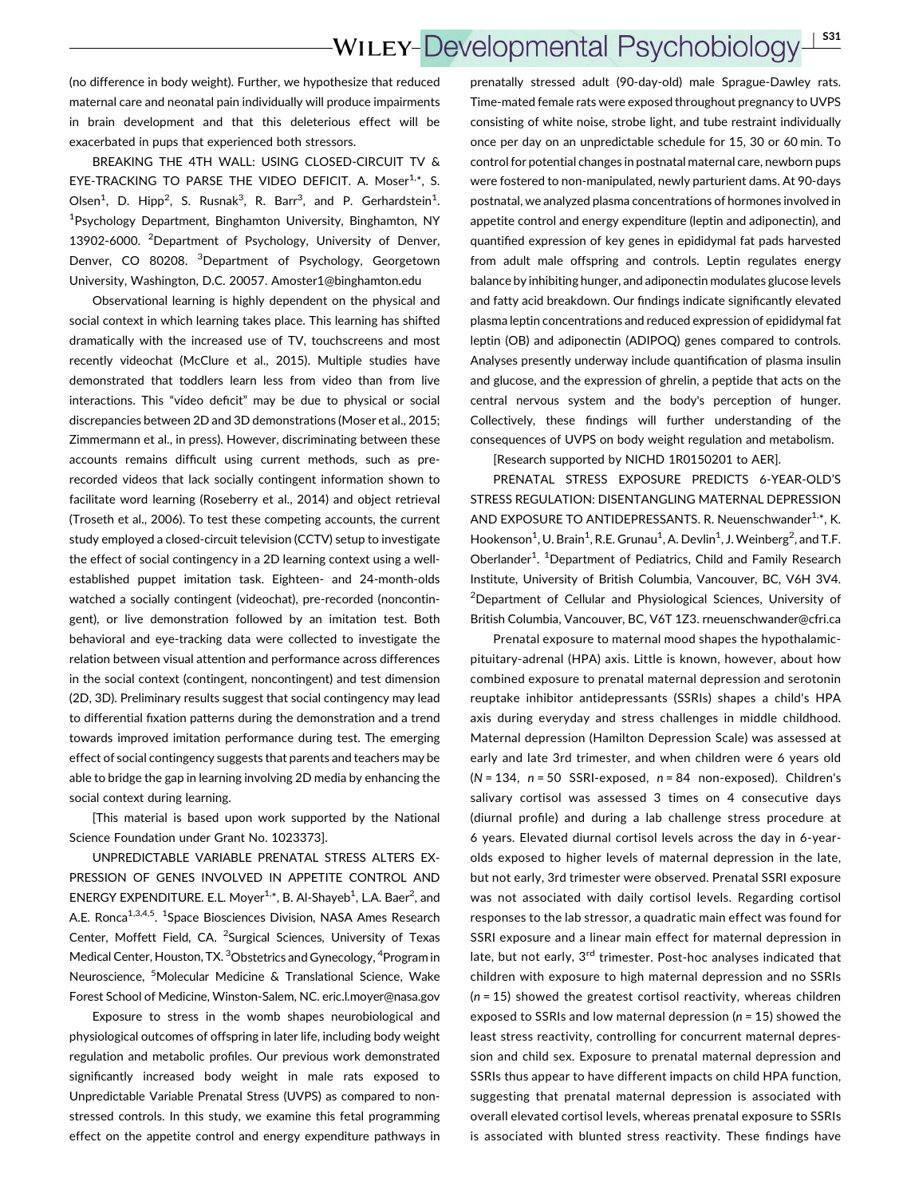(no difference in body weight). Further, we hypothesize that reduced maternal care and neonatal pain individually will produce impairments in brain development and that this deleterious effect will be exacerbated in pups that experienced both stressors.

BREAKING THE 4TH WALL: USING CLOSED-CIRCUIT TV & EYE-TRACKING TO PARSE THE VIDEO DEFICIT. A. Moser[1,*], S. Olsen[1], D. Hipp[2], S. Rusnak[3], R. Barr[3], and P. Gerhardstein[1]. [1]Psychology Department, Binghamton University, Binghamton, NY 13902-6000. [2]Department of Psychology, University of Denver, Denver, CO 80208. [3]Department of Psychology, Georgetown University, Washington, D.C. 20057. Amoster1@binghamton.edu

Observational learning is highly dependent on the physical and social context in which learning takes place. This learning has shifted dramatically with the increased use of TV, touchscreens and most recently videochat (McClure et al., 2015). Multiple studies have demonstrated that toddlers learn less from video than from live interactions. This "video deficit" may be due to physical or social discrepancies between 2D and 3D demonstrations (Moser et al., 2015; Zimmermann et al., in press). However, discriminating between these accounts remains difficult using current methods, such as pre-recorded videos that lack socially contingent information shown to facilitate word learning (Roseberry et al., 2014) and object retrieval (Troseth et al., 2006). To test these competing accounts, the current study employed a closed-circuit television (CCTV) setup to investigate the effect of social contingency in a 2D learning context using a well-established puppet imitation task. Eighteen- and 24-month-olds watched a socially contingent (videochat), pre-recorded (noncontingent), or live demonstration followed by an imitation test. Both behavioral and eye-tracking data were collected to investigate the relation between visual attention and performance across differences in the social context (contingent, noncontingent) and test dimension (2D, 3D). Preliminary results suggest that social contingency may lead to differential fixation patterns during the demonstration and a trend towards improved imitation performance during test. The emerging effect of social contingency suggests that parents and teachers may be able to bridge the gap in learning involving 2D media by enhancing the social context during learning.

[This material is based upon work supported by the National Science Foundation under Grant No. 1023373].

UNPREDICTABLE VARIABLE PRENATAL STRESS ALTERS EXPRESSION OF GENES INVOLVED IN APPETITE CONTROL AND ENERGY EXPENDITURE. E.L. Moyer[1,*], B. Al-Shayeb[1], L.A. Baer[2], and A.E. Ronca[1,3,4,5]. [1]Space Biosciences Division, NASA Ames Research Center, Moffett Field, CA. [2]Surgical Sciences, University of Texas Medical Center, Houston, TX. [3]Obstetrics and Gynecology, [4]Program in Neuroscience, [5]Molecular Medicine & Translational Science, Wake Forest School of Medicine, Winston-Salem, NC. eric.l.moyer@nasa.gov

Exposure to stress in the womb shapes neurobiological and physiological outcomes of offspring in later life, including body weight regulation and metabolic profiles. Our previous work demonstrated significantly increased body weight in male rats exposed to Unpredictable Variable Prenatal Stress (UVPS) as compared to non-stressed controls. In this study, we examine this fetal programming effect on the appetite control and energy expenditure pathways in prenatally stressed adult (90-day-old) male Sprague-Dawley rats. Time-mated female rats were exposed throughout pregnancy to UVPS consisting of white noise, strobe light, and tube restraint individually once per day on an unpredictable schedule for 15, 30 or 60 min. To control for potential changes in postnatal maternal care, newborn pups were fostered to non-manipulated, newly parturient dams. At 90-days postnatal, we analyzed plasma concentrations of hormones involved in appetite control and energy expenditure (leptin and adiponectin), and quantified expression of key genes in epididymal fat pads harvested from adult male offspring and controls. Leptin regulates energy balance by inhibiting hunger, and adiponectin modulates glucose levels and fatty acid breakdown. Our findings indicate significantly elevated plasma leptin concentrations and reduced expression of epididymal fat leptin (OB) and adiponectin (ADIPOQ) genes compared to controls. Analyses presently underway include quantification of plasma insulin and glucose, and the expression of ghrelin, a peptide that acts on the central nervous system and the body's perception of hunger. Collectively, these findings will further understanding of the consequences of UVPS on body weight regulation and metabolism.

[Research supported by NICHD 1R0150201 to AER].

PRENATAL STRESS EXPOSURE PREDICTS 6-YEAR-OLD'S STRESS REGULATION: DISENTANGLING MATERNAL DEPRESSION AND EXPOSURE TO ANTIDEPRESSANTS. R. Neuenschwander[1,*], K. Hookenson[1], U. Brain[1], R.E. Grunau[1], A. Devlin[1], J. Weinberg[2], and T.F. Oberlander[1]. [1]Department of Pediatrics, Child and Family Research Institute, University of British Columbia, Vancouver, BC, V6H 3V4. [2]Department of Cellular and Physiological Sciences, University of British Columbia, Vancouver, BC, V6T 1Z3. rneuenschwander@cfri.ca

Prenatal exposure to maternal mood shapes the hypothalamic-pituitary-adrenal (HPA) axis. Little is known, however, about how combined exposure to prenatal maternal depression and serotonin reuptake inhibitor antidepressants (SSRIs) shapes a child's HPA axis during everyday and stress challenges in middle childhood. Maternal depression (Hamilton Depression Scale) was assessed at early and late 3rd trimester, and when children were 6 years old ($N = 134$, $n = 50$ SSRI-exposed, $n = 84$ non-exposed). Children's salivary cortisol was assessed 3 times on 4 consecutive days (diurnal profile) and during a lab challenge stress procedure at 6 years. Elevated diurnal cortisol levels across the day in 6-year-olds exposed to higher levels of maternal depression in the late, but not early, 3rd trimester were observed. Prenatal SSRI exposure was not associated with daily cortisol levels. Regarding cortisol responses to the lab stressor, a quadratic main effect was found for SSRI exposure and a linear main effect for maternal depression in late, but not early, 3rd trimester. Post-hoc analyses indicated that children with exposure to high maternal depression and no SSRIs ($n = 15$) showed the greatest cortisol reactivity, whereas children exposed to SSRIs and low maternal depression ($n = 15$) showed the least stress reactivity, controlling for concurrent maternal depression and child sex. Exposure to prenatal maternal depression and SSRIs thus appear to have different impacts on child HPA function, suggesting that prenatal maternal depression is associated with overall elevated cortisol levels, whereas prenatal exposure to SSRIs is associated with blunted stress reactivity. These findings have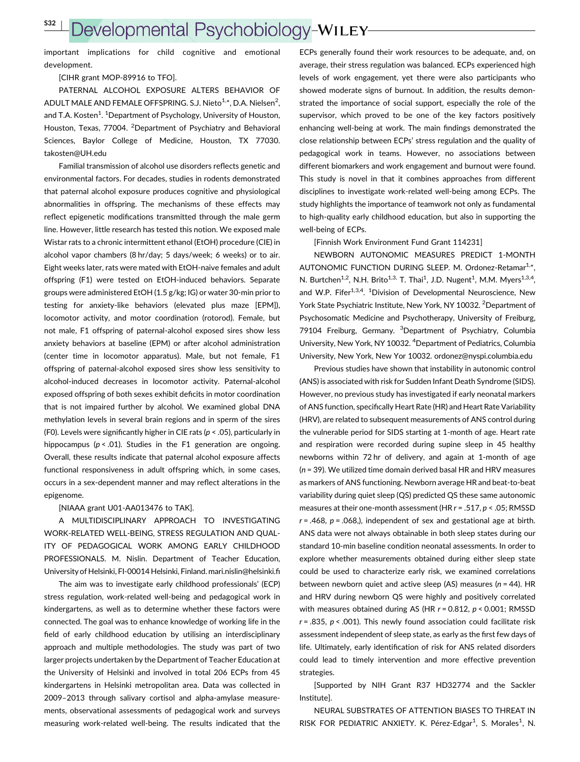important implications for child cognitive and emotional development.

[CIHR grant MOP-89916 to TFO].

PATERNAL ALCOHOL EXPOSURE ALTERS BEHAVIOR OF ADULT MALE AND FEMALE OFFSPRING. S.J. Nieto[1,*], D.A. Nielsen[2], and T.A. Kosten[1]. [1]Department of Psychology, University of Houston, Houston, Texas, 77004. [2]Department of Psychiatry and Behavioral Sciences, Baylor College of Medicine, Houston, TX 77030. takosten@UH.edu

Familial transmission of alcohol use disorders reflects genetic and environmental factors. For decades, studies in rodents demonstrated that paternal alcohol exposure produces cognitive and physiological abnormalities in offspring. The mechanisms of these effects may reflect epigenetic modifications transmitted through the male germ line. However, little research has tested this notion. We exposed male Wistar rats to a chronic intermittent ethanol (EtOH) procedure (CIE) in alcohol vapor chambers (8 hr/day; 5 days/week; 6 weeks) or to air. Eight weeks later, rats were mated with EtOH-naive females and adult offspring (F1) were tested on EtOH-induced behaviors. Separate groups were administered EtOH (1.5 g/kg; IG) or water 30-min prior to testing for anxiety-like behaviors (elevated plus maze [EPM]), locomotor activity, and motor coordination (rotorod). Female, but not male, F1 offspring of paternal-alcohol exposed sires show less anxiety behaviors at baseline (EPM) or after alcohol administration (center time in locomotor apparatus). Male, but not female, F1 offspring of paternal-alcohol exposed sires show less sensitivity to alcohol-induced decreases in locomotor activity. Paternal-alcohol exposed offspring of both sexes exhibit deficits in motor coordination that is not impaired further by alcohol. We examined global DNA methylation levels in several brain regions and in sperm of the sires (F0). Levels were significantly higher in CIE rats ($p < .05$), particularly in hippocampus ($p < .01$). Studies in the F1 generation are ongoing. Overall, these results indicate that paternal alcohol exposure affects functional responsiveness in adult offspring which, in some cases, occurs in a sex-dependent manner and may reflect alterations in the epigenome.

[NIAAA grant U01-AA013476 to TAK].

A MULTIDISCIPLINARY APPROACH TO INVESTIGATING WORK-RELATED WELL-BEING, STRESS REGULATION AND QUALITY OF PEDAGOGICAL WORK AMONG EARLY CHILDHOOD PROFESSIONALS. M. Nislin. Department of Teacher Education, University of Helsinki, FI-00014 Helsinki, Finland. mari.nislin@helsinki.fi

The aim was to investigate early childhood professionals' (ECP) stress regulation, work-related well-being and pedagogical work in kindergartens, as well as to determine whether these factors were connected. The goal was to enhance knowledge of working life in the field of early childhood education by utilising an interdisciplinary approach and multiple methodologies. The study was part of two larger projects undertaken by the Department of Teacher Education at the University of Helsinki and involved in total 206 ECPs from 45 kindergartens in Helsinki metropolitan area. Data was collected in 2009–2013 through salivary cortisol and alpha-amylase measurements, observational assessments of pedagogical work and surveys measuring work-related well-being. The results indicated that the ECPs generally found their work resources to be adequate, and, on average, their stress regulation was balanced. ECPs experienced high levels of work engagement, yet there were also participants who showed moderate signs of burnout. In addition, the results demonstrated the importance of social support, especially the role of the supervisor, which proved to be one of the key factors positively enhancing well-being at work. The main findings demonstrated the close relationship between ECPs' stress regulation and the quality of pedagogical work in teams. However, no associations between different biomarkers and work engagement and burnout were found. This study is novel in that it combines approaches from different disciplines to investigate work-related well-being among ECPs. The study highlights the importance of teamwork not only as fundamental to high-quality early childhood education, but also in supporting the well-being of ECPs.

[Finnish Work Environment Fund Grant 114231]

NEWBORN AUTONOMIC MEASURES PREDICT 1-MONTH AUTONOMIC FUNCTION DURING SLEEP. M. Ordonez-Retamar[1,*], N. Burtchen[1,2], N.H. Brito[1,3], T. Thai[1], J.D. Nugent[1], M.M. Myers[1,3,4], and W.P. Fifer[1,3,4]. [1]Division of Developmental Neuroscience, New York State Psychiatric Institute, New York, NY 10032. [2]Department of Psychosomatic Medicine and Psychotherapy, University of Freiburg, 79104 Freiburg, Germany. [3]Department of Psychiatry, Columbia University, New York, NY 10032. [4]Department of Pediatrics, Columbia University, New York, New Yor 10032. ordonez@nyspi.columbia.edu

Previous studies have shown that instability in autonomic control (ANS) is associated with risk for Sudden Infant Death Syndrome (SIDS). However, no previous study has investigated if early neonatal markers of ANS function, specifically Heart Rate (HR) and Heart Rate Variability (HRV), are related to subsequent measurements of ANS control during the vulnerable period for SIDS starting at 1-month of age. Heart rate and respiration were recorded during supine sleep in 45 healthy newborns within 72 hr of delivery, and again at 1-month of age ($n = 39$). We utilized time domain derived basal HR and HRV measures as markers of ANS functioning. Newborn average HR and beat-to-beat variability during quiet sleep (QS) predicted QS these same autonomic measures at their one-month assessment (HR $r = .517$, $p < .05$; RMSSD $r = .468$, $p = .068$,), independent of sex and gestational age at birth. ANS data were not always obtainable in both sleep states during our standard 10-min baseline condition neonatal assessments. In order to explore whether measurements obtained during either sleep state could be used to characterize early risk, we examined correlations between newborn quiet and active sleep (AS) measures ($n = 44$). HR and HRV during newborn QS were highly and positively correlated with measures obtained during AS (HR $r = 0.812$, $p < 0.001$; RMSSD $r = .835$, $p < .001$). This newly found association could facilitate risk assessment independent of sleep state, as early as the first few days of life. Ultimately, early identification of risk for ANS related disorders could lead to timely intervention and more effective prevention strategies.

[Supported by NIH Grant R37 HD32774 and the Sackler Institute].

NEURAL SUBSTRATES OF ATTENTION BIASES TO THREAT IN RISK FOR PEDIATRIC ANXIETY. K. Pérez-Edgar[1], S. Morales[1], N.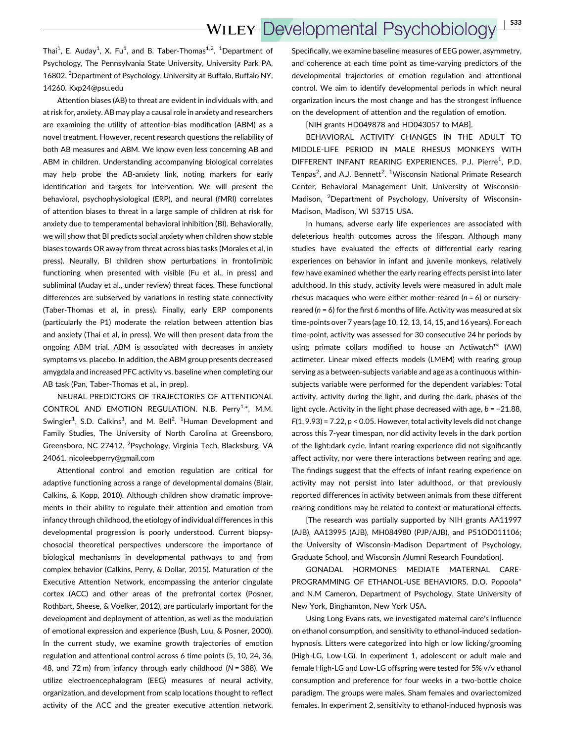Thai[1], E. Auday[1], X. Fu[1], and B. Taber-Thomas[1,2]. [1]Department of Psychology, The Pennsylvania State University, University Park PA, 16802. [2]Department of Psychology, University at Buffalo, Buffalo NY, 14260. Kxp24@psu.edu

Attention biases (AB) to threat are evident in individuals with, and at risk for, anxiety. AB may play a causal role in anxiety and researchers are examining the utility of attention-bias modification (ABM) as a novel treatment. However, recent research questions the reliability of both AB measures and ABM. We know even less concerning AB and ABM in children. Understanding accompanying biological correlates may help probe the AB-anxiety link, noting markers for early identification and targets for intervention. We will present the behavioral, psychophysiological (ERP), and neural (fMRI) correlates of attention biases to threat in a large sample of children at risk for anxiety due to temperamental behavioral inhibition (BI). Behaviorally, we will show that BI predicts social anxiety when children show stable biases towards OR away from threat across bias tasks (Morales et al, in press). Neurally, BI children show perturbations in frontolimbic functioning when presented with visible (Fu et al., in press) and subliminal (Auday et al., under review) threat faces. These functional differences are subserved by variations in resting state connectivity (Taber-Thomas et al, in press). Finally, early ERP components (particularly the P1) moderate the relation between attention bias and anxiety (Thai et al, in press). We will then present data from the ongoing ABM trial. ABM is associated with decreases in anxiety symptoms vs. placebo. In addition, the ABM group presents decreased amygdala and increased PFC activity vs. baseline when completing our AB task (Pan, Taber-Thomas et al., in prep).

NEURAL PREDICTORS OF TRAJECTORIES OF ATTENTIONAL CONTROL AND EMOTION REGULATION. N.B. Perry[1,*], M.M. Swingler[1], S.D. Calkins[1], and M. Bell[2]. [1]Human Development and Family Studies, The University of North Carolina at Greensboro, Greensboro, NC 27412. [2]Psychology, Virginia Tech, Blacksburg, VA 24061. nicoleebperry@gmail.com

Attentional control and emotion regulation are critical for adaptive functioning across a range of developmental domains (Blair, Calkins, & Kopp, 2010). Although children show dramatic improvements in their ability to regulate their attention and emotion from infancy through childhood, the etiology of individual differences in this developmental progression is poorly understood. Current biopsychosocial theoretical perspectives underscore the importance of biological mechanisms in developmental pathways to and from complex behavior (Calkins, Perry, & Dollar, 2015). Maturation of the Executive Attention Network, encompassing the anterior cingulate cortex (ACC) and other areas of the prefrontal cortex (Posner, Rothbart, Sheese, & Voelker, 2012), are particularly important for the development and deployment of attention, as well as the modulation of emotional expression and experience (Bush, Luu, & Posner, 2000). In the current study, we examine growth trajectories of emotion regulation and attentional control across 6 time points (5, 10, 24, 36, 48, and 72 m) from infancy through early childhood (*N* = 388). We utilize electroencephalogram (EEG) measures of neural activity, organization, and development from scalp locations thought to reflect activity of the ACC and the greater executive attention network. Specifically, we examine baseline measures of EEG power, asymmetry, and coherence at each time point as time-varying predictors of the developmental trajectories of emotion regulation and attentional control. We aim to identify developmental periods in which neural organization incurs the most change and has the strongest influence on the development of attention and the regulation of emotion.

[NIH grants HD049878 and HD043057 to MAB].

BEHAVIORAL ACTIVITY CHANGES IN THE ADULT TO MIDDLE-LIFE PERIOD IN MALE RHESUS MONKEYS WITH DIFFERENT INFANT REARING EXPERIENCES. P.J. Pierre[1], P.D. Tenpas[2], and A.J. Bennett[2]. [1]Wisconsin National Primate Research Center, Behavioral Management Unit, University of Wisconsin-Madison, [2]Department of Psychology, University of Wisconsin-Madison, Madison, WI 53715 USA.

In humans, adverse early life experiences are associated with deleterious health outcomes across the lifespan. Although many studies have evaluated the effects of differential early rearing experiences on behavior in infant and juvenile monkeys, relatively few have examined whether the early rearing effects persist into later adulthood. In this study, activity levels were measured in adult male rhesus macaques who were either mother-reared ($n = 6$) or nursery-reared ($n = 6$) for the first 6 months of life. Activity was measured at six time-points over 7 years (age 10, 12, 13, 14, 15, and 16 years). For each time-point, activity was assessed for 30 consecutive 24 hr periods by using primate collars modified to house an Actiwatch™ (AW) actimeter. Linear mixed effects models (LMEM) with rearing group serving as a between-subjects variable and age as a continuous within-subjects variable were performed for the dependent variables: Total activity, activity during the light, and during the dark, phases of the light cycle. Activity in the light phase decreased with age, $b = -21.88$, $F(1, 9.93) = 7.22$, $p < 0.05$. However, total activity levels did not change across this 7-year timespan, nor did activity levels in the dark portion of the light:dark cycle. Infant rearing experience did not significantly affect activity, nor were there interactions between rearing and age. The findings suggest that the effects of infant rearing experience on activity may not persist into later adulthood, or that previously reported differences in activity between animals from these different rearing conditions may be related to context or maturational effects.

[The research was partially supported by NIH grants AA11997 (AJB), AA13995 (AJB), MH084980 (PJP/AJB), and P51OD011106; the University of Wisconsin-Madison Department of Psychology, Graduate School, and Wisconsin Alumni Research Foundation].

GONADAL HORMONES MEDIATE MATERNAL CARE-PROGRAMMING OF ETHANOL-USE BEHAVIORS. D.O. Popoola* and N.M Cameron. Department of Psychology, State University of New York, Binghamton, New York USA.

Using Long Evans rats, we investigated maternal care's influence on ethanol consumption, and sensitivity to ethanol-induced sedation-hypnosis. Litters were categorized into high or low licking/grooming (High-LG, Low-LG). In experiment 1, adolescent or adult male and female High-LG and Low-LG offspring were tested for 5% v/v ethanol consumption and preference for four weeks in a two-bottle choice paradigm. The groups were males, Sham females and ovariectomized females. In experiment 2, sensitivity to ethanol-induced hypnosis was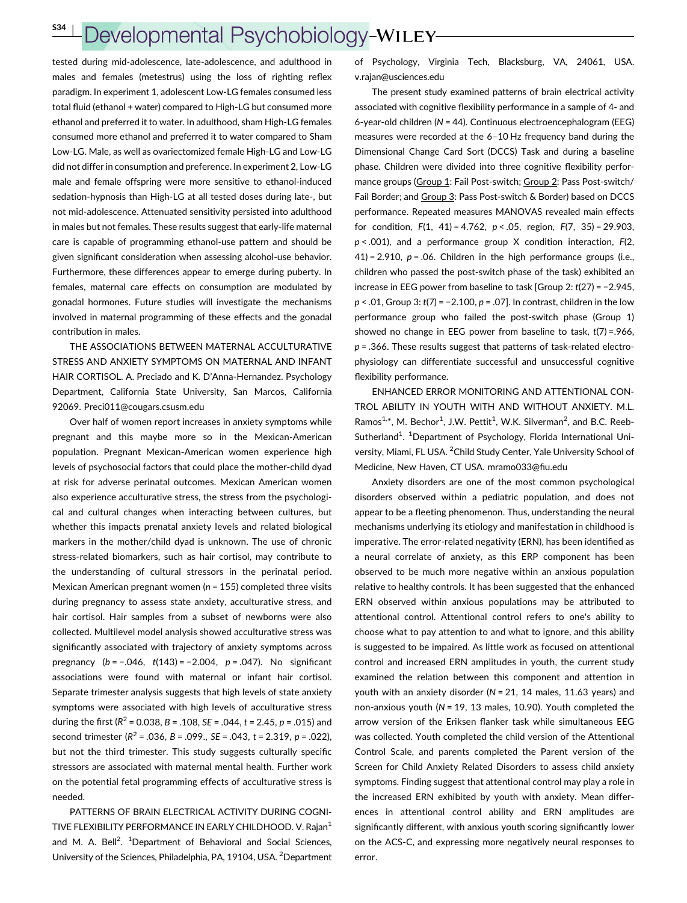tested during mid-adolescence, late-adolescence, and adulthood in males and females (metestrus) using the loss of righting reflex paradigm. In experiment 1, adolescent Low-LG females consumed less total fluid (ethanol + water) compared to High-LG but consumed more ethanol and preferred it to water. In adulthood, sham High-LG females consumed more ethanol and preferred it to water compared to Sham Low-LG. Male, as well as ovariectomized female High-LG and Low-LG did not differ in consumption and preference. In experiment 2, Low-LG male and female offspring were more sensitive to ethanol-induced sedation-hypnosis than High-LG at all tested doses during late-, but not mid-adolescence. Attenuated sensitivity persisted into adulthood in males but not females. These results suggest that early-life maternal care is capable of programming ethanol-use pattern and should be given significant consideration when assessing alcohol-use behavior. Furthermore, these differences appear to emerge during puberty. In females, maternal care effects on consumption are modulated by gonadal hormones. Future studies will investigate the mechanisms involved in maternal programming of these effects and the gonadal contribution in males.

THE ASSOCIATIONS BETWEEN MATERNAL ACCULTURATIVE STRESS AND ANXIETY SYMPTOMS ON MATERNAL AND INFANT HAIR CORTISOL. A. Preciado and K. D'Anna-Hernandez. Psychology Department, California State University, San Marcos, California 92069. Preci011@cougars.csusm.edu

Over half of women report increases in anxiety symptoms while pregnant and this maybe more so in the Mexican-American population. Pregnant Mexican-American women experience high levels of psychosocial factors that could place the mother-child dyad at risk for adverse perinatal outcomes. Mexican American women also experience acculturative stress, the stress from the psychological and cultural changes when interacting between cultures, but whether this impacts prenatal anxiety levels and related biological markers in the mother/child dyad is unknown. The use of chronic stress-related biomarkers, such as hair cortisol, may contribute to the understanding of cultural stressors in the perinatal period. Mexican American pregnant women ($n$ = 155) completed three visits during pregnancy to assess state anxiety, acculturative stress, and hair cortisol. Hair samples from a subset of newborns were also collected. Multilevel model analysis showed acculturative stress was significantly associated with trajectory of anxiety symptoms across pregnancy ($b = -.046$, $t(143) = -2.004$, $p = .047$). No significant associations were found with maternal or infant hair cortisol. Separate trimester analysis suggests that high levels of state anxiety symptoms were associated with high levels of acculturative stress during the first ($R^2 = 0.038$, $B = .108$, $SE = .044$, $t = 2.45$, $p = .015$) and second trimester ($R^2 = .036$, $B = .099$., $SE = .043$, $t = 2.319$, $p = .022$), but not the third trimester. This study suggests culturally specific stressors are associated with maternal mental health. Further work on the potential fetal programming effects of acculturative stress is needed.

PATTERNS OF BRAIN ELECTRICAL ACTIVITY DURING COGNITIVE FLEXIBILITY PERFORMANCE IN EARLY CHILDHOOD. V. Rajan[1] and M. A. Bell[2]. [1]Department of Behavioral and Social Sciences, University of the Sciences, Philadelphia, PA, 19104, USA. [2]Department of Psychology, Virginia Tech, Blacksburg, VA, 24061, USA. v.rajan@usciences.edu

The present study examined patterns of brain electrical activity associated with cognitive flexibility performance in a sample of 4- and 6-year-old children ($N$ = 44). Continuous electroencephalogram (EEG) measures were recorded at the 6–10 Hz frequency band during the Dimensional Change Card Sort (DCCS) Task and during a baseline phase. Children were divided into three cognitive flexibility performance groups (Group 1: Fail Post-switch; Group 2: Pass Post-switch/Fail Border; and Group 3: Pass Post-switch & Border) based on DCCS performance. Repeated measures MANOVAS revealed main effects for condition, $F(1, 41) = 4.762$, $p < .05$, region, $F(7, 35) = 29.903$, $p < .001$), and a performance group X condition interaction, $F(2, 41) = 2.910$, $p = .06$. Children in the high performance groups (i.e., children who passed the post-switch phase of the task) exhibited an increase in EEG power from baseline to task [Group 2: $t(27) = -2.945$, $p < .01$, Group 3: $t(7) = -2.100$, $p = .07$]. In contrast, children in the low performance group who failed the post-switch phase (Group 1) showed no change in EEG power from baseline to task, $t(7) = .966$, $p = .366$. These results suggest that patterns of task-related electrophysiology can differentiate successful and unsuccessful cognitive flexibility performance.

ENHANCED ERROR MONITORING AND ATTENTIONAL CONTROL ABILITY IN YOUTH WITH AND WITHOUT ANXIETY. M.L. Ramos[1,*], M. Bechor[1], J.W. Pettit[1], W.K. Silverman[2], and B.C. Reeb-Sutherland[1]. [1]Department of Psychology, Florida International University, Miami, FL USA. [2]Child Study Center, Yale University School of Medicine, New Haven, CT USA. mramo033@fiu.edu

Anxiety disorders are one of the most common psychological disorders observed within a pediatric population, and does not appear to be a fleeting phenomenon. Thus, understanding the neural mechanisms underlying its etiology and manifestation in childhood is imperative. The error-related negativity (ERN), has been identified as a neural correlate of anxiety, as this ERP component has been observed to be much more negative within an anxious population relative to healthy controls. It has been suggested that the enhanced ERN observed within anxious populations may be attributed to attentional control. Attentional control refers to one's ability to choose what to pay attention to and what to ignore, and this ability is suggested to be impaired. As little work as focused on attentional control and increased ERN amplitudes in youth, the current study examined the relation between this component and attention in youth with an anxiety disorder ($N$ = 21, 14 males, 11.63 years) and non-anxious youth ($N$ = 19, 13 males, 10.90). Youth completed the arrow version of the Eriksen flanker task while simultaneous EEG was collected. Youth completed the child version of the Attentional Control Scale, and parents completed the Parent version of the Screen for Child Anxiety Related Disorders to assess child anxiety symptoms. Finding suggest that attentional control may play a role in the increased ERN exhibited by youth with anxiety. Mean differences in attentional control ability and ERN amplitudes are significantly different, with anxious youth scoring significantly lower on the ACS-C, and expressing more negatively neural responses to error.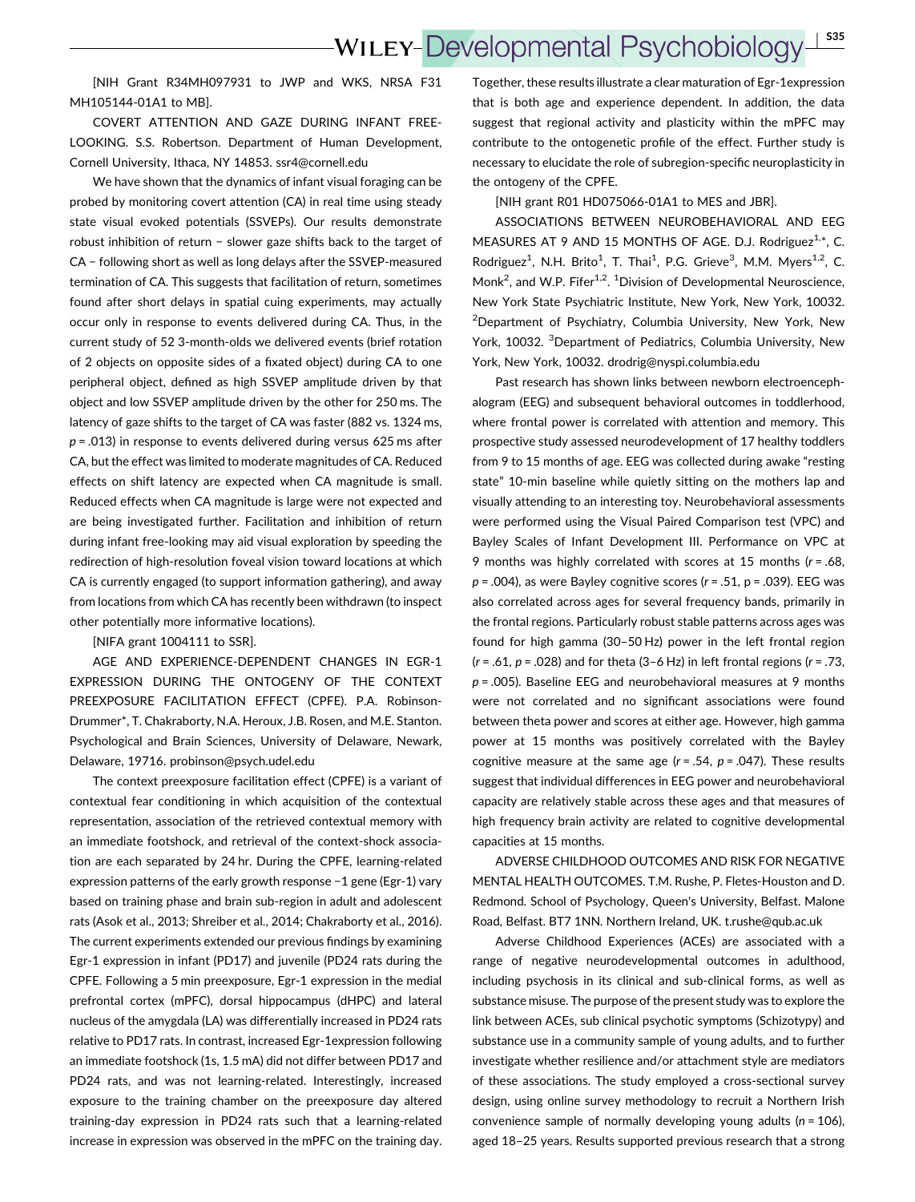[NIH Grant R34MH097931 to JWP and WKS, NRSA F31 MH105144-01A1 to MB].

COVERT ATTENTION AND GAZE DURING INFANT FREE-LOOKING. S.S. Robertson. Department of Human Development, Cornell University, Ithaca, NY 14853. ssr4@cornell.edu

We have shown that the dynamics of infant visual foraging can be probed by monitoring covert attention (CA) in real time using steady state visual evoked potentials (SSVEPs). Our results demonstrate robust inhibition of return – slower gaze shifts back to the target of CA – following short as well as long delays after the SSVEP-measured termination of CA. This suggests that facilitation of return, sometimes found after short delays in spatial cuing experiments, may actually occur only in response to events delivered during CA. Thus, in the current study of 52 3-month-olds we delivered events (brief rotation of 2 objects on opposite sides of a fixated object) during CA to one peripheral object, defined as high SSVEP amplitude driven by that object and low SSVEP amplitude driven by the other for 250 ms. The latency of gaze shifts to the target of CA was faster (882 vs. 1324 ms, *p* = .013) in response to events delivered during versus 625 ms after CA, but the effect was limited to moderate magnitudes of CA. Reduced effects on shift latency are expected when CA magnitude is small. Reduced effects when CA magnitude is large were not expected and are being investigated further. Facilitation and inhibition of return during infant free-looking may aid visual exploration by speeding the redirection of high-resolution foveal vision toward locations at which CA is currently engaged (to support information gathering), and away from locations from which CA has recently been withdrawn (to inspect other potentially more informative locations).

[NIFA grant 1004111 to SSR].

AGE AND EXPERIENCE-DEPENDENT CHANGES IN EGR-1 EXPRESSION DURING THE ONTOGENY OF THE CONTEXT PREEXPOSURE FACILITATION EFFECT (CPFE). P.A. Robinson-Drummer*, T. Chakraborty, N.A. Heroux, J.B. Rosen, and M.E. Stanton. Psychological and Brain Sciences, University of Delaware, Newark, Delaware, 19716. probinson@psych.udel.edu

The context preexposure facilitation effect (CPFE) is a variant of contextual fear conditioning in which acquisition of the contextual representation, association of the retrieved contextual memory with an immediate footshock, and retrieval of the context-shock association are each separated by 24 hr. During the CPFE, learning-related expression patterns of the early growth response −1 gene (Egr-1) vary based on training phase and brain sub-region in adult and adolescent rats (Asok et al., 2013; Shreiber et al., 2014; Chakraborty et al., 2016). The current experiments extended our previous findings by examining Egr-1 expression in infant (PD17) and juvenile (PD24 rats during the CPFE. Following a 5 min preexposure, Egr-1 expression in the medial prefrontal cortex (mPFC), dorsal hippocampus (dHPC) and lateral nucleus of the amygdala (LA) was differentially increased in PD24 rats relative to PD17 rats. In contrast, increased Egr-1expression following an immediate footshock (1s, 1.5 mA) did not differ between PD17 and PD24 rats, and was not learning-related. Interestingly, increased exposure to the training chamber on the preexposure day altered training-day expression in PD24 rats such that a learning-related increase in expression was observed in the mPFC on the training day. Together, these results illustrate a clear maturation of Egr-1expression that is both age and experience dependent. In addition, the data suggest that regional activity and plasticity within the mPFC may contribute to the ontogenetic profile of the effect. Further study is necessary to elucidate the role of subregion-specific neuroplasticity in the ontogeny of the CPFE.

[NIH grant R01 HD075066-01A1 to MES and JBR].

ASSOCIATIONS BETWEEN NEUROBEHAVIORAL AND EEG MEASURES AT 9 AND 15 MONTHS OF AGE. D.J. Rodriguez[1,*], C. Rodriguez[1], N.H. Brito[1], T. Thai[1], P.G. Grieve[3], M.M. Myers[1,2], C. Monk[2], and W.P. Fifer[1,2]. [1]Division of Developmental Neuroscience, New York State Psychiatric Institute, New York, New York, 10032. [2]Department of Psychiatry, Columbia University, New York, New York, 10032. [3]Department of Pediatrics, Columbia University, New York, New York, 10032. drodrig@nyspi.columbia.edu

Past research has shown links between newborn electroencephalogram (EEG) and subsequent behavioral outcomes in toddlerhood, where frontal power is correlated with attention and memory. This prospective study assessed neurodevelopment of 17 healthy toddlers from 9 to 15 months of age. EEG was collected during awake "resting state" 10-min baseline while quietly sitting on the mothers lap and visually attending to an interesting toy. Neurobehavioral assessments were performed using the Visual Paired Comparison test (VPC) and Bayley Scales of Infant Development III. Performance on VPC at 9 months was highly correlated with scores at 15 months ($r = .68$, $p = .004$), as were Bayley cognitive scores ($r = .51$, $p = .039$). EEG was also correlated across ages for several frequency bands, primarily in the frontal regions. Particularly robust stable patterns across ages was found for high gamma (30–50 Hz) power in the left frontal region ($r = .61$, $p = .028$) and for theta (3–6 Hz) in left frontal regions ($r = .73$, $p = .005$). Baseline EEG and neurobehavioral measures at 9 months were not correlated and no significant associations were found between theta power and scores at either age. However, high gamma power at 15 months was positively correlated with the Bayley cognitive measure at the same age ($r = .54$, $p = .047$). These results suggest that individual differences in EEG power and neurobehavioral capacity are relatively stable across these ages and that measures of high frequency brain activity are related to cognitive developmental capacities at 15 months.

ADVERSE CHILDHOOD OUTCOMES AND RISK FOR NEGATIVE MENTAL HEALTH OUTCOMES. T.M. Rushe, P. Fletes-Houston and D. Redmond. School of Psychology, Queen's University, Belfast. Malone Road, Belfast. BT7 1NN. Northern Ireland, UK. t.rushe@qub.ac.uk

Adverse Childhood Experiences (ACEs) are associated with a range of negative neurodevelopmental outcomes in adulthood, including psychosis in its clinical and sub-clinical forms, as well as substance misuse. The purpose of the present study was to explore the link between ACEs, sub clinical psychotic symptoms (Schizotypy) and substance use in a community sample of young adults, and to further investigate whether resilience and/or attachment style are mediators of these associations. The study employed a cross-sectional survey design, using online survey methodology to recruit a Northern Irish convenience sample of normally developing young adults ($n = 106$), aged 18–25 years. Results supported previous research that a strong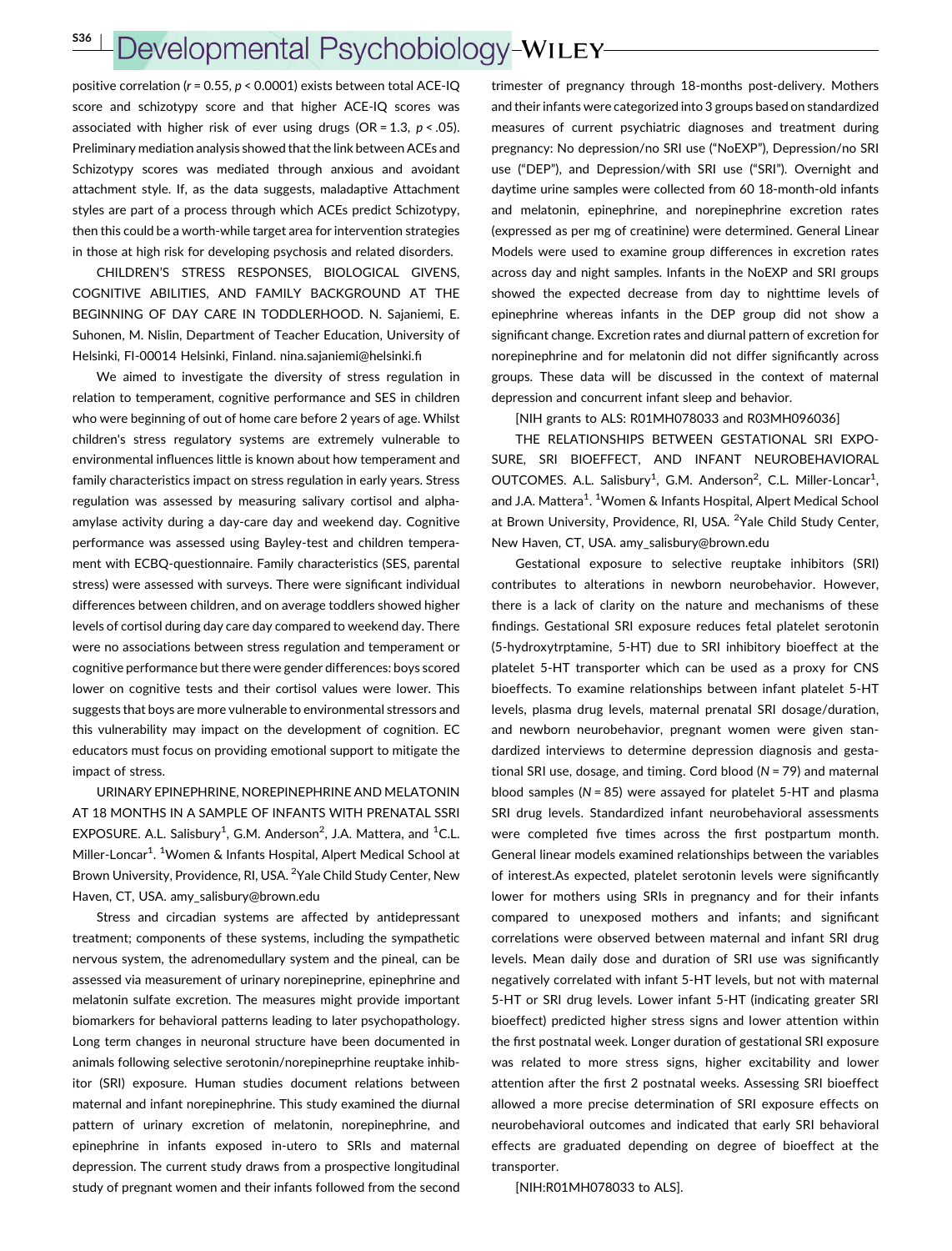positive correlation ($r = 0.55$, $p < 0.0001$) exists between total ACE-IQ score and schizotypy score and that higher ACE-IQ scores was associated with higher risk of ever using drugs (OR = 1.3, $p < .05$). Preliminary mediation analysis showed that the link between ACEs and Schizotypy scores was mediated through anxious and avoidant attachment style. If, as the data suggests, maladaptive Attachment styles are part of a process through which ACEs predict Schizotypy, then this could be a worth-while target area for intervention strategies in those at high risk for developing psychosis and related disorders.

CHILDREN'S STRESS RESPONSES, BIOLOGICAL GIVENS, COGNITIVE ABILITIES, AND FAMILY BACKGROUND AT THE BEGINNING OF DAY CARE IN TODDLERHOOD. N. Sajaniemi, E. Suhonen, M. Nislin, Department of Teacher Education, University of Helsinki, FI-00014 Helsinki, Finland. nina.sajaniemi@helsinki.fi

We aimed to investigate the diversity of stress regulation in relation to temperament, cognitive performance and SES in children who were beginning of out of home care before 2 years of age. Whilst children's stress regulatory systems are extremely vulnerable to environmental influences little is known about how temperament and family characteristics impact on stress regulation in early years. Stress regulation was assessed by measuring salivary cortisol and alpha-amylase activity during a day-care day and weekend day. Cognitive performance was assessed using Bayley-test and children temperament with ECBQ-questionnaire. Family characteristics (SES, parental stress) were assessed with surveys. There were significant individual differences between children, and on average toddlers showed higher levels of cortisol during day care day compared to weekend day. There were no associations between stress regulation and temperament or cognitive performance but there were gender differences: boys scored lower on cognitive tests and their cortisol values were lower. This suggests that boys are more vulnerable to environmental stressors and this vulnerability may impact on the development of cognition. EC educators must focus on providing emotional support to mitigate the impact of stress.

URINARY EPINEPHRINE, NOREPINEPHRINE AND MELATONIN AT 18 MONTHS IN A SAMPLE OF INFANTS WITH PRENATAL SSRI EXPOSURE. A.L. Salisbury[1], G.M. Anderson[2], J.A. Mattera, and [1]C.L. Miller-Loncar[1]. [1]Women & Infants Hospital, Alpert Medical School at Brown University, Providence, RI, USA. [2]Yale Child Study Center, New Haven, CT, USA. amy_salisbury@brown.edu

Stress and circadian systems are affected by antidepressant treatment; components of these systems, including the sympathetic nervous system, the adrenomedullary system and the pineal, can be assessed via measurement of urinary norepineprine, epinephrine and melatonin sulfate excretion. The measures might provide important biomarkers for behavioral patterns leading to later psychopathology. Long term changes in neuronal structure have been documented in animals following selective serotonin/norepineprhine reuptake inhibitor (SRI) exposure. Human studies document relations between maternal and infant norepinephrine. This study examined the diurnal pattern of urinary excretion of melatonin, norepinephrine, and epinephrine in infants exposed in-utero to SRIs and maternal depression. The current study draws from a prospective longitudinal study of pregnant women and their infants followed from the second trimester of pregnancy through 18-months post-delivery. Mothers and their infants were categorized into 3 groups based on standardized measures of current psychiatric diagnoses and treatment during pregnancy: No depression/no SRI use ("NoEXP"), Depression/no SRI use ("DEP"), and Depression/with SRI use ("SRI"). Overnight and daytime urine samples were collected from 60 18-month-old infants and melatonin, epinephrine, and norepinephrine excretion rates (expressed as per mg of creatinine) were determined. General Linear Models were used to examine group differences in excretion rates across day and night samples. Infants in the NoEXP and SRI groups showed the expected decrease from day to nighttime levels of epinephrine whereas infants in the DEP group did not show a significant change. Excretion rates and diurnal pattern of excretion for norepinephrine and for melatonin did not differ significantly across groups. These data will be discussed in the context of maternal depression and concurrent infant sleep and behavior.

[NIH grants to ALS: R01MH078033 and R03MH096036]

THE RELATIONSHIPS BETWEEN GESTATIONAL SRI EXPOSURE, SRI BIOEFFECT, AND INFANT NEUROBEHAVIORAL OUTCOMES. A.L. Salisbury[1], G.M. Anderson[2], C.L. Miller-Loncar[1], and J.A. Mattera[1]. [1]Women & Infants Hospital, Alpert Medical School at Brown University, Providence, RI, USA. [2]Yale Child Study Center, New Haven, CT, USA. amy_salisbury@brown.edu

Gestational exposure to selective reuptake inhibitors (SRI) contributes to alterations in newborn neurobehavior. However, there is a lack of clarity on the nature and mechanisms of these findings. Gestational SRI exposure reduces fetal platelet serotonin (5-hydroxytrptamine, 5-HT) due to SRI inhibitory bioeffect at the platelet 5-HT transporter which can be used as a proxy for CNS bioeffects. To examine relationships between infant platelet 5-HT levels, plasma drug levels, maternal prenatal SRI dosage/duration, and newborn neurobehavior, pregnant women were given standardized interviews to determine depression diagnosis and gestational SRI use, dosage, and timing. Cord blood ($N = 79$) and maternal blood samples ($N = 85$) were assayed for platelet 5-HT and plasma SRI drug levels. Standardized infant neurobehavioral assessments were completed five times across the first postpartum month. General linear models examined relationships between the variables of interest.As expected, platelet serotonin levels were significantly lower for mothers using SRIs in pregnancy and for their infants compared to unexposed mothers and infants; and significant correlations were observed between maternal and infant SRI drug levels. Mean daily dose and duration of SRI use was significantly negatively correlated with infant 5-HT levels, but not with maternal 5-HT or SRI drug levels. Lower infant 5-HT (indicating greater SRI bioeffect) predicted higher stress signs and lower attention within the first postnatal week. Longer duration of gestational SRI exposure was related to more stress signs, higher excitability and lower attention after the first 2 postnatal weeks. Assessing SRI bioeffect allowed a more precise determination of SRI exposure effects on neurobehavioral outcomes and indicated that early SRI behavioral effects are graduated depending on degree of bioeffect at the transporter.

[NIH:R01MH078033 to ALS].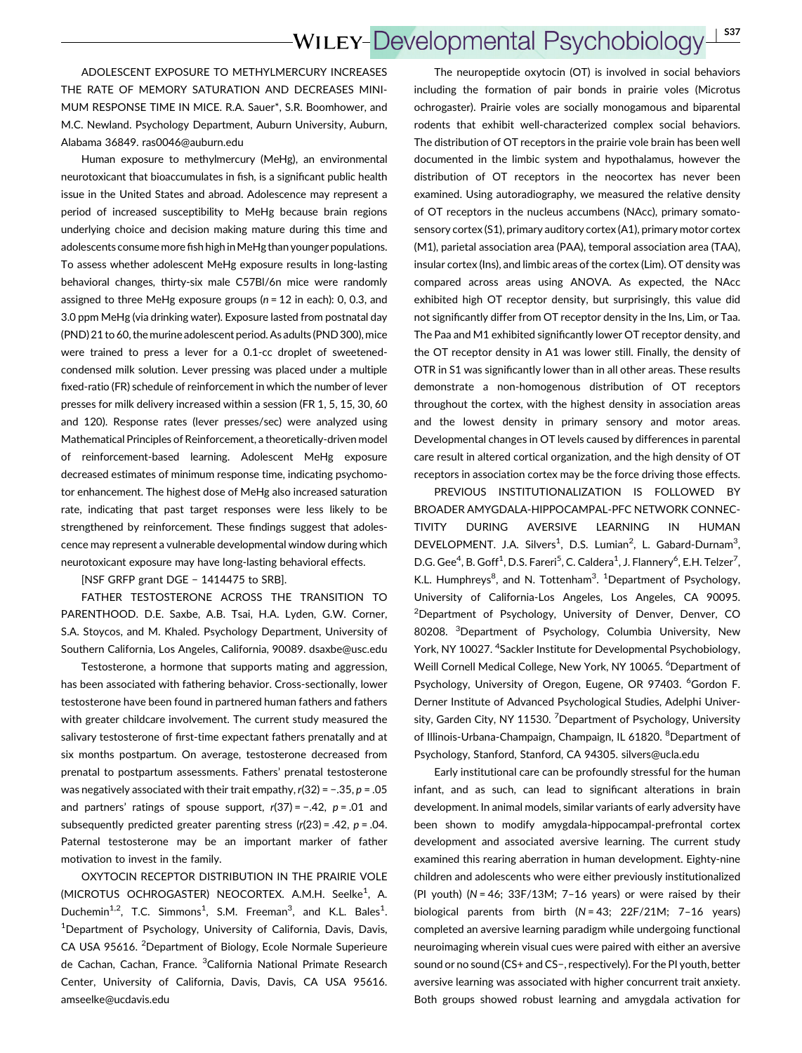ADOLESCENT EXPOSURE TO METHYLMERCURY INCREASES THE RATE OF MEMORY SATURATION AND DECREASES MINIMUM RESPONSE TIME IN MICE. R.A. Sauer*, S.R. Boomhower, and M.C. Newland. Psychology Department, Auburn University, Auburn, Alabama 36849. ras0046@auburn.edu

Human exposure to methylmercury (MeHg), an environmental neurotoxicant that bioaccumulates in fish, is a significant public health issue in the United States and abroad. Adolescence may represent a period of increased susceptibility to MeHg because brain regions underlying choice and decision making mature during this time and adolescents consume more fish high in MeHg than younger populations. To assess whether adolescent MeHg exposure results in long-lasting behavioral changes, thirty-six male C57Bl/6n mice were randomly assigned to three MeHg exposure groups ($n = 12$ in each): 0, 0.3, and 3.0 ppm MeHg (via drinking water). Exposure lasted from postnatal day (PND) 21 to 60, the murine adolescent period. As adults (PND 300), mice were trained to press a lever for a 0.1-cc droplet of sweetened-condensed milk solution. Lever pressing was placed under a multiple fixed-ratio (FR) schedule of reinforcement in which the number of lever presses for milk delivery increased within a session (FR 1, 5, 15, 30, 60 and 120). Response rates (lever presses/sec) were analyzed using Mathematical Principles of Reinforcement, a theoretically-driven model of reinforcement-based learning. Adolescent MeHg exposure decreased estimates of minimum response time, indicating psychomotor enhancement. The highest dose of MeHg also increased saturation rate, indicating that past target responses were less likely to be strengthened by reinforcement. These findings suggest that adolescence may represent a vulnerable developmental window during which neurotoxicant exposure may have long-lasting behavioral effects.

[NSF GRFP grant DGE – 1414475 to SRB].

FATHER TESTOSTERONE ACROSS THE TRANSITION TO PARENTHOOD. D.E. Saxbe, A.B. Tsai, H.A. Lyden, G.W. Corner, S.A. Stoycos, and M. Khaled. Psychology Department, University of Southern California, Los Angeles, California, 90089. dsaxbe@usc.edu

Testosterone, a hormone that supports mating and aggression, has been associated with fathering behavior. Cross-sectionally, lower testosterone have been found in partnered human fathers and fathers with greater childcare involvement. The current study measured the salivary testosterone of first-time expectant fathers prenatally and at six months postpartum. On average, testosterone decreased from prenatal to postpartum assessments. Fathers' prenatal testosterone was negatively associated with their trait empathy, $r(32) = -.35$, $p = .05$ and partners' ratings of spouse support, $r(37) = -.42$, $p = .01$ and subsequently predicted greater parenting stress ($r(23) = .42$, $p = .04$. Paternal testosterone may be an important marker of father motivation to invest in the family.

OXYTOCIN RECEPTOR DISTRIBUTION IN THE PRAIRIE VOLE (MICROTUS OCHROGASTER) NEOCORTEX. A.M.H. Seelke[1], A. Duchemin[1,2], T.C. Simmons[1], S.M. Freeman[3], and K.L. Bales[1]. [1]Department of Psychology, University of California, Davis, Davis, CA USA 95616. [2]Department of Biology, Ecole Normale Superieure de Cachan, Cachan, France. [3]California National Primate Research Center, University of California, Davis, Davis, CA USA 95616. amseelke@ucdavis.edu

The neuropeptide oxytocin (OT) is involved in social behaviors including the formation of pair bonds in prairie voles (Microtus ochrogaster). Prairie voles are socially monogamous and biparental rodents that exhibit well-characterized complex social behaviors. The distribution of OT receptors in the prairie vole brain has been well documented in the limbic system and hypothalamus, however the distribution of OT receptors in the neocortex has never been examined. Using autoradiography, we measured the relative density of OT receptors in the nucleus accumbens (NAcc), primary somatosensory cortex (S1), primary auditory cortex (A1), primary motor cortex (M1), parietal association area (PAA), temporal association area (TAA), insular cortex (Ins), and limbic areas of the cortex (Lim). OT density was compared across areas using ANOVA. As expected, the NAcc exhibited high OT receptor density, but surprisingly, this value did not significantly differ from OT receptor density in the Ins, Lim, or Taa. The Paa and M1 exhibited significantly lower OT receptor density, and the OT receptor density in A1 was lower still. Finally, the density of OTR in S1 was significantly lower than in all other areas. These results demonstrate a non-homogenous distribution of OT receptors throughout the cortex, with the highest density in association areas and the lowest density in primary sensory and motor areas. Developmental changes in OT levels caused by differences in parental care result in altered cortical organization, and the high density of OT receptors in association cortex may be the force driving those effects.

PREVIOUS INSTITUTIONALIZATION IS FOLLOWED BY BROADER AMYGDALA-HIPPOCAMPAL-PFC NETWORK CONNECTIVITY DURING AVERSIVE LEARNING IN HUMAN DEVELOPMENT. J.A. Silvers[1], D.S. Lumian[2], L. Gabard-Durnam[3], D.G. Gee[4], B. Goff[1], D.S. Fareri[5], C. Caldera[1], J. Flannery[6], E.H. Telzer[7], K.L. Humphreys[8], and N. Tottenham[3]. [1]Department of Psychology, University of California-Los Angeles, Los Angeles, CA 90095. [2]Department of Psychology, University of Denver, Denver, CO 80208. [3]Department of Psychology, Columbia University, New York, NY 10027. [4]Sackler Institute for Developmental Psychobiology, Weill Cornell Medical College, New York, NY 10065. [6]Department of Psychology, University of Oregon, Eugene, OR 97403. [6]Gordon F. Derner Institute of Advanced Psychological Studies, Adelphi University, Garden City, NY 11530. [7]Department of Psychology, University of Illinois-Urbana-Champaign, Champaign, IL 61820. [8]Department of Psychology, Stanford, Stanford, CA 94305. silvers@ucla.edu

Early institutional care can be profoundly stressful for the human infant, and as such, can lead to significant alterations in brain development. In animal models, similar variants of early adversity have been shown to modify amygdala-hippocampal-prefrontal cortex development and associated aversive learning. The current study examined this rearing aberration in human development. Eighty-nine children and adolescents who were either previously institutionalized (PI youth) ($N = 46$; 33F/13M; 7–16 years) or were raised by their biological parents from birth ($N = 43$; 22F/21M; 7–16 years) completed an aversive learning paradigm while undergoing functional neuroimaging wherein visual cues were paired with either an aversive sound or no sound (CS+ and CS−, respectively). For the PI youth, better aversive learning was associated with higher concurrent trait anxiety. Both groups showed robust learning and amygdala activation for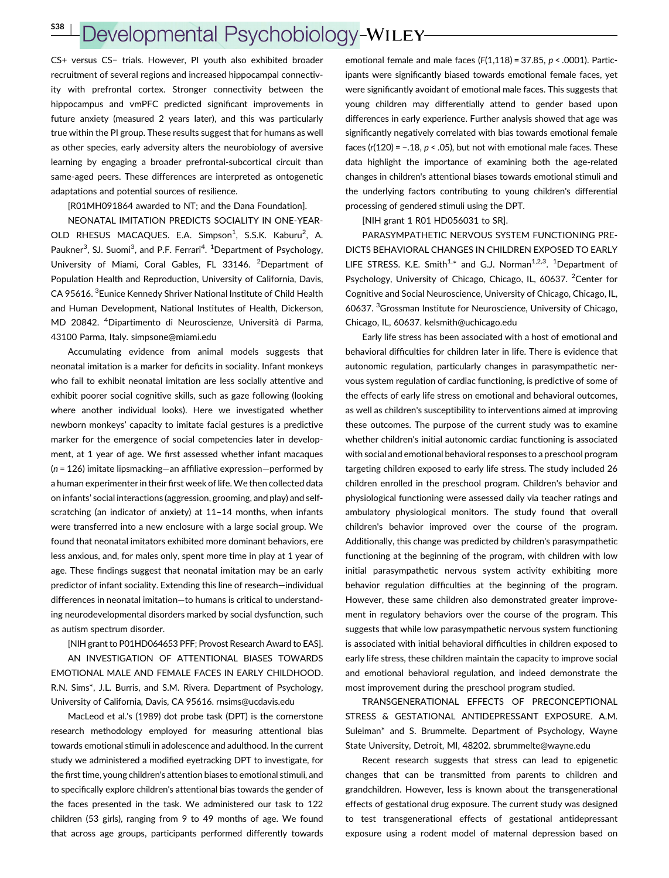CS+ versus CS− trials. However, PI youth also exhibited broader recruitment of several regions and increased hippocampal connectivity with prefrontal cortex. Stronger connectivity between the hippocampus and vmPFC predicted significant improvements in future anxiety (measured 2 years later), and this was particularly true within the PI group. These results suggest that for humans as well as other species, early adversity alters the neurobiology of aversive learning by engaging a broader prefrontal-subcortical circuit than same-aged peers. These differences are interpreted as ontogenetic adaptations and potential sources of resilience.

[R01MH091864 awarded to NT; and the Dana Foundation].

NEONATAL IMITATION PREDICTS SOCIALITY IN ONE-YEAR-OLD RHESUS MACAQUES. E.A. Simpson[1], S.S.K. Kaburu[2], A. Paukner[3], SJ. Suomi[3], and P.F. Ferrari[4]. [1]Department of Psychology, University of Miami, Coral Gables, FL 33146. [2]Department of Population Health and Reproduction, University of California, Davis, CA 95616. [3]Eunice Kennedy Shriver National Institute of Child Health and Human Development, National Institutes of Health, Dickerson, MD 20842. [4]Dipartimento di Neuroscienze, Università di Parma, 43100 Parma, Italy. simpsone@miami.edu

Accumulating evidence from animal models suggests that neonatal imitation is a marker for deficits in sociality. Infant monkeys who fail to exhibit neonatal imitation are less socially attentive and exhibit poorer social cognitive skills, such as gaze following (looking where another individual looks). Here we investigated whether newborn monkeys' capacity to imitate facial gestures is a predictive marker for the emergence of social competencies later in development, at 1 year of age. We first assessed whether infant macaques ($n = 126$) imitate lipsmacking—an affiliative expression—performed by a human experimenter in their first week of life. We then collected data on infants' social interactions (aggression, grooming, and play) and self-scratching (an indicator of anxiety) at 11–14 months, when infants were transferred into a new enclosure with a large social group. We found that neonatal imitators exhibited more dominant behaviors, ere less anxious, and, for males only, spent more time in play at 1 year of age. These findings suggest that neonatal imitation may be an early predictor of infant sociality. Extending this line of research—individual differences in neonatal imitation—to humans is critical to understanding neurodevelopmental disorders marked by social dysfunction, such as autism spectrum disorder.

[NIH grant to P01HD064653 PFF; Provost Research Award to EAS].

AN INVESTIGATION OF ATTENTIONAL BIASES TOWARDS EMOTIONAL MALE AND FEMALE FACES IN EARLY CHILDHOOD. R.N. Sims*, J.L. Burris, and S.M. Rivera. Department of Psychology, University of California, Davis, CA 95616. rnsims@ucdavis.edu

MacLeod et al.'s (1989) dot probe task (DPT) is the cornerstone research methodology employed for measuring attentional bias towards emotional stimuli in adolescence and adulthood. In the current study we administered a modified eyetracking DPT to investigate, for the first time, young children's attention biases to emotional stimuli, and to specifically explore children's attentional bias towards the gender of the faces presented in the task. We administered our task to 122 children (53 girls), ranging from 9 to 49 months of age. We found that across age groups, participants performed differently towards emotional female and male faces ($F(1{,}118) = 37.85$, $p < .0001$). Participants were significantly biased towards emotional female faces, yet were significantly avoidant of emotional male faces. This suggests that young children may differentially attend to gender based upon differences in early experience. Further analysis showed that age was significantly negatively correlated with bias towards emotional female faces ($r(120) = -.18$, $p < .05$), but not with emotional male faces. These data highlight the importance of examining both the age-related changes in children's attentional biases towards emotional stimuli and the underlying factors contributing to young children's differential processing of gendered stimuli using the DPT.

[NIH grant 1 R01 HD056031 to SR].

PARASYMPATHETIC NERVOUS SYSTEM FUNCTIONING PREDICTS BEHAVIORAL CHANGES IN CHILDREN EXPOSED TO EARLY LIFE STRESS. K.E. Smith[1,*] and G.J. Norman[1,2,3]. [1]Department of Psychology, University of Chicago, Chicago, IL, 60637. [2]Center for Cognitive and Social Neuroscience, University of Chicago, Chicago, IL, 60637. [3]Grossman Institute for Neuroscience, University of Chicago, Chicago, IL, 60637. kelsmith@uchicago.edu

Early life stress has been associated with a host of emotional and behavioral difficulties for children later in life. There is evidence that autonomic regulation, particularly changes in parasympathetic nervous system regulation of cardiac functioning, is predictive of some of the effects of early life stress on emotional and behavioral outcomes, as well as children's susceptibility to interventions aimed at improving these outcomes. The purpose of the current study was to examine whether children's initial autonomic cardiac functioning is associated with social and emotional behavioral responses to a preschool program targeting children exposed to early life stress. The study included 26 children enrolled in the preschool program. Children's behavior and physiological functioning were assessed daily via teacher ratings and ambulatory physiological monitors. The study found that overall children's behavior improved over the course of the program. Additionally, this change was predicted by children's parasympathetic functioning at the beginning of the program, with children with low initial parasympathetic nervous system activity exhibiting more behavior regulation difficulties at the beginning of the program. However, these same children also demonstrated greater improvement in regulatory behaviors over the course of the program. This suggests that while low parasympathetic nervous system functioning is associated with initial behavioral difficulties in children exposed to early life stress, these children maintain the capacity to improve social and emotional behavioral regulation, and indeed demonstrate the most improvement during the preschool program studied.

TRANSGENERATIONAL EFFECTS OF PRECONCEPTIONAL STRESS & GESTATIONAL ANTIDEPRESSANT EXPOSURE. A.M. Suleiman* and S. Brummelte. Department of Psychology, Wayne State University, Detroit, MI, 48202. sbrummelte@wayne.edu

Recent research suggests that stress can lead to epigenetic changes that can be transmitted from parents to children and grandchildren. However, less is known about the transgenerational effects of gestational drug exposure. The current study was designed to test transgenerational effects of gestational antidepressant exposure using a rodent model of maternal depression based on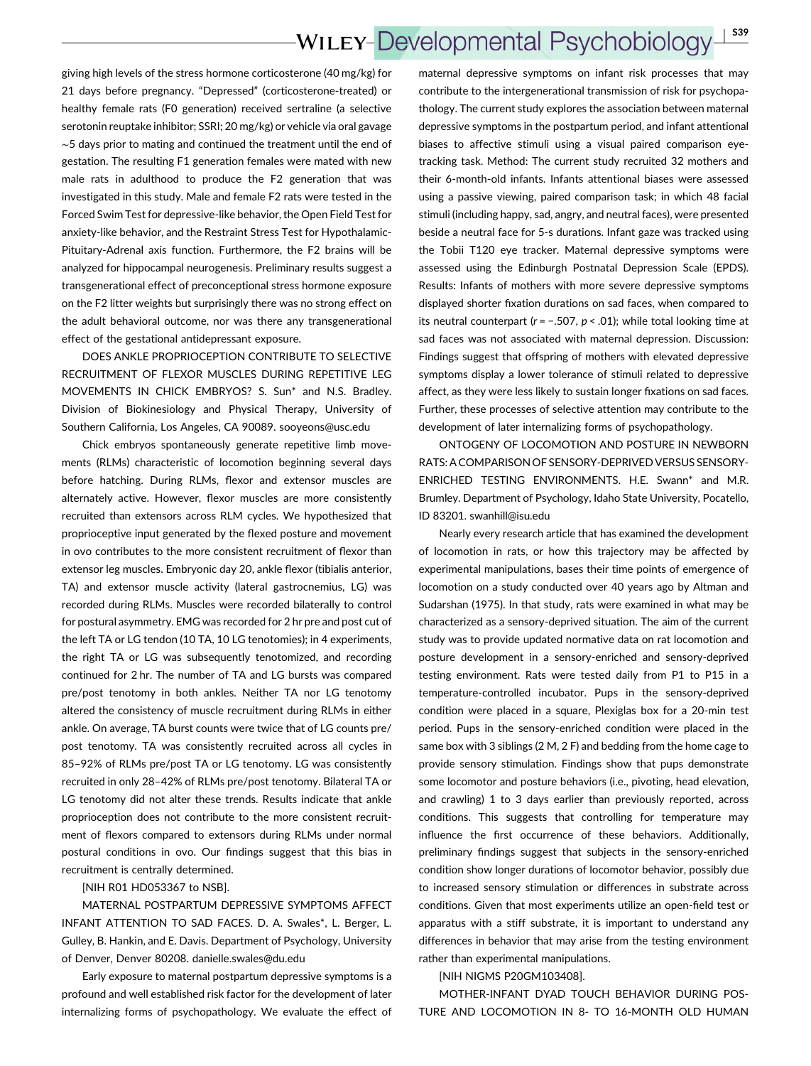giving high levels of the stress hormone corticosterone (40 mg/kg) for 21 days before pregnancy. "Depressed" (corticosterone-treated) or healthy female rats (F0 generation) received sertraline (a selective serotonin reuptake inhibitor; SSRI; 20 mg/kg) or vehicle via oral gavage ~5 days prior to mating and continued the treatment until the end of gestation. The resulting F1 generation females were mated with new male rats in adulthood to produce the F2 generation that was investigated in this study. Male and female F2 rats were tested in the Forced Swim Test for depressive-like behavior, the Open Field Test for anxiety-like behavior, and the Restraint Stress Test for Hypothalamic-Pituitary-Adrenal axis function. Furthermore, the F2 brains will be analyzed for hippocampal neurogenesis. Preliminary results suggest a transgenerational effect of preconceptional stress hormone exposure on the F2 litter weights but surprisingly there was no strong effect on the adult behavioral outcome, nor was there any transgenerational effect of the gestational antidepressant exposure.

DOES ANKLE PROPRIOCEPTION CONTRIBUTE TO SELECTIVE RECRUITMENT OF FLEXOR MUSCLES DURING REPETITIVE LEG MOVEMENTS IN CHICK EMBRYOS? S. Sun* and N.S. Bradley. Division of Biokinesiology and Physical Therapy, University of Southern California, Los Angeles, CA 90089. sooyeons@usc.edu

Chick embryos spontaneously generate repetitive limb movements (RLMs) characteristic of locomotion beginning several days before hatching. During RLMs, flexor and extensor muscles are alternately active. However, flexor muscles are more consistently recruited than extensors across RLM cycles. We hypothesized that proprioceptive input generated by the flexed posture and movement in ovo contributes to the more consistent recruitment of flexor than extensor leg muscles. Embryonic day 20, ankle flexor (tibialis anterior, TA) and extensor muscle activity (lateral gastrocnemius, LG) was recorded during RLMs. Muscles were recorded bilaterally to control for postural asymmetry. EMG was recorded for 2 hr pre and post cut of the left TA or LG tendon (10 TA, 10 LG tenotomies); in 4 experiments, the right TA or LG was subsequently tenotomized, and recording continued for 2 hr. The number of TA and LG bursts was compared pre/post tenotomy in both ankles. Neither TA nor LG tenotomy altered the consistency of muscle recruitment during RLMs in either ankle. On average, TA burst counts were twice that of LG counts pre/post tenotomy. TA was consistently recruited across all cycles in 85–92% of RLMs pre/post TA or LG tenotomy. LG was consistently recruited in only 28–42% of RLMs pre/post tenotomy. Bilateral TA or LG tenotomy did not alter these trends. Results indicate that ankle proprioception does not contribute to the more consistent recruitment of flexors compared to extensors during RLMs under normal postural conditions in ovo. Our findings suggest that this bias in recruitment is centrally determined.

[NIH R01 HD053367 to NSB].

MATERNAL POSTPARTUM DEPRESSIVE SYMPTOMS AFFECT INFANT ATTENTION TO SAD FACES. D. A. Swales*, L. Berger, L. Gulley, B. Hankin, and E. Davis. Department of Psychology, University of Denver, Denver 80208. danielle.swales@du.edu

Early exposure to maternal postpartum depressive symptoms is a profound and well established risk factor for the development of later internalizing forms of psychopathology. We evaluate the effect of maternal depressive symptoms on infant risk processes that may contribute to the intergenerational transmission of risk for psychopathology. The current study explores the association between maternal depressive symptoms in the postpartum period, and infant attentional biases to affective stimuli using a visual paired comparison eye-tracking task. Method: The current study recruited 32 mothers and their 6-month-old infants. Infants attentional biases were assessed using a passive viewing, paired comparison task; in which 48 facial stimuli (including happy, sad, angry, and neutral faces), were presented beside a neutral face for 5-s durations. Infant gaze was tracked using the Tobii T120 eye tracker. Maternal depressive symptoms were assessed using the Edinburgh Postnatal Depression Scale (EPDS). Results: Infants of mothers with more severe depressive symptoms displayed shorter fixation durations on sad faces, when compared to its neutral counterpart ($r = -.507$, $p < .01$); while total looking time at sad faces was not associated with maternal depression. Discussion: Findings suggest that offspring of mothers with elevated depressive symptoms display a lower tolerance of stimuli related to depressive affect, as they were less likely to sustain longer fixations on sad faces. Further, these processes of selective attention may contribute to the development of later internalizing forms of psychopathology.

ONTOGENY OF LOCOMOTION AND POSTURE IN NEWBORN RATS: A COMPARISON OF SENSORY-DEPRIVED VERSUS SENSORY-ENRICHED TESTING ENVIRONMENTS. H.E. Swann* and M.R. Brumley. Department of Psychology, Idaho State University, Pocatello, ID 83201. swanhill@isu.edu

Nearly every research article that has examined the development of locomotion in rats, or how this trajectory may be affected by experimental manipulations, bases their time points of emergence of locomotion on a study conducted over 40 years ago by Altman and Sudarshan (1975). In that study, rats were examined in what may be characterized as a sensory-deprived situation. The aim of the current study was to provide updated normative data on rat locomotion and posture development in a sensory-enriched and sensory-deprived testing environment. Rats were tested daily from P1 to P15 in a temperature-controlled incubator. Pups in the sensory-deprived condition were placed in a square, Plexiglas box for a 20-min test period. Pups in the sensory-enriched condition were placed in the same box with 3 siblings (2 M, 2 F) and bedding from the home cage to provide sensory stimulation. Findings show that pups demonstrate some locomotor and posture behaviors (i.e., pivoting, head elevation, and crawling) 1 to 3 days earlier than previously reported, across conditions. This suggests that controlling for temperature may influence the first occurrence of these behaviors. Additionally, preliminary findings suggest that subjects in the sensory-enriched condition show longer durations of locomotor behavior, possibly due to increased sensory stimulation or differences in substrate across conditions. Given that most experiments utilize an open-field test or apparatus with a stiff substrate, it is important to understand any differences in behavior that may arise from the testing environment rather than experimental manipulations.

[NIH NIGMS P20GM103408].

MOTHER-INFANT DYAD TOUCH BEHAVIOR DURING POSTURE AND LOCOMOTION IN 8- TO 16-MONTH OLD HUMAN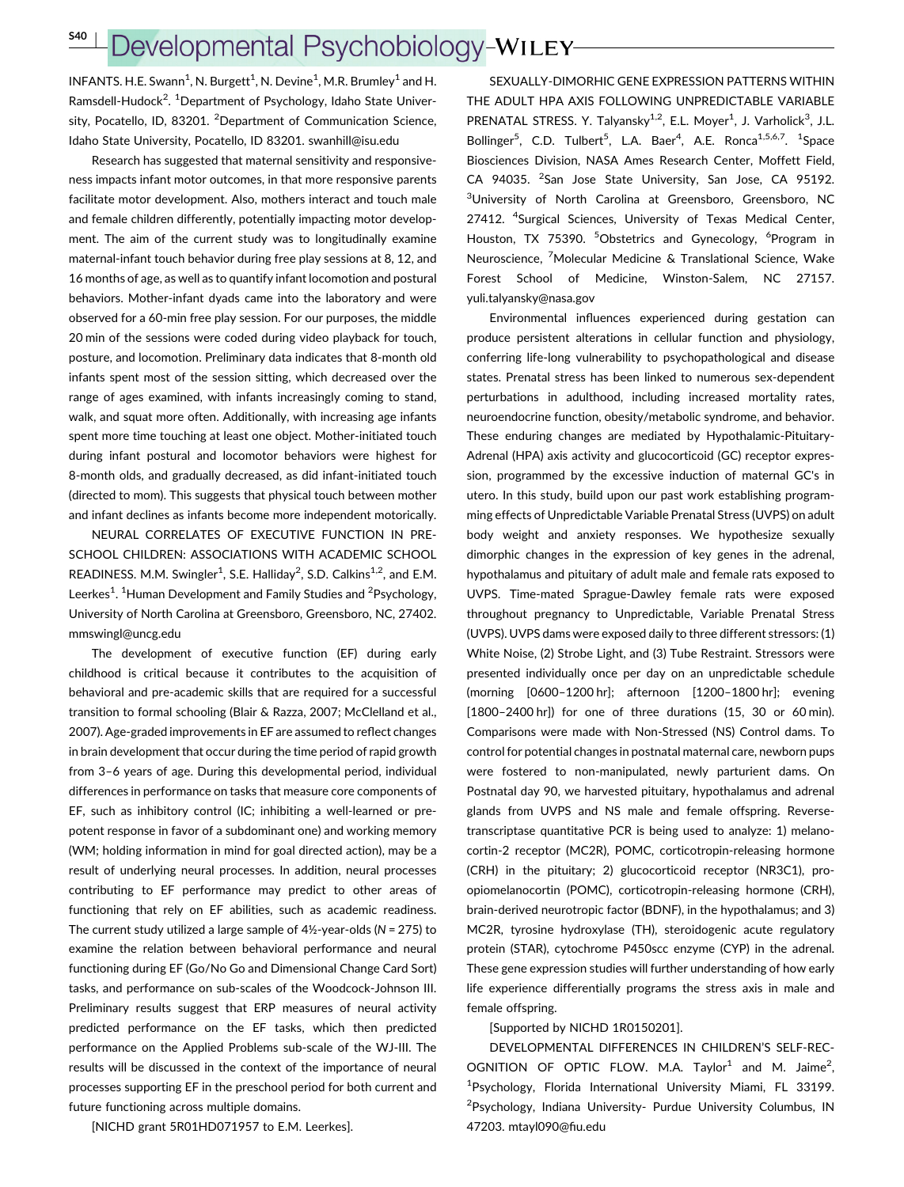INFANTS. H.E. Swann[1], N. Burgett[1], N. Devine[1], M.R. Brumley[1] and H. Ramsdell-Hudock[2]. [1]Department of Psychology, Idaho State University, Pocatello, ID, 83201. [2]Department of Communication Science, Idaho State University, Pocatello, ID 83201. swanhill@isu.edu

Research has suggested that maternal sensitivity and responsiveness impacts infant motor outcomes, in that more responsive parents facilitate motor development. Also, mothers interact and touch male and female children differently, potentially impacting motor development. The aim of the current study was to longitudinally examine maternal-infant touch behavior during free play sessions at 8, 12, and 16 months of age, as well as to quantify infant locomotion and postural behaviors. Mother-infant dyads came into the laboratory and were observed for a 60-min free play session. For our purposes, the middle 20 min of the sessions were coded during video playback for touch, posture, and locomotion. Preliminary data indicates that 8-month old infants spent most of the session sitting, which decreased over the range of ages examined, with infants increasingly coming to stand, walk, and squat more often. Additionally, with increasing age infants spent more time touching at least one object. Mother-initiated touch during infant postural and locomotor behaviors were highest for 8-month olds, and gradually decreased, as did infant-initiated touch (directed to mom). This suggests that physical touch between mother and infant declines as infants become more independent motorically.

NEURAL CORRELATES OF EXECUTIVE FUNCTION IN PRESCHOOL CHILDREN: ASSOCIATIONS WITH ACADEMIC SCHOOL READINESS. M.M. Swingler[1], S.E. Halliday[2], S.D. Calkins[1,2], and E.M. Leerkes[1]. [1]Human Development and Family Studies and [2]Psychology, University of North Carolina at Greensboro, Greensboro, NC, 27402. mmswingl@uncg.edu

The development of executive function (EF) during early childhood is critical because it contributes to the acquisition of behavioral and pre-academic skills that are required for a successful transition to formal schooling (Blair & Razza, 2007; McClelland et al., 2007). Age-graded improvements in EF are assumed to reflect changes in brain development that occur during the time period of rapid growth from 3–6 years of age. During this developmental period, individual differences in performance on tasks that measure core components of EF, such as inhibitory control (IC; inhibiting a well-learned or prepotent response in favor of a subdominant one) and working memory (WM; holding information in mind for goal directed action), may be a result of underlying neural processes. In addition, neural processes contributing to EF performance may predict to other areas of functioning that rely on EF abilities, such as academic readiness. The current study utilized a large sample of 4½-year-olds (*N* = 275) to examine the relation between behavioral performance and neural functioning during EF (Go/No Go and Dimensional Change Card Sort) tasks, and performance on sub-scales of the Woodcock-Johnson III. Preliminary results suggest that ERP measures of neural activity predicted performance on the EF tasks, which then predicted performance on the Applied Problems sub-scale of the WJ-III. The results will be discussed in the context of the importance of neural processes supporting EF in the preschool period for both current and future functioning across multiple domains.

[NICHD grant 5R01HD071957 to E.M. Leerkes].

SEXUALLY-DIMORHIC GENE EXPRESSION PATTERNS WITHIN THE ADULT HPA AXIS FOLLOWING UNPREDICTABLE VARIABLE PRENATAL STRESS. Y. Talyansky[1,2], E.L. Moyer[1], J. Varholick[3], J.L. Bollinger[5], C.D. Tulbert[5], L.A. Baer[4], A.E. Ronca[1,5,6,7]. [1]Space Biosciences Division, NASA Ames Research Center, Moffett Field, CA 94035. [2]San Jose State University, San Jose, CA 95192. [3]University of North Carolina at Greensboro, Greensboro, NC 27412. [4]Surgical Sciences, University of Texas Medical Center, Houston, TX 75390. [5]Obstetrics and Gynecology, [6]Program in Neuroscience, [7]Molecular Medicine & Translational Science, Wake Forest School of Medicine, Winston-Salem, NC 27157. yuli.talyansky@nasa.gov

Environmental influences experienced during gestation can produce persistent alterations in cellular function and physiology, conferring life-long vulnerability to psychopathological and disease states. Prenatal stress has been linked to numerous sex-dependent perturbations in adulthood, including increased mortality rates, neuroendocrine function, obesity/metabolic syndrome, and behavior. These enduring changes are mediated by Hypothalamic-Pituitary-Adrenal (HPA) axis activity and glucocorticoid (GC) receptor expression, programmed by the excessive induction of maternal GC's in utero. In this study, build upon our past work establishing programming effects of Unpredictable Variable Prenatal Stress (UVPS) on adult body weight and anxiety responses. We hypothesize sexually dimorphic changes in the expression of key genes in the adrenal, hypothalamus and pituitary of adult male and female rats exposed to UVPS. Time-mated Sprague-Dawley female rats were exposed throughout pregnancy to Unpredictable, Variable Prenatal Stress (UVPS). UVPS dams were exposed daily to three different stressors: (1) White Noise, (2) Strobe Light, and (3) Tube Restraint. Stressors were presented individually once per day on an unpredictable schedule (morning [0600–1200 hr]; afternoon [1200–1800 hr]; evening [1800–2400 hr]) for one of three durations (15, 30 or 60 min). Comparisons were made with Non-Stressed (NS) Control dams. To control for potential changes in postnatal maternal care, newborn pups were fostered to non-manipulated, newly parturient dams. On Postnatal day 90, we harvested pituitary, hypothalamus and adrenal glands from UVPS and NS male and female offspring. Reverse-transcriptase quantitative PCR is being used to analyze: 1) melanocortin-2 receptor (MC2R), POMC, corticotropin-releasing hormone (CRH) in the pituitary; 2) glucocorticoid receptor (NR3C1), pro-opiomelanocortin (POMC), corticotropin-releasing hormone (CRH), brain-derived neurotropic factor (BDNF), in the hypothalamus; and 3) MC2R, tyrosine hydroxylase (TH), steroidogenic acute regulatory protein (STAR), cytochrome P450scc enzyme (CYP) in the adrenal. These gene expression studies will further understanding of how early life experience differentially programs the stress axis in male and female offspring.

[Supported by NICHD 1R0150201].

DEVELOPMENTAL DIFFERENCES IN CHILDREN'S SELF-RECOGNITION OF OPTIC FLOW. M.A. Taylor[1] and M. Jaime[2], [1]Psychology, Florida International University Miami, FL 33199. [2]Psychology, Indiana University- Purdue University Columbus, IN 47203. mtayl090@fiu.edu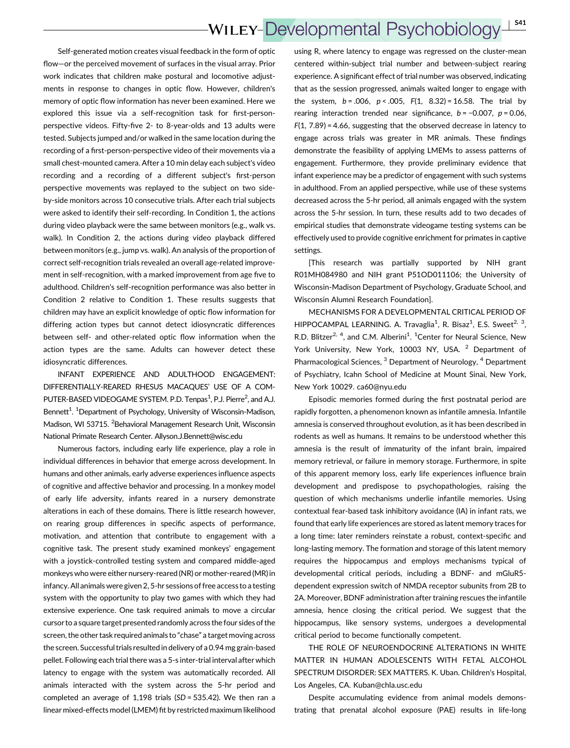Self-generated motion creates visual feedback in the form of optic flow—or the perceived movement of surfaces in the visual array. Prior work indicates that children make postural and locomotive adjustments in response to changes in optic flow. However, children's memory of optic flow information has never been examined. Here we explored this issue via a self-recognition task for first-person-perspective videos. Fifty-five 2- to 8-year-olds and 13 adults were tested. Subjects jumped and/or walked in the same location during the recording of a first-person-perspective video of their movements via a small chest-mounted camera. After a 10 min delay each subject's video recording and a recording of a different subject's first-person perspective movements was replayed to the subject on two side-by-side monitors across 10 consecutive trials. After each trial subjects were asked to identify their self-recording. In Condition 1, the actions during video playback were the same between monitors (e.g., walk vs. walk). In Condition 2, the actions during video playback differed between monitors (e.g., jump vs. walk). An analysis of the proportion of correct self-recognition trials revealed an overall age-related improvement in self-recognition, with a marked improvement from age five to adulthood. Children's self-recognition performance was also better in Condition 2 relative to Condition 1. These results suggests that children may have an explicit knowledge of optic flow information for differing action types but cannot detect idiosyncratic differences between self- and other-related optic flow information when the action types are the same. Adults can however detect these idiosyncratic differences.

INFANT EXPERIENCE AND ADULTHOOD ENGAGEMENT: DIFFERENTIALLY-REARED RHESUS MACAQUES' USE OF A COMPUTER-BASED VIDEOGAME SYSTEM. P.D. Tenpas[1], P.J. Pierre[2], and A.J. Bennett[1]. [1]Department of Psychology, University of Wisconsin-Madison, Madison, WI 53715. [2]Behavioral Management Research Unit, Wisconsin National Primate Research Center. Allyson.J.Bennett@wisc.edu

Numerous factors, including early life experience, play a role in individual differences in behavior that emerge across development. In humans and other animals, early adverse experiences influence aspects of cognitive and affective behavior and processing. In a monkey model of early life adversity, infants reared in a nursery demonstrate alterations in each of these domains. There is little research however, on rearing group differences in specific aspects of performance, motivation, and attention that contribute to engagement with a cognitive task. The present study examined monkeys' engagement with a joystick-controlled testing system and compared middle-aged monkeys who were either nursery-reared (NR) or mother-reared (MR) in infancy. All animals were given 2, 5-hr sessions of free access to a testing system with the opportunity to play two games with which they had extensive experience. One task required animals to move a circular cursor to a square target presented randomly across the four sides of the screen, the other task required animals to "chase" a target moving across the screen. Successful trials resulted in delivery of a 0.94 mg grain-based pellet. Following each trial there was a 5-s inter-trial interval after which latency to engage with the system was automatically recorded. All animals interacted with the system across the 5-hr period and completed an average of 1,198 trials ($SD = 535.42$). We then ran a linear mixed-effects model (LMEM) fit by restricted maximum likelihood using R, where latency to engage was regressed on the cluster-mean centered within-subject trial number and between-subject rearing experience. A significant effect of trial number was observed, indicating that as the session progressed, animals waited longer to engage with the system, $b = .006$, $p < .005$, $F(1, 8.32) = 16.58$. The trial by rearing interaction trended near significance, $b = -0.007$, $p = 0.06$, $F(1, 7.89) = 4.66$, suggesting that the observed decrease in latency to engage across trials was greater in MR animals. These findings demonstrate the feasibility of applying LMEMs to assess patterns of engagement. Furthermore, they provide preliminary evidence that infant experience may be a predictor of engagement with such systems in adulthood. From an applied perspective, while use of these systems decreased across the 5-hr period, all animals engaged with the system across the 5-hr session. In turn, these results add to two decades of empirical studies that demonstrate videogame testing systems can be effectively used to provide cognitive enrichment for primates in captive settings.

[This research was partially supported by NIH grant R01MH084980 and NIH grant P51OD011106; the University of Wisconsin-Madison Department of Psychology, Graduate School, and Wisconsin Alumni Research Foundation].

MECHANISMS FOR A DEVELOPMENTAL CRITICAL PERIOD OF HIPPOCAMPAL LEARNING. A. Travaglia[1], R. Bisaz[1], E.S. Sweet[2,3], R.D. Blitzer[2,4], and C.M. Alberini[1]. [1]Center for Neural Science, New York University, New York, 10003 NY, USA. [2] Department of Pharmacological Sciences, [3] Department of Neurology, [4] Department of Psychiatry, Icahn School of Medicine at Mount Sinai, New York, New York 10029. ca60@nyu.edu

Episodic memories formed during the first postnatal period are rapidly forgotten, a phenomenon known as infantile amnesia. Infantile amnesia is conserved throughout evolution, as it has been described in rodents as well as humans. It remains to be understood whether this amnesia is the result of immaturity of the infant brain, impaired memory retrieval, or failure in memory storage. Furthermore, in spite of this apparent memory loss, early life experiences influence brain development and predispose to psychopathologies, raising the question of which mechanisms underlie infantile memories. Using contextual fear-based task inhibitory avoidance (IA) in infant rats, we found that early life experiences are stored as latent memory traces for a long time: later reminders reinstate a robust, context-specific and long-lasting memory. The formation and storage of this latent memory requires the hippocampus and employs mechanisms typical of developmental critical periods, including a BDNF- and mGluR5-dependent expression switch of NMDA receptor subunits from 2B to 2A. Moreover, BDNF administration after training rescues the infantile amnesia, hence closing the critical period. We suggest that the hippocampus, like sensory systems, undergoes a developmental critical period to become functionally competent.

THE ROLE OF NEUROENDOCRINE ALTERATIONS IN WHITE MATTER IN HUMAN ADOLESCENTS WITH FETAL ALCOHOL SPECTRUM DISORDER: SEX MATTERS. K. Uban. Children's Hospital, Los Angeles, CA. Kuban@chla.usc.edu

Despite accumulating evidence from animal models demonstrating that prenatal alcohol exposure (PAE) results in life-long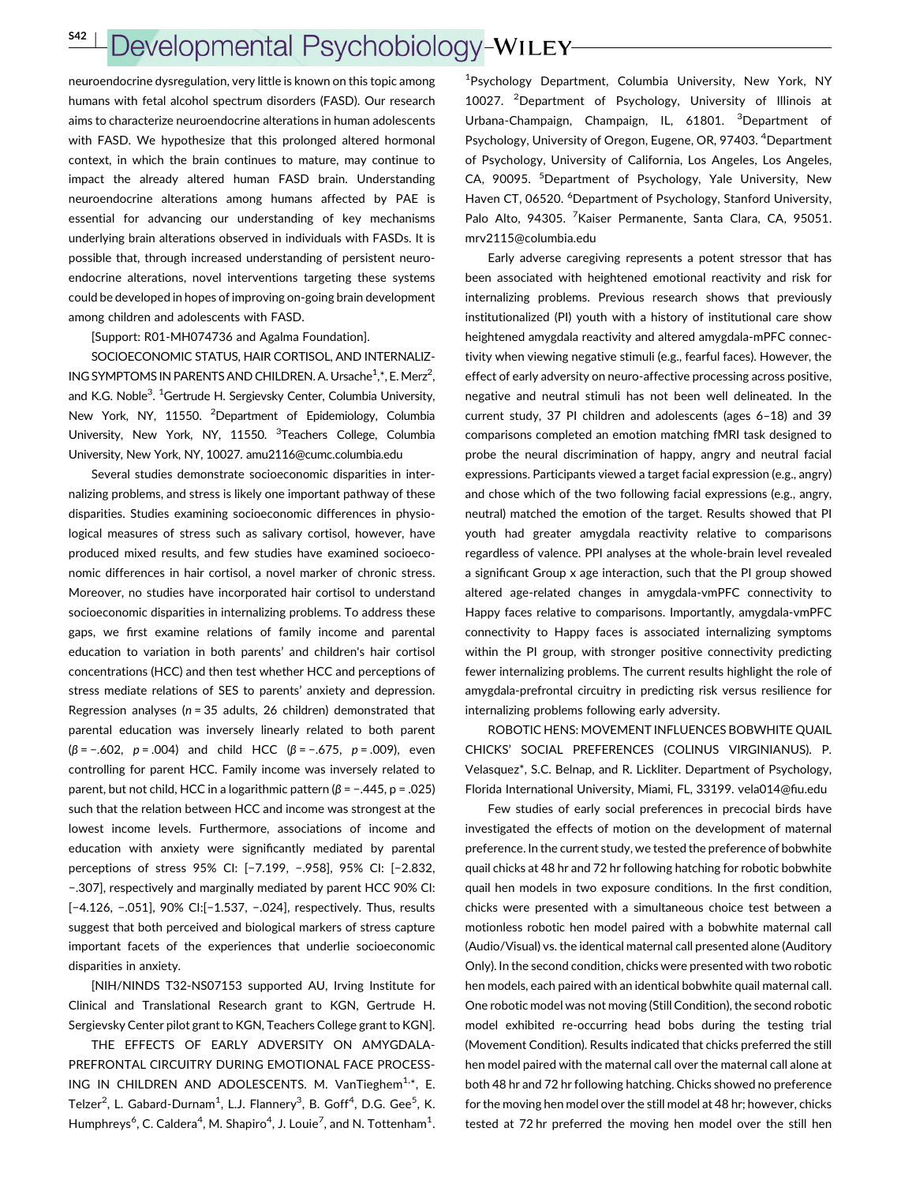neuroendocrine dysregulation, very little is known on this topic among humans with fetal alcohol spectrum disorders (FASD). Our research aims to characterize neuroendocrine alterations in human adolescents with FASD. We hypothesize that this prolonged altered hormonal context, in which the brain continues to mature, may continue to impact the already altered human FASD brain. Understanding neuroendocrine alterations among humans affected by PAE is essential for advancing our understanding of key mechanisms underlying brain alterations observed in individuals with FASDs. It is possible that, through increased understanding of persistent neuroendocrine alterations, novel interventions targeting these systems could be developed in hopes of improving on-going brain development among children and adolescents with FASD.

[Support: R01-MH074736 and Agalma Foundation].

SOCIOECONOMIC STATUS, HAIR CORTISOL, AND INTERNALIZING SYMPTOMS IN PARENTS AND CHILDREN. A. Ursache[1,*], E. Merz[2], and K.G. Noble[3]. [1]Gertrude H. Sergievsky Center, Columbia University, New York, NY, 11550. [2]Department of Epidemiology, Columbia University, New York, NY, 11550. [3]Teachers College, Columbia University, New York, NY, 10027. amu2116@cumc.columbia.edu

Several studies demonstrate socioeconomic disparities in internalizing problems, and stress is likely one important pathway of these disparities. Studies examining socioeconomic differences in physiological measures of stress such as salivary cortisol, however, have produced mixed results, and few studies have examined socioeconomic differences in hair cortisol, a novel marker of chronic stress. Moreover, no studies have incorporated hair cortisol to understand socioeconomic disparities in internalizing problems. To address these gaps, we first examine relations of family income and parental education to variation in both parents' and children's hair cortisol concentrations (HCC) and then test whether HCC and perceptions of stress mediate relations of SES to parents' anxiety and depression. Regression analyses ($n = 35$ adults, 26 children) demonstrated that parental education was inversely linearly related to both parent ($\beta = -.602$, $p = .004$) and child HCC ($\beta = -.675$, $p = .009$), even controlling for parent HCC. Family income was inversely related to parent, but not child, HCC in a logarithmic pattern ($\beta = -.445$, $p = .025$) such that the relation between HCC and income was strongest at the lowest income levels. Furthermore, associations of income and education with anxiety were significantly mediated by parental perceptions of stress 95% CI: [−7.199, −.958], 95% CI: [−2.832, −.307], respectively and marginally mediated by parent HCC 90% CI: [−4.126, −.051], 90% CI:[−1.537, −.024], respectively. Thus, results suggest that both perceived and biological markers of stress capture important facets of the experiences that underlie socioeconomic disparities in anxiety.

[NIH/NINDS T32-NS07153 supported AU, Irving Institute for Clinical and Translational Research grant to KGN, Gertrude H. Sergievsky Center pilot grant to KGN, Teachers College grant to KGN].

THE EFFECTS OF EARLY ADVERSITY ON AMYGDALA-PREFRONTAL CIRCUITRY DURING EMOTIONAL FACE PROCESSING IN CHILDREN AND ADOLESCENTS. M. VanTieghem[1,*], E. Telzer[2], L. Gabard-Durnam[1], L.J. Flannery[3], B. Goff[4], D.G. Gee[5], K. Humphreys[6], C. Caldera[4], M. Shapiro[4], J. Louie[7], and N. Tottenham[1]. [1]Psychology Department, Columbia University, New York, NY 10027. [2]Department of Psychology, University of Illinois at Urbana-Champaign, Champaign, IL, 61801. [3]Department of Psychology, University of Oregon, Eugene, OR, 97403. [4]Department of Psychology, University of California, Los Angeles, Los Angeles, CA, 90095. [5]Department of Psychology, Yale University, New Haven CT, 06520. [6]Department of Psychology, Stanford University, Palo Alto, 94305. [7]Kaiser Permanente, Santa Clara, CA, 95051. mrv2115@columbia.edu

Early adverse caregiving represents a potent stressor that has been associated with heightened emotional reactivity and risk for internalizing problems. Previous research shows that previously institutionalized (PI) youth with a history of institutional care show heightened amygdala reactivity and altered amygdala-mPFC connectivity when viewing negative stimuli (e.g., fearful faces). However, the effect of early adversity on neuro-affective processing across positive, negative and neutral stimuli has not been well delineated. In the current study, 37 PI children and adolescents (ages 6–18) and 39 comparisons completed an emotion matching fMRI task designed to probe the neural discrimination of happy, angry and neutral facial expressions. Participants viewed a target facial expression (e.g., angry) and chose which of the two following facial expressions (e.g., angry, neutral) matched the emotion of the target. Results showed that PI youth had greater amygdala reactivity relative to comparisons regardless of valence. PPI analyses at the whole-brain level revealed a significant Group x age interaction, such that the PI group showed altered age-related changes in amygdala-vmPFC connectivity to Happy faces relative to comparisons. Importantly, amygdala-vmPFC connectivity to Happy faces is associated internalizing symptoms within the PI group, with stronger positive connectivity predicting fewer internalizing problems. The current results highlight the role of amygdala-prefrontal circuitry in predicting risk versus resilience for internalizing problems following early adversity.

ROBOTIC HENS: MOVEMENT INFLUENCES BOBWHITE QUAIL CHICKS' SOCIAL PREFERENCES (COLINUS VIRGINIANUS). P. Velasquez*, S.C. Belnap, and R. Lickliter. Department of Psychology, Florida International University, Miami, FL, 33199. vela014@fiu.edu

Few studies of early social preferences in precocial birds have investigated the effects of motion on the development of maternal preference. In the current study, we tested the preference of bobwhite quail chicks at 48 hr and 72 hr following hatching for robotic bobwhite quail hen models in two exposure conditions. In the first condition, chicks were presented with a simultaneous choice test between a motionless robotic hen model paired with a bobwhite maternal call (Audio/Visual) vs. the identical maternal call presented alone (Auditory Only). In the second condition, chicks were presented with two robotic hen models, each paired with an identical bobwhite quail maternal call. One robotic model was not moving (Still Condition), the second robotic model exhibited re-occurring head bobs during the testing trial (Movement Condition). Results indicated that chicks preferred the still hen model paired with the maternal call over the maternal call alone at both 48 hr and 72 hr following hatching. Chicks showed no preference for the moving hen model over the still model at 48 hr; however, chicks tested at 72 hr preferred the moving hen model over the still hen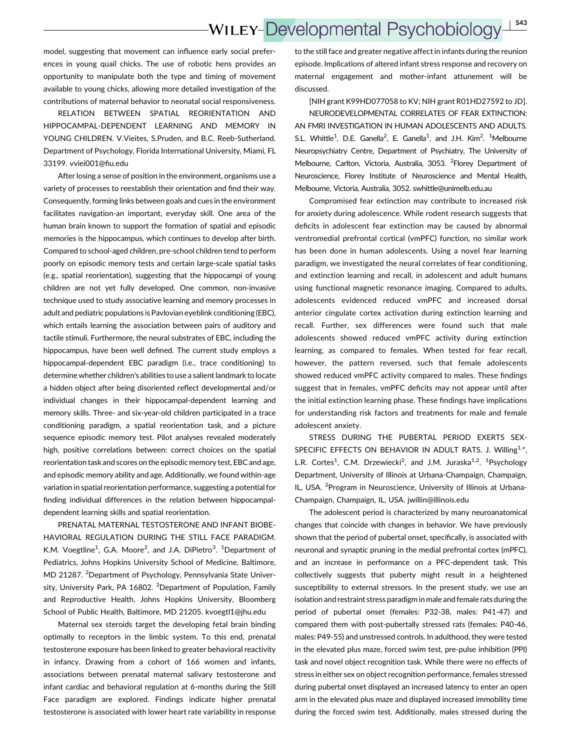model, suggesting that movement can influence early social preferences in young quail chicks. The use of robotic hens provides an opportunity to manipulate both the type and timing of movement available to young chicks, allowing more detailed investigation of the contributions of maternal behavior to neonatal social responsiveness.

RELATION BETWEEN SPATIAL REORIENTATION AND HIPPOCAMPAL-DEPENDENT LEARNING AND MEMORY IN YOUNG CHILDREN. V.Vieites, S.Pruden, and B.C. Reeb-Sutherland. Department of Psychology, Florida International University, Miami, FL 33199. vviei001@fiu.edu

After losing a sense of position in the environment, organisms use a variety of processes to reestablish their orientation and find their way. Consequently, forming links between goals and cues in the environment facilitates navigation-an important, everyday skill. One area of the human brain known to support the formation of spatial and episodic memories is the hippocampus, which continues to develop after birth. Compared to school-aged children, pre-school children tend to perform poorly on episodic memory tests and certain large-scale spatial tasks (e.g., spatial reorientation), suggesting that the hippocampi of young children are not yet fully developed. One common, non-invasive technique used to study associative learning and memory processes in adult and pediatric populations is Pavlovian eyeblink conditioning (EBC), which entails learning the association between pairs of auditory and tactile stimuli. Furthermore, the neural substrates of EBC, including the hippocampus, have been well defined. The current study employs a hippocampal-dependent EBC paradigm (i.e., trace conditioning) to determine whether children's abilities to use a salient landmark to locate a hidden object after being disoriented reflect developmental and/or individual changes in their hippocampal-dependent learning and memory skills. Three- and six-year-old children participated in a trace conditioning paradigm, a spatial reorientation task, and a picture sequence episodic memory test. Pilot analyses revealed moderately high, positive correlations between: correct choices on the spatial reorientation task and scores on the episodic memory test, EBC and age, and episodic memory ability and age. Additionally, we found within-age variation in spatial reorientation performance, suggesting a potential for finding individual differences in the relation between hippocampal-dependent learning skills and spatial reorientation.

PRENATAL MATERNAL TESTOSTERONE AND INFANT BIOBEHAVIORAL REGULATION DURING THE STILL FACE PARADIGM. K.M. Voegtline[1], G.A. Moore[2], and J.A. DiPietro[3]. [1]Department of Pediatrics, Johns Hopkins University School of Medicine, Baltimore, MD 21287. [2]Department of Psychology, Pennsylvania State University, University Park, PA 16802. [3]Department of Population, Family and Reproductive Health, Johns Hopkins University, Bloomberg School of Public Health, Baltimore, MD 21205. kvoegtl1@jhu.edu

Maternal sex steroids target the developing fetal brain binding optimally to receptors in the limbic system. To this end, prenatal testosterone exposure has been linked to greater behavioral reactivity in infancy. Drawing from a cohort of 166 women and infants, associations between prenatal maternal salivary testosterone and infant cardiac and behavioral regulation at 6-months during the Still Face paradigm are explored. Findings indicate higher prenatal testosterone is associated with lower heart rate variability in response to the still face and greater negative affect in infants during the reunion episode. Implications of altered infant stress response and recovery on maternal engagement and mother-infant attunement will be discussed.

[NIH grant K99HD077058 to KV; NIH grant R01HD27592 to JD].

NEURODEVELOPMENTAL CORRELATES OF FEAR EXTINCTION: AN FMRI INVESTIGATION IN HUMAN ADOLESCENTS AND ADULTS. S.L. Whittle[1], D.E. Ganella[2], E. Ganella[1], and J.H. Kim[2]. [1]Melbourne Neuropsychiatry Centre, Department of Psychiatry, The University of Melbourne, Carlton, Victoria, Australia, 3053. [2]Florey Department of Neuroscience, Florey Institute of Neuroscience and Mental Health, Melbourne, Victoria, Australia, 3052. swhittle@unimelb.edu.au

Compromised fear extinction may contribute to increased risk for anxiety during adolescence. While rodent research suggests that deficits in adolescent fear extinction may be caused by abnormal ventromedial prefrontal cortical (vmPFC) function, no similar work has been done in human adolescents. Using a novel fear learning paradigm, we investigated the neural correlates of fear conditioning, and extinction learning and recall, in adolescent and adult humans using functional magnetic resonance imaging. Compared to adults, adolescents evidenced reduced vmPFC and increased dorsal anterior cingulate cortex activation during extinction learning and recall. Further, sex differences were found such that male adolescents showed reduced vmPFC activity during extinction learning, as compared to females. When tested for fear recall, however, the pattern reversed, such that female adolescents showed reduced vmPFC activity compared to males. These findings suggest that in females, vmPFC deficits may not appear until after the initial extinction learning phase. These findings have implications for understanding risk factors and treatments for male and female adolescent anxiety.

STRESS DURING THE PUBERTAL PERIOD EXERTS SEX-SPECIFIC EFFECTS ON BEHAVIOR IN ADULT RATS. J. Willing[1,*], L.R. Cortes[1], C.M. Drzewiecki[2], and J.M. Juraska[1,2]. [1]Psychology Department, University of Illinois at Urbana-Champaign, Champaign, IL, USA. [2]Program in Neuroscience, University of Illinois at Urbana-Champaign, Champaign, IL, USA. jwillin@illinois.edu

The adolescent period is characterized by many neuroanatomical changes that coincide with changes in behavior. We have previously shown that the period of pubertal onset, specifically, is associated with neuronal and synaptic pruning in the medial prefrontal cortex (mPFC), and an increase in performance on a PFC-dependent task. This collectively suggests that puberty might result in a heightened susceptibility to external stressors. In the present study, we use an isolation and restraint stress paradigm in male and female rats during the period of pubertal onset (females: P32-38, males: P41-47) and compared them with post-pubertally stressed rats (females: P40-46, males: P49-55) and unstressed controls. In adulthood, they were tested in the elevated plus maze, forced swim test, pre-pulse inhibition (PPI) task and novel object recognition task. While there were no effects of stress in either sex on object recognition performance, females stressed during pubertal onset displayed an increased latency to enter an open arm in the elevated plus maze and displayed increased immobility time during the forced swim test. Additionally, males stressed during the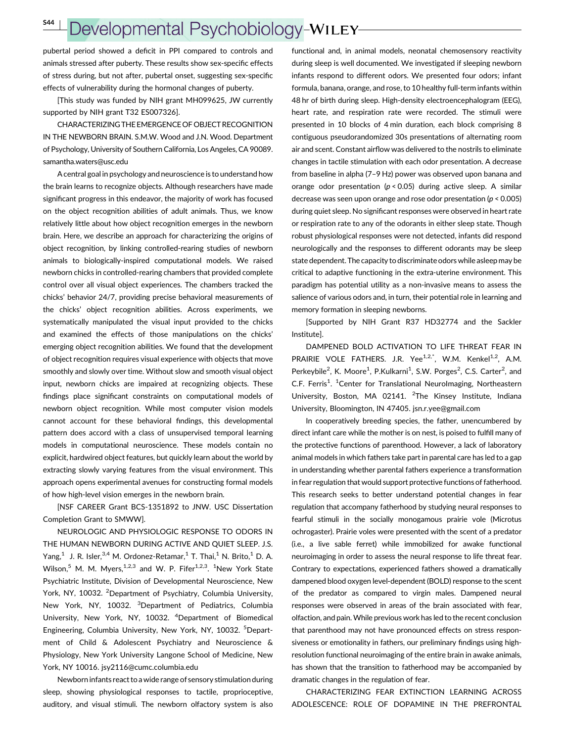pubertal period showed a deficit in PPI compared to controls and animals stressed after puberty. These results show sex-specific effects of stress during, but not after, pubertal onset, suggesting sex-specific effects of vulnerability during the hormonal changes of puberty.

[This study was funded by NIH grant MH099625, JW currently supported by NIH grant T32 ES007326].

CHARACTERIZING THE EMERGENCE OF OBJECT RECOGNITION IN THE NEWBORN BRAIN. S.M.W. Wood and J.N. Wood. Department of Psychology, University of Southern California, Los Angeles, CA 90089. samantha.waters@usc.edu

A central goal in psychology and neuroscience is to understand how the brain learns to recognize objects. Although researchers have made significant progress in this endeavor, the majority of work has focused on the object recognition abilities of adult animals. Thus, we know relatively little about how object recognition emerges in the newborn brain. Here, we describe an approach for characterizing the origins of object recognition, by linking controlled-rearing studies of newborn animals to biologically-inspired computational models. We raised newborn chicks in controlled-rearing chambers that provided complete control over all visual object experiences. The chambers tracked the chicks' behavior 24/7, providing precise behavioral measurements of the chicks' object recognition abilities. Across experiments, we systematically manipulated the visual input provided to the chicks and examined the effects of those manipulations on the chicks' emerging object recognition abilities. We found that the development of object recognition requires visual experience with objects that move smoothly and slowly over time. Without slow and smooth visual object input, newborn chicks are impaired at recognizing objects. These findings place significant constraints on computational models of newborn object recognition. While most computer vision models cannot account for these behavioral findings, this developmental pattern does accord with a class of unsupervised temporal learning models in computational neuroscience. These models contain no explicit, hardwired object features, but quickly learn about the world by extracting slowly varying features from the visual environment. This approach opens experimental avenues for constructing formal models of how high-level vision emerges in the newborn brain.

[NSF CAREER Grant BCS-1351892 to JNW. USC Dissertation Completion Grant to SMWW].

NEUROLOGIC AND PHYSIOLOGIC RESPONSE TO ODORS IN THE HUMAN NEWBORN DURING ACTIVE AND QUIET SLEEP. J.S. Yang,[1] J. R. Isler,[3,4] M. Ordonez-Retamar,[1] T. Thai,[1] N. Brito,[1] D. A. Wilson,[5] M. M. Myers,[1,2,3] and W. P. Fifer[1,2,3]. [1]New York State Psychiatric Institute, Division of Developmental Neuroscience, New York, NY, 10032. [2]Department of Psychiatry, Columbia University, New York, NY, 10032. [3]Department of Pediatrics, Columbia University, New York, NY, 10032. [4]Department of Biomedical Engineering, Columbia University, New York, NY, 10032. [5]Department of Child & Adolescent Psychiatry and Neuroscience & Physiology, New York University Langone School of Medicine, New York, NY 10016. jsy2116@cumc.columbia.edu

Newborn infants react to a wide range of sensory stimulation during sleep, showing physiological responses to tactile, proprioceptive, auditory, and visual stimuli. The newborn olfactory system is also functional and, in animal models, neonatal chemosensory reactivity during sleep is well documented. We investigated if sleeping newborn infants respond to different odors. We presented four odors; infant formula, banana, orange, and rose, to 10 healthy full-term infants within 48 hr of birth during sleep. High-density electroencephalogram (EEG), heart rate, and respiration rate were recorded. The stimuli were presented in 10 blocks of 4 min duration, each block comprising 8 contiguous pseudorandomized 30s presentations of alternating room air and scent. Constant airflow was delivered to the nostrils to eliminate changes in tactile stimulation with each odor presentation. A decrease from baseline in alpha (7–9 Hz) power was observed upon banana and orange odor presentation ($p < 0.05$) during active sleep. A similar decrease was seen upon orange and rose odor presentation ($p < 0.005$) during quiet sleep. No significant responses were observed in heart rate or respiration rate to any of the odorants in either sleep state. Though robust physiological responses were not detected, infants did respond neurologically and the responses to different odorants may be sleep state dependent. The capacity to discriminate odors while asleep may be critical to adaptive functioning in the extra-uterine environment. This paradigm has potential utility as a non-invasive means to assess the salience of various odors and, in turn, their potential role in learning and memory formation in sleeping newborns.

[Supported by NIH Grant R37 HD32774 and the Sackler Institute].

DAMPENED BOLD ACTIVATION TO LIFE THREAT FEAR IN PRAIRIE VOLE FATHERS. J.R. Yee[1,2,*], W.M. Kenkel[1,2], A.M. Perkeybile[2], K. Moore[1], P.Kulkarni[1], S.W. Porges[2], C.S. Carter[2], and C.F. Ferris[1]. [1]Center for Translational NeuroImaging, Northeastern University, Boston, MA 02141. [2]The Kinsey Institute, Indiana University, Bloomington, IN 47405. jsn.r.yee@gmail.com

In cooperatively breeding species, the father, unencumbered by direct infant care while the mother is on nest, is poised to fulfill many of the protective functions of parenthood. However, a lack of laboratory animal models in which fathers take part in parental care has led to a gap in understanding whether parental fathers experience a transformation in fear regulation that would support protective functions of fatherhood. This research seeks to better understand potential changes in fear regulation that accompany fatherhood by studying neural responses to fearful stimuli in the socially monogamous prairie vole (Microtus ochrogaster). Prairie voles were presented with the scent of a predator (i.e., a live sable ferret) while immobilized for awake functional neuroimaging in order to assess the neural response to life threat fear. Contrary to expectations, experienced fathers showed a dramatically dampened blood oxygen level-dependent (BOLD) response to the scent of the predator as compared to virgin males. Dampened neural responses were observed in areas of the brain associated with fear, olfaction, and pain. While previous work has led to the recent conclusion that parenthood may not have pronounced effects on stress responsiveness or emotionality in fathers, our preliminary findings using high-resolution functional neuroimaging of the entire brain in awake animals, has shown that the transition to fatherhood may be accompanied by dramatic changes in the regulation of fear.

CHARACTERIZING FEAR EXTINCTION LEARNING ACROSS ADOLESCENCE: ROLE OF DOPAMINE IN THE PREFRONTAL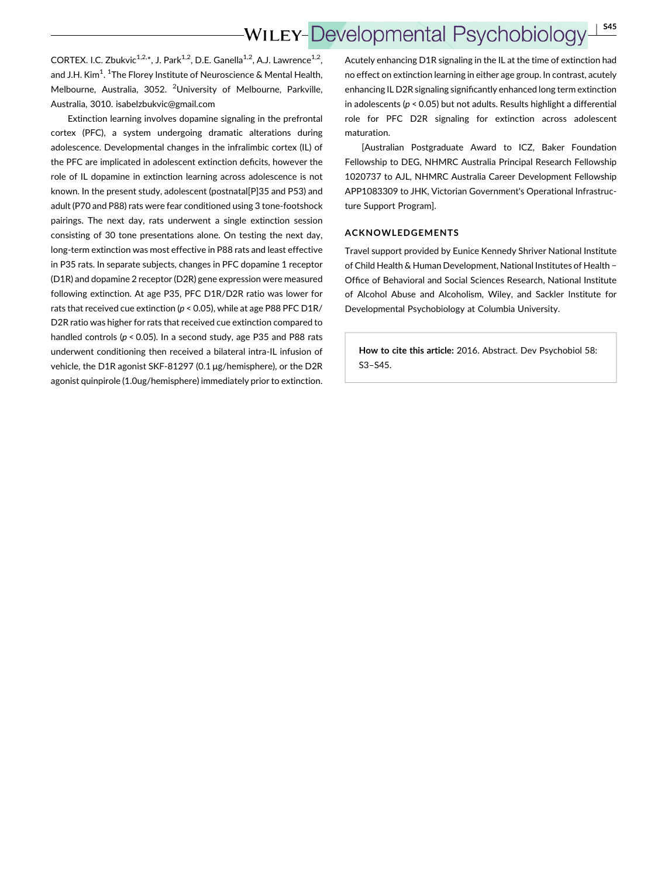CORTEX. I.C. Zbukvic[1,2,*], J. Park[1,2], D.E. Ganella[1,2], A.J. Lawrence[1,2], and J.H. Kim[1]. [1]The Florey Institute of Neuroscience & Mental Health, Melbourne, Australia, 3052. [2]University of Melbourne, Parkville, Australia, 3010. isabelzbukvic@gmail.com

Extinction learning involves dopamine signaling in the prefrontal cortex (PFC), a system undergoing dramatic alterations during adolescence. Developmental changes in the infralimbic cortex (IL) of the PFC are implicated in adolescent extinction deficits, however the role of IL dopamine in extinction learning across adolescence is not known. In the present study, adolescent (postnatal[P]35 and P53) and adult (P70 and P88) rats were fear conditioned using 3 tone-footshock pairings. The next day, rats underwent a single extinction session consisting of 30 tone presentations alone. On testing the next day, long-term extinction was most effective in P88 rats and least effective in P35 rats. In separate subjects, changes in PFC dopamine 1 receptor (D1R) and dopamine 2 receptor (D2R) gene expression were measured following extinction. At age P35, PFC D1R/D2R ratio was lower for rats that received cue extinction ($p < 0.05$), while at age P88 PFC D1R/D2R ratio was higher for rats that received cue extinction compared to handled controls ($p < 0.05$). In a second study, age P35 and P88 rats underwent conditioning then received a bilateral intra-IL infusion of vehicle, the D1R agonist SKF-81297 (0.1 µg/hemisphere), or the D2R agonist quinpirole (1.0ug/hemisphere) immediately prior to extinction. Acutely enhancing D1R signaling in the IL at the time of extinction had no effect on extinction learning in either age group. In contrast, acutely enhancing IL D2R signaling significantly enhanced long term extinction in adolescents ($p < 0.05$) but not adults. Results highlight a differential role for PFC D2R signaling for extinction across adolescent maturation.

[Australian Postgraduate Award to ICZ, Baker Foundation Fellowship to DEG, NHMRC Australia Principal Research Fellowship 1020737 to AJL, NHMRC Australia Career Development Fellowship APP1083309 to JHK, Victorian Government's Operational Infrastructure Support Program].

## ACKNOWLEDGEMENTS

Travel support provided by Eunice Kennedy Shriver National Institute of Child Health & Human Development, National Institutes of Health – Office of Behavioral and Social Sciences Research, National Institute of Alcohol Abuse and Alcoholism, Wiley, and Sackler Institute for Developmental Psychobiology at Columbia University.

**How to cite this article:** 2016. Abstract. Dev Psychobiol 58: S3–S45.